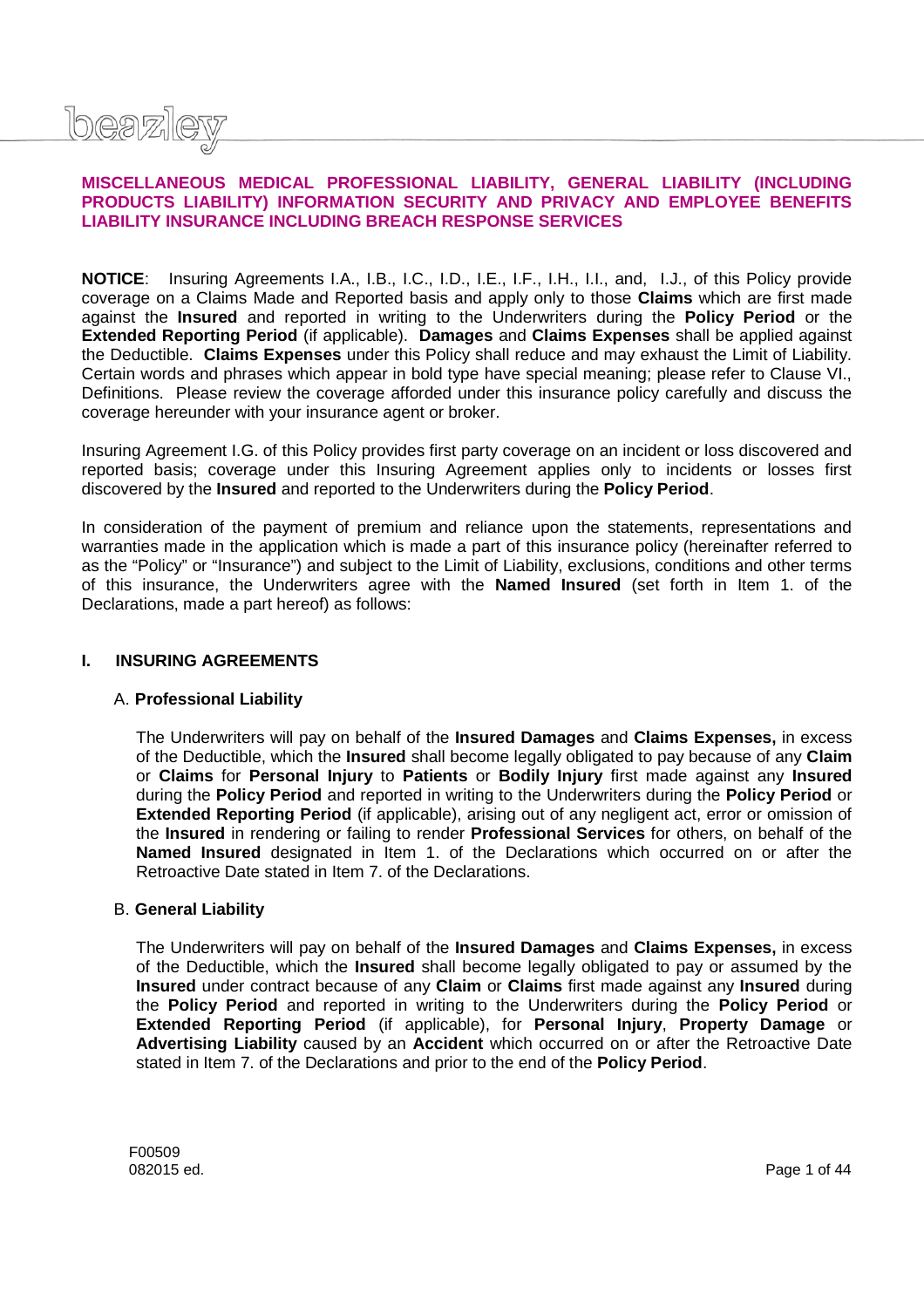# MISCELLANEOUS MEDICAL PROFESSIONAL LIABILITY, GENERAL LIABILITY (INCLUDING PRODUCTS LIABILITY) INFORMATION SECURITY AND PRIVACY AND EMPLOYEE BENEFITS LIABILITY INSURANCE INCLUDING BREACH RESPONSE SERVICES

**NOTICE**: Insuring Agreements I.A., I.B., I.C., I.D., I.E., I.F., I.H., I.I., and, I.J., of this Policy provide coverage on a Claims Made and Reported basis and apply only to those **Claims** which are first made against the **Insured** and reported in writing to the Underwriters during the **Policy Period** or the **Extended Reporting Period** (if applicable). **Damages** and **Claims Expenses** shall be applied against the Deductible. **Claims Expenses** under this Policy shall reduce and may exhaust the Limit of Liability. Certain words and phrases which appear in bold type have special meaning; please refer to Clause VI., Definitions. Please review the coverage afforded under this insurance policy carefully and discuss the coverage hereunder with your insurance agent or broker.

Insuring Agreement I.G. of this Policy provides first party coverage on an incident or loss discovered and reported basis; coverage under this Insuring Agreement applies only to incidents or losses first discovered by the **Insured** and reported to the Underwriters during the **Policy Period**.

In consideration of the payment of premium and reliance upon the statements, representations and warranties made in the application which is made a part of this insurance policy (hereinafter referred to as the "Policy" or "Insurance") and subject to the Limit of Liability, exclusions, conditions and other terms of this insurance, the Underwriters agree with the **Named Insured** (set forth in Item 1. of the Declarations, made a part hereof) as follows:

## I. INSURING AGREEMENTS

### A. Professional Liability

The Underwriters will pay on behalf of the **Insured Damages** and **Claims Expenses,** in excess of the Deductible, which the **Insured** shall become legally obligated to pay because of any **Claim** or **Claims** for **Personal Injury** to **Patients** or **Bodily Injury** first made against any **Insured** during the **Policy Period** and reported in writing to the Underwriters during the **Policy Period** or **Extended Reporting Period** (if applicable), arising out of any negligent act, error or omission of the **Insured** in rendering or failing to render **Professional Services** for others, on behalf of the **Named Insured** designated in Item 1. of the Declarations which occurred on or after the Retroactive Date stated in Item 7. of the Declarations.

### B. General Liability

The Underwriters will pay on behalf of the **Insured Damages** and **Claims Expenses,** in excess of the Deductible, which the **Insured** shall become legally obligated to pay or assumed by the **Insured** under contract because of any **Claim** or **Claims** first made against any **Insured** during the **Policy Period** and reported in writing to the Underwriters during the **Policy Period** or **Extended Reporting Period** (if applicable), for **Personal Injury**, **Property Damage** or **Advertising Liability** caused by an **Accident** which occurred on or after the Retroactive Date stated in Item 7. of the Declarations and prior to the end of the **Policy Period**.

F00509
082015 ed.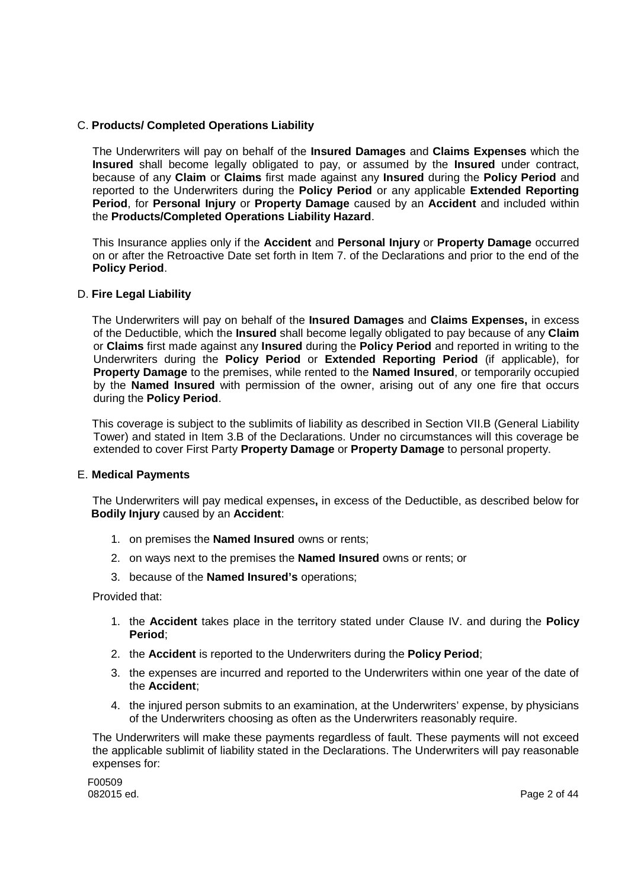C. **Products/ Completed Operations Liability**

The Underwriters will pay on behalf of the **Insured Damages** and **Claims Expenses** which the **Insured** shall become legally obligated to pay, or assumed by the **Insured** under contract, because of any **Claim** or **Claims** first made against any **Insured** during the **Policy Period** and reported to the Underwriters during the **Policy Period** or any applicable **Extended Reporting Period**, for **Personal Injury** or **Property Damage** caused by an **Accident** and included within the **Products/Completed Operations Liability Hazard**.

This Insurance applies only if the **Accident** and **Personal Injury** or **Property Damage** occurred on or after the Retroactive Date set forth in Item 7. of the Declarations and prior to the end of the **Policy Period**.

D. **Fire Legal Liability**

The Underwriters will pay on behalf of the **Insured Damages** and **Claims Expenses,** in excess of the Deductible, which the **Insured** shall become legally obligated to pay because of any **Claim** or **Claims** first made against any **Insured** during the **Policy Period** and reported in writing to the Underwriters during the **Policy Period** or **Extended Reporting Period** (if applicable), for **Property Damage** to the premises, while rented to the **Named Insured**, or temporarily occupied by the **Named Insured** with permission of the owner, arising out of any one fire that occurs during the **Policy Period**.

This coverage is subject to the sublimits of liability as described in Section VII.B (General Liability Tower) and stated in Item 3.B of the Declarations. Under no circumstances will this coverage be extended to cover First Party **Property Damage** or **Property Damage** to personal property.

E. **Medical Payments**

The Underwriters will pay medical expenses**,** in excess of the Deductible, as described below for **Bodily Injury** caused by an **Accident**:

1. on premises the **Named Insured** owns or rents;
2. on ways next to the premises the **Named Insured** owns or rents; or
3. because of the **Named Insured's** operations;

Provided that:

1. the **Accident** takes place in the territory stated under Clause IV. and during the **Policy Period**;
2. the **Accident** is reported to the Underwriters during the **Policy Period**;
3. the expenses are incurred and reported to the Underwriters within one year of the date of the **Accident**;
4. the injured person submits to an examination, at the Underwriters' expense, by physicians of the Underwriters choosing as often as the Underwriters reasonably require.

The Underwriters will make these payments regardless of fault. These payments will not exceed the applicable sublimit of liability stated in the Declarations. The Underwriters will pay reasonable expenses for:

F00509
082015 ed.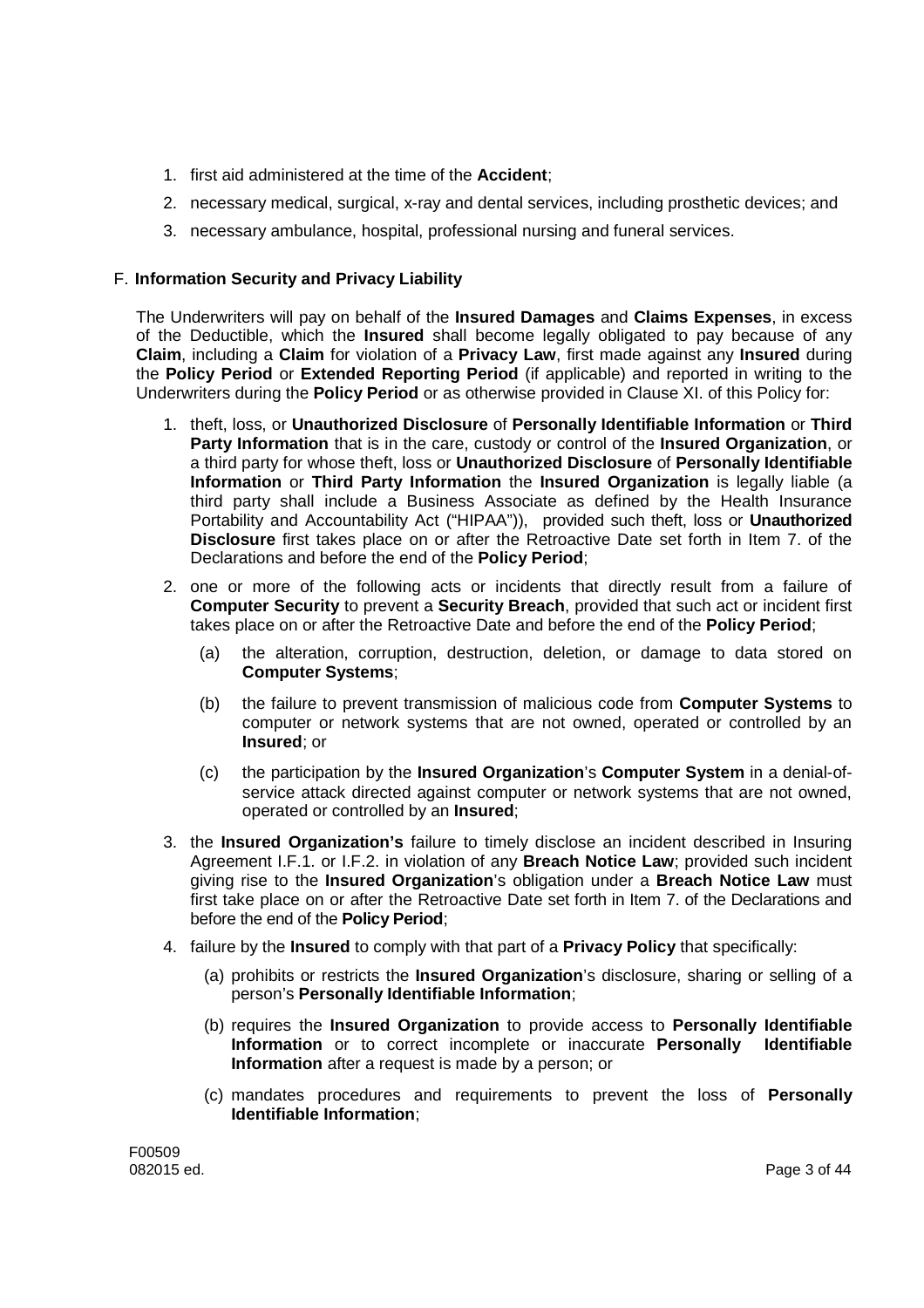1. first aid administered at the time of the **Accident**;
2. necessary medical, surgical, x-ray and dental services, including prosthetic devices; and
3. necessary ambulance, hospital, professional nursing and funeral services.

F. **Information Security and Privacy Liability**

The Underwriters will pay on behalf of the **Insured** **Damages** and **Claims Expenses**, in excess of the Deductible, which the **Insured** shall become legally obligated to pay because of any **Claim**, including a **Claim** for violation of a **Privacy Law**, first made against any **Insured** during the **Policy Period** or **Extended Reporting Period** (if applicable) and reported in writing to the Underwriters during the **Policy Period** or as otherwise provided in Clause XI. of this Policy for:

1. theft, loss, or **Unauthorized Disclosure** of **Personally Identifiable Information** or **Third Party Information** that is in the care, custody or control of the **Insured Organization**, or a third party for whose theft, loss or **Unauthorized Disclosure** of **Personally Identifiable Information** or **Third Party Information** the **Insured Organization** is legally liable (a third party shall include a Business Associate as defined by the Health Insurance Portability and Accountability Act ("HIPAA")), provided such theft, loss or **Unauthorized Disclosure** first takes place on or after the Retroactive Date set forth in Item 7. of the Declarations and before the end of the **Policy Period**;
2. one or more of the following acts or incidents that directly result from a failure of **Computer Security** to prevent a **Security Breach**, provided that such act or incident first takes place on or after the Retroactive Date and before the end of the **Policy Period**;
   (a) the alteration, corruption, destruction, deletion, or damage to data stored on **Computer Systems**;
   (b) the failure to prevent transmission of malicious code from **Computer Systems** to computer or network systems that are not owned, operated or controlled by an **Insured**; or
   (c) the participation by the **Insured Organization**'s **Computer System** in a denial-of-service attack directed against computer or network systems that are not owned, operated or controlled by an **Insured**;
3. the **Insured Organization's** failure to timely disclose an incident described in Insuring Agreement I.F.1. or I.F.2. in violation of any **Breach Notice Law**; provided such incident giving rise to the **Insured Organization**'s obligation under a **Breach Notice Law** must first take place on or after the Retroactive Date set forth in Item 7. of the Declarations and before the end of the **Policy Period**;
4. failure by the **Insured** to comply with that part of a **Privacy Policy** that specifically:
   (a) prohibits or restricts the **Insured Organization**'s disclosure, sharing or selling of a person's **Personally Identifiable Information**;
   (b) requires the **Insured Organization** to provide access to **Personally Identifiable Information** or to correct incomplete or inaccurate **Personally Identifiable Information** after a request is made by a person; or
   (c) mandates procedures and requirements to prevent the loss of **Personally Identifiable Information**;

F00509
082015 ed.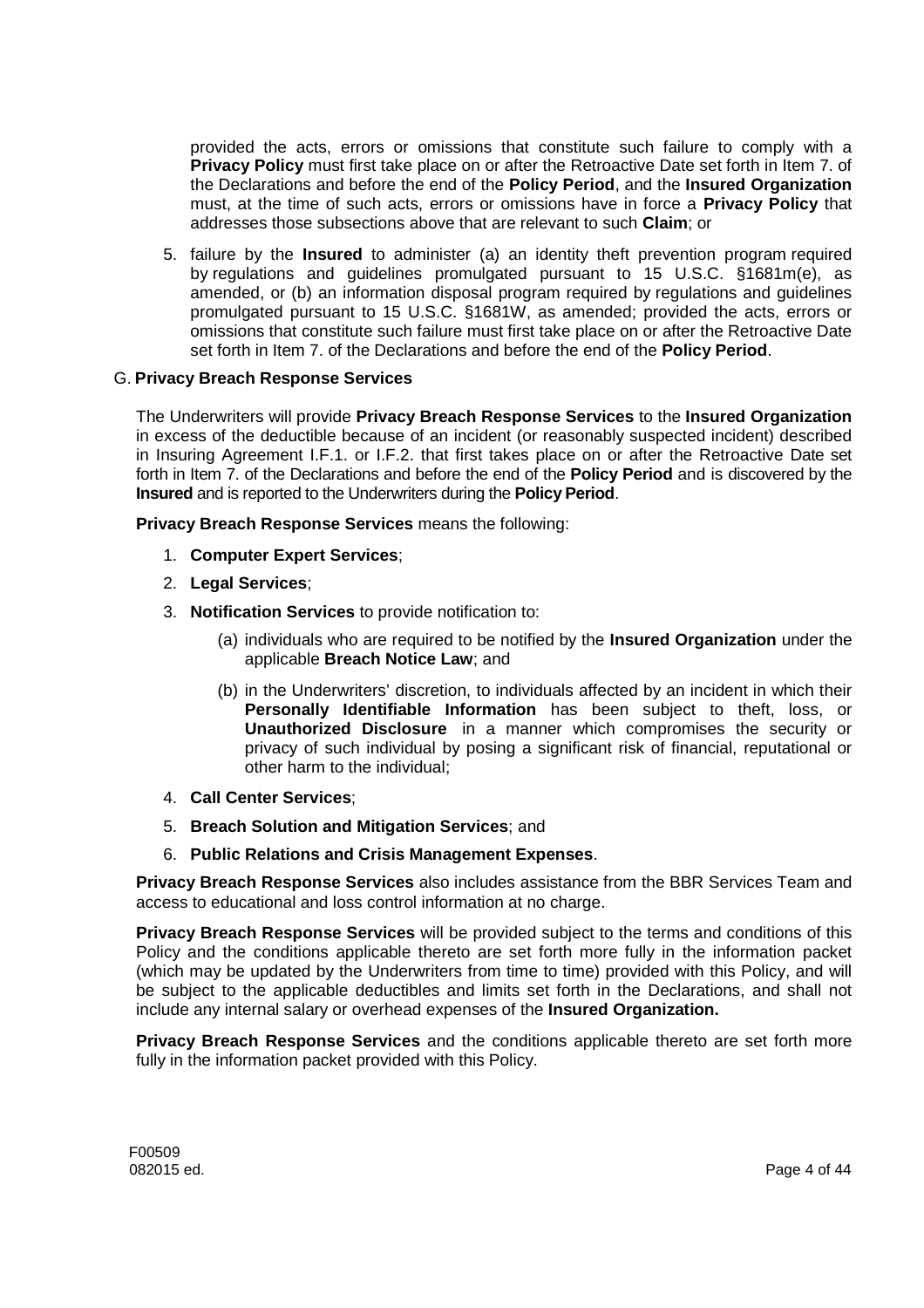provided the acts, errors or omissions that constitute such failure to comply with a **Privacy Policy** must first take place on or after the Retroactive Date set forth in Item 7. of the Declarations and before the end of the **Policy Period**, and the **Insured Organization** must, at the time of such acts, errors or omissions have in force a **Privacy Policy** that addresses those subsections above that are relevant to such **Claim**; or

5. failure by the **Insured** to administer (a) an identity theft prevention program required by regulations and guidelines promulgated pursuant to 15 U.S.C. §1681m(e), as amended, or (b) an information disposal program required by regulations and guidelines promulgated pursuant to 15 U.S.C. §1681W, as amended; provided the acts, errors or omissions that constitute such failure must first take place on or after the Retroactive Date set forth in Item 7. of the Declarations and before the end of the **Policy Period**.

G. **Privacy Breach Response Services**

The Underwriters will provide **Privacy Breach Response Services** to the **Insured Organization** in excess of the deductible because of an incident (or reasonably suspected incident) described in Insuring Agreement I.F.1. or I.F.2. that first takes place on or after the Retroactive Date set forth in Item 7. of the Declarations and before the end of the **Policy Period** and is discovered by the **Insured** and is reported to the Underwriters during the **Policy Period**.

**Privacy Breach Response Services** means the following:

1. **Computer Expert Services**;
2. **Legal Services**;
3. **Notification Services** to provide notification to:
   (a) individuals who are required to be notified by the **Insured Organization** under the applicable **Breach Notice Law**; and
   (b) in the Underwriters' discretion, to individuals affected by an incident in which their **Personally Identifiable Information** has been subject to theft, loss, or **Unauthorized Disclosure** in a manner which compromises the security or privacy of such individual by posing a significant risk of financial, reputational or other harm to the individual;
4. **Call Center Services**;
5. **Breach Solution and Mitigation Services**; and
6. **Public Relations and Crisis Management Expenses**.

**Privacy Breach Response Services** also includes assistance from the BBR Services Team and access to educational and loss control information at no charge.

**Privacy Breach Response Services** will be provided subject to the terms and conditions of this Policy and the conditions applicable thereto are set forth more fully in the information packet (which may be updated by the Underwriters from time to time) provided with this Policy, and will be subject to the applicable deductibles and limits set forth in the Declarations, and shall not include any internal salary or overhead expenses of the **Insured Organization.**

**Privacy Breach Response Services** and the conditions applicable thereto are set forth more fully in the information packet provided with this Policy.

F00509
082015 ed.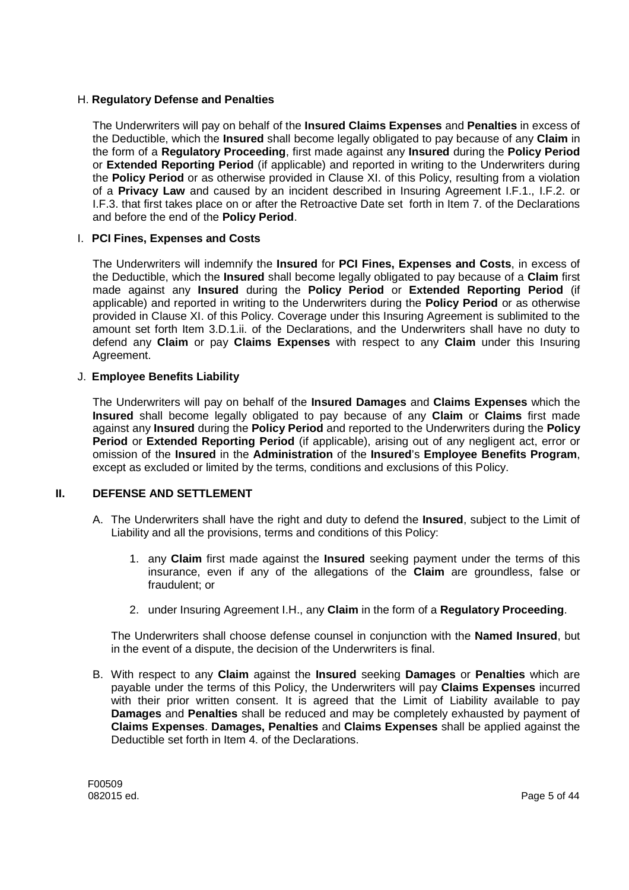H. **Regulatory Defense and Penalties**

The Underwriters will pay on behalf of the **Insured Claims Expenses** and **Penalties** in excess of the Deductible, which the **Insured** shall become legally obligated to pay because of any **Claim** in the form of a **Regulatory Proceeding**, first made against any **Insured** during the **Policy Period** or **Extended Reporting Period** (if applicable) and reported in writing to the Underwriters during the **Policy Period** or as otherwise provided in Clause XI. of this Policy, resulting from a violation of a **Privacy Law** and caused by an incident described in Insuring Agreement I.F.1., I.F.2. or I.F.3. that first takes place on or after the Retroactive Date set forth in Item 7. of the Declarations and before the end of the **Policy Period**.

I. **PCI Fines, Expenses and Costs**

The Underwriters will indemnify the **Insured** for **PCI Fines, Expenses and Costs**, in excess of the Deductible, which the **Insured** shall become legally obligated to pay because of a **Claim** first made against any **Insured** during the **Policy Period** or **Extended Reporting Period** (if applicable) and reported in writing to the Underwriters during the **Policy Period** or as otherwise provided in Clause XI. of this Policy. Coverage under this Insuring Agreement is sublimited to the amount set forth Item 3.D.1.ii. of the Declarations, and the Underwriters shall have no duty to defend any **Claim** or pay **Claims Expenses** with respect to any **Claim** under this Insuring Agreement.

J. **Employee Benefits Liability**

The Underwriters will pay on behalf of the **Insured Damages** and **Claims Expenses** which the **Insured** shall become legally obligated to pay because of any **Claim** or **Claims** first made against any **Insured** during the **Policy Period** and reported to the Underwriters during the **Policy Period** or **Extended Reporting Period** (if applicable), arising out of any negligent act, error or omission of the **Insured** in the **Administration** of the **Insured**'s **Employee Benefits Program**, except as excluded or limited by the terms, conditions and exclusions of this Policy.

## II. DEFENSE AND SETTLEMENT

A. The Underwriters shall have the right and duty to defend the **Insured**, subject to the Limit of Liability and all the provisions, terms and conditions of this Policy:

1. any **Claim** first made against the **Insured** seeking payment under the terms of this insurance, even if any of the allegations of the **Claim** are groundless, false or fraudulent; or

2. under Insuring Agreement I.H., any **Claim** in the form of a **Regulatory Proceeding**.

The Underwriters shall choose defense counsel in conjunction with the **Named Insured**, but in the event of a dispute, the decision of the Underwriters is final.

B. With respect to any **Claim** against the **Insured** seeking **Damages** or **Penalties** which are payable under the terms of this Policy, the Underwriters will pay **Claims Expenses** incurred with their prior written consent. It is agreed that the Limit of Liability available to pay **Damages** and **Penalties** shall be reduced and may be completely exhausted by payment of **Claims Expenses**. **Damages, Penalties** and **Claims Expenses** shall be applied against the Deductible set forth in Item 4. of the Declarations.

F00509
082015 ed.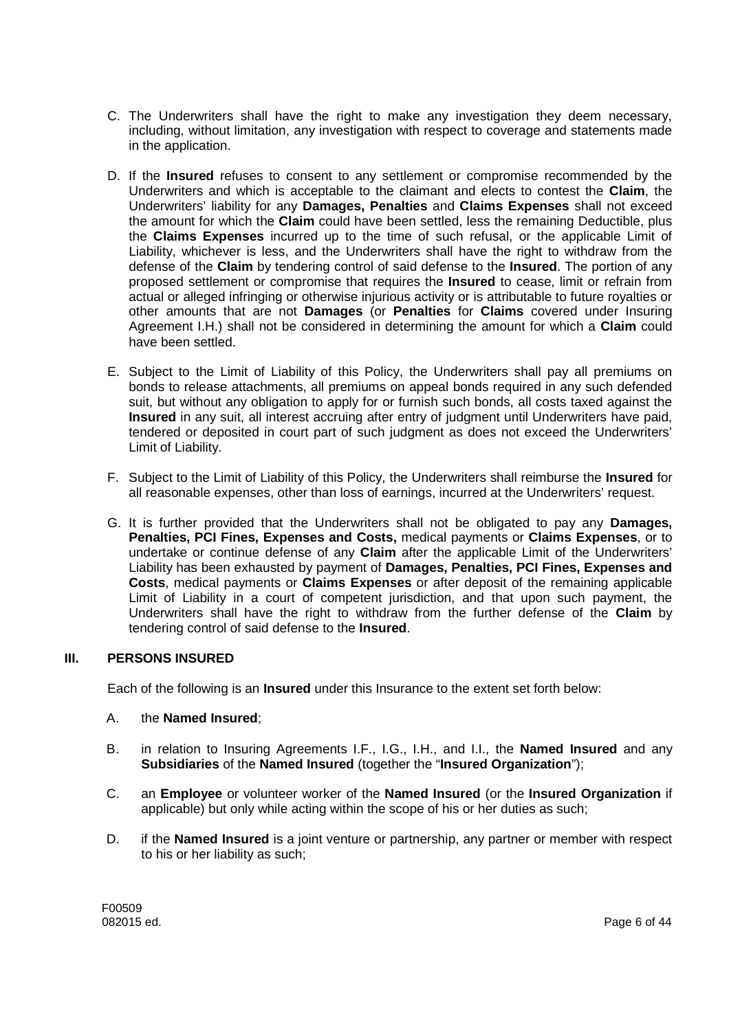C. The Underwriters shall have the right to make any investigation they deem necessary, including, without limitation, any investigation with respect to coverage and statements made in the application.

D. If the **Insured** refuses to consent to any settlement or compromise recommended by the Underwriters and which is acceptable to the claimant and elects to contest the **Claim**, the Underwriters' liability for any **Damages, Penalties** and **Claims Expenses** shall not exceed the amount for which the **Claim** could have been settled, less the remaining Deductible, plus the **Claims Expenses** incurred up to the time of such refusal, or the applicable Limit of Liability, whichever is less, and the Underwriters shall have the right to withdraw from the defense of the **Claim** by tendering control of said defense to the **Insured**. The portion of any proposed settlement or compromise that requires the **Insured** to cease, limit or refrain from actual or alleged infringing or otherwise injurious activity or is attributable to future royalties or other amounts that are not **Damages** (or **Penalties** for **Claims** covered under Insuring Agreement I.H.) shall not be considered in determining the amount for which a **Claim** could have been settled.

E. Subject to the Limit of Liability of this Policy, the Underwriters shall pay all premiums on bonds to release attachments, all premiums on appeal bonds required in any such defended suit, but without any obligation to apply for or furnish such bonds, all costs taxed against the **Insured** in any suit, all interest accruing after entry of judgment until Underwriters have paid, tendered or deposited in court part of such judgment as does not exceed the Underwriters' Limit of Liability.

F. Subject to the Limit of Liability of this Policy, the Underwriters shall reimburse the **Insured** for all reasonable expenses, other than loss of earnings, incurred at the Underwriters' request.

G. It is further provided that the Underwriters shall not be obligated to pay any **Damages, Penalties, PCI Fines, Expenses and Costs,** medical payments or **Claims Expenses**, or to undertake or continue defense of any **Claim** after the applicable Limit of the Underwriters' Liability has been exhausted by payment of **Damages, Penalties, PCI Fines, Expenses and Costs**, medical payments or **Claims Expenses** or after deposit of the remaining applicable Limit of Liability in a court of competent jurisdiction, and that upon such payment, the Underwriters shall have the right to withdraw from the further defense of the **Claim** by tendering control of said defense to the **Insured**.

## III. PERSONS INSURED

Each of the following is an **Insured** under this Insurance to the extent set forth below:

A. the **Named Insured**;

B. in relation to Insuring Agreements I.F., I.G., I.H., and I.I., the **Named Insured** and any **Subsidiaries** of the **Named Insured** (together the "**Insured Organization**");

C. an **Employee** or volunteer worker of the **Named Insured** (or the **Insured Organization** if applicable) but only while acting within the scope of his or her duties as such;

D. if the **Named Insured** is a joint venture or partnership, any partner or member with respect to his or her liability as such;

F00509
082015 ed.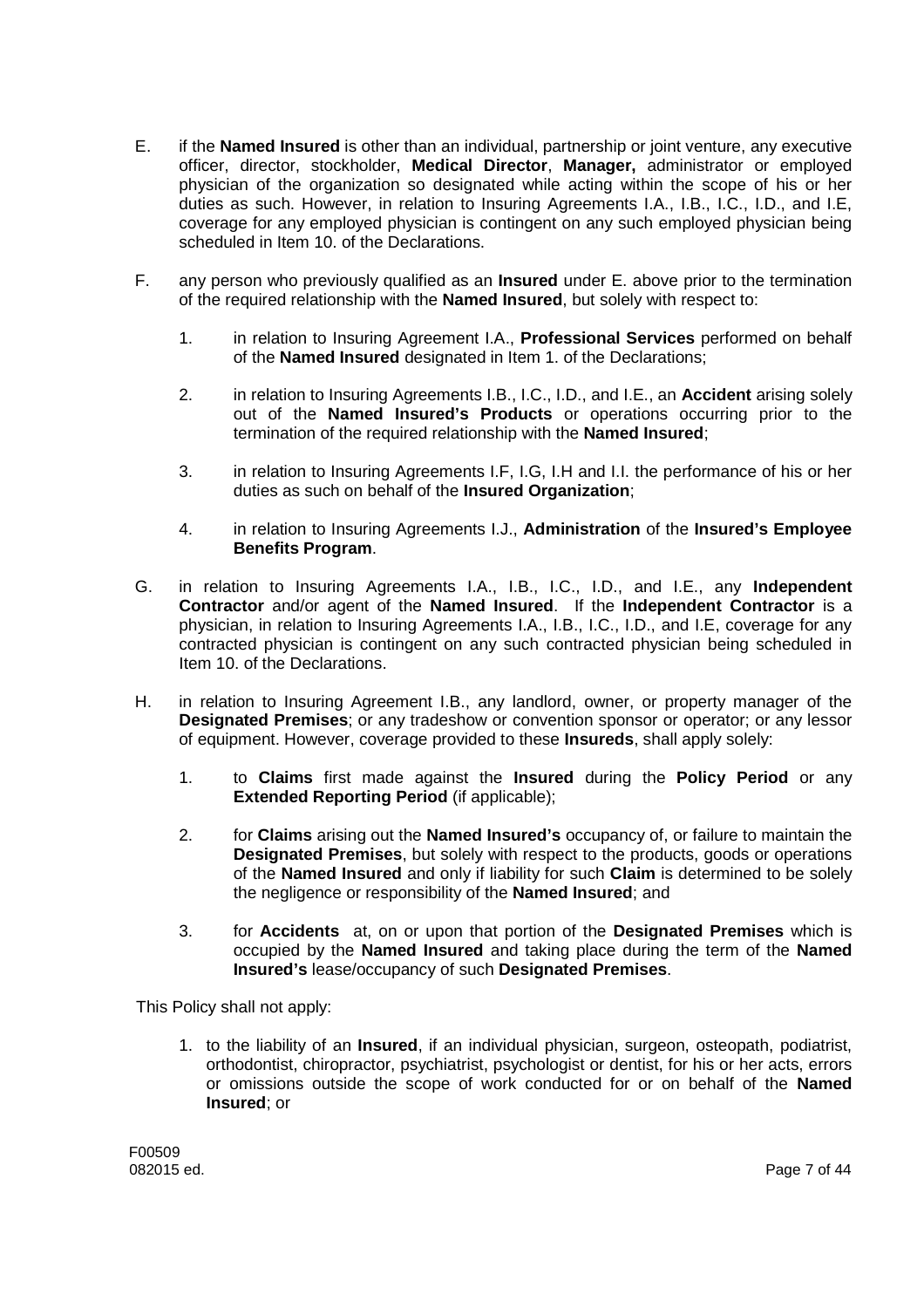E. if the **Named Insured** is other than an individual, partnership or joint venture, any executive officer, director, stockholder, **Medical Director**, **Manager,** administrator or employed physician of the organization so designated while acting within the scope of his or her duties as such. However, in relation to Insuring Agreements I.A., I.B., I.C., I.D., and I.E, coverage for any employed physician is contingent on any such employed physician being scheduled in Item 10. of the Declarations.

F. any person who previously qualified as an **Insured** under E. above prior to the termination of the required relationship with the **Named Insured**, but solely with respect to:

   1. in relation to Insuring Agreement I.A., **Professional Services** performed on behalf of the **Named Insured** designated in Item 1. of the Declarations;

   2. in relation to Insuring Agreements I.B., I.C., I.D., and I.E., an **Accident** arising solely out of the **Named Insured's Products** or operations occurring prior to the termination of the required relationship with the **Named Insured**;

   3. in relation to Insuring Agreements I.F, I.G, I.H and I.I. the performance of his or her duties as such on behalf of the **Insured Organization**;

   4. in relation to Insuring Agreements I.J., **Administration** of the **Insured's Employee Benefits Program**.

G. in relation to Insuring Agreements I.A., I.B., I.C., I.D., and I.E., any **Independent Contractor** and/or agent of the **Named Insured**. If the **Independent Contractor** is a physician, in relation to Insuring Agreements I.A., I.B., I.C., I.D., and I.E, coverage for any contracted physician is contingent on any such contracted physician being scheduled in Item 10. of the Declarations.

H. in relation to Insuring Agreement I.B., any landlord, owner, or property manager of the **Designated Premises**; or any tradeshow or convention sponsor or operator; or any lessor of equipment. However, coverage provided to these **Insureds**, shall apply solely:

   1. to **Claims** first made against the **Insured** during the **Policy Period** or any **Extended Reporting Period** (if applicable);

   2. for **Claims** arising out the **Named Insured's** occupancy of, or failure to maintain the **Designated Premises**, but solely with respect to the products, goods or operations of the **Named Insured** and only if liability for such **Claim** is determined to be solely the negligence or responsibility of the **Named Insured**; and

   3. for **Accidents** at, on or upon that portion of the **Designated Premises** which is occupied by the **Named Insured** and taking place during the term of the **Named Insured's** lease/occupancy of such **Designated Premises**.

This Policy shall not apply:

1. to the liability of an **Insured**, if an individual physician, surgeon, osteopath, podiatrist, orthodontist, chiropractor, psychiatrist, psychologist or dentist, for his or her acts, errors or omissions outside the scope of work conducted for or on behalf of the **Named Insured**; or

F00509
082015 ed.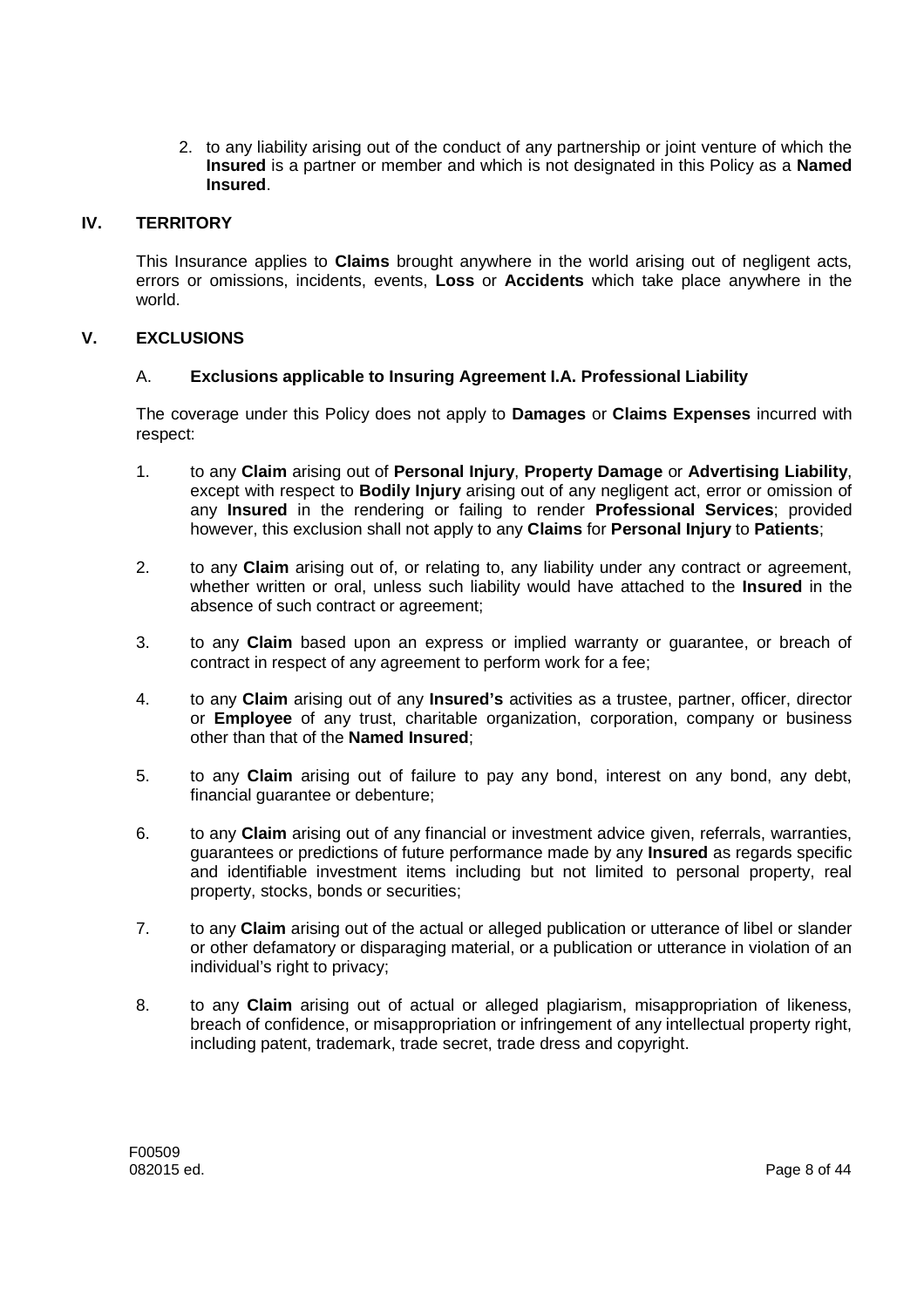2. to any liability arising out of the conduct of any partnership or joint venture of which the **Insured** is a partner or member and which is not designated in this Policy as a **Named Insured**.

## IV. TERRITORY

This Insurance applies to **Claims** brought anywhere in the world arising out of negligent acts, errors or omissions, incidents, events, **Loss** or **Accidents** which take place anywhere in the world.

## V. EXCLUSIONS

### A. Exclusions applicable to Insuring Agreement I.A. Professional Liability

The coverage under this Policy does not apply to **Damages** or **Claims Expenses** incurred with respect:

1. to any **Claim** arising out of **Personal Injury**, **Property Damage** or **Advertising Liability**, except with respect to **Bodily Injury** arising out of any negligent act, error or omission of any **Insured** in the rendering or failing to render **Professional Services**; provided however, this exclusion shall not apply to any **Claims** for **Personal Injury** to **Patients**;

2. to any **Claim** arising out of, or relating to, any liability under any contract or agreement, whether written or oral, unless such liability would have attached to the **Insured** in the absence of such contract or agreement;

3. to any **Claim** based upon an express or implied warranty or guarantee, or breach of contract in respect of any agreement to perform work for a fee;

4. to any **Claim** arising out of any **Insured's** activities as a trustee, partner, officer, director or **Employee** of any trust, charitable organization, corporation, company or business other than that of the **Named Insured**;

5. to any **Claim** arising out of failure to pay any bond, interest on any bond, any debt, financial guarantee or debenture;

6. to any **Claim** arising out of any financial or investment advice given, referrals, warranties, guarantees or predictions of future performance made by any **Insured** as regards specific and identifiable investment items including but not limited to personal property, real property, stocks, bonds or securities;

7. to any **Claim** arising out of the actual or alleged publication or utterance of libel or slander or other defamatory or disparaging material, or a publication or utterance in violation of an individual's right to privacy;

8. to any **Claim** arising out of actual or alleged plagiarism, misappropriation of likeness, breach of confidence, or misappropriation or infringement of any intellectual property right, including patent, trademark, trade secret, trade dress and copyright.

F00509
082015 ed.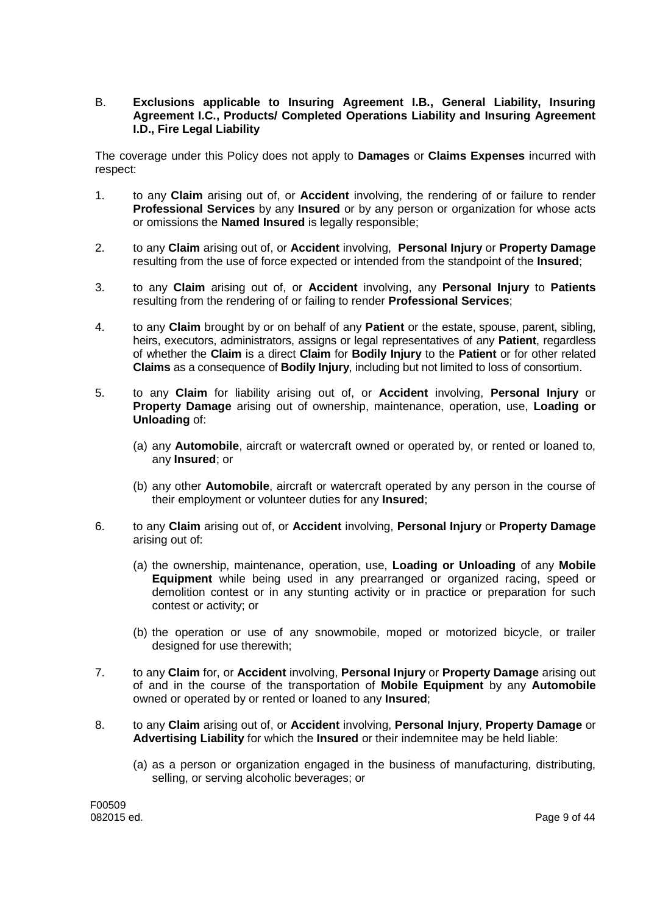B. **Exclusions applicable to Insuring Agreement I.B., General Liability, Insuring Agreement I.C., Products/ Completed Operations Liability and Insuring Agreement I.D., Fire Legal Liability**

The coverage under this Policy does not apply to **Damages** or **Claims Expenses** incurred with respect:

1. to any **Claim** arising out of, or **Accident** involving, the rendering of or failure to render **Professional Services** by any **Insured** or by any person or organization for whose acts or omissions the **Named Insured** is legally responsible;

2. to any **Claim** arising out of, or **Accident** involving, **Personal Injury** or **Property Damage** resulting from the use of force expected or intended from the standpoint of the **Insured**;

3. to any **Claim** arising out of, or **Accident** involving, any **Personal Injury** to **Patients** resulting from the rendering of or failing to render **Professional Services**;

4. to any **Claim** brought by or on behalf of any **Patient** or the estate, spouse, parent, sibling, heirs, executors, administrators, assigns or legal representatives of any **Patient**, regardless of whether the **Claim** is a direct **Claim** for **Bodily Injury** to the **Patient** or for other related **Claims** as a consequence of **Bodily Injury**, including but not limited to loss of consortium.

5. to any **Claim** for liability arising out of, or **Accident** involving, **Personal Injury** or **Property Damage** arising out of ownership, maintenance, operation, use, **Loading or Unloading** of:

   (a) any **Automobile**, aircraft or watercraft owned or operated by, or rented or loaned to, any **Insured**; or

   (b) any other **Automobile**, aircraft or watercraft operated by any person in the course of their employment or volunteer duties for any **Insured**;

6. to any **Claim** arising out of, or **Accident** involving, **Personal Injury** or **Property Damage** arising out of:

   (a) the ownership, maintenance, operation, use, **Loading or Unloading** of any **Mobile Equipment** while being used in any prearranged or organized racing, speed or demolition contest or in any stunting activity or in practice or preparation for such contest or activity; or

   (b) the operation or use of any snowmobile, moped or motorized bicycle, or trailer designed for use therewith;

7. to any **Claim** for, or **Accident** involving, **Personal Injury** or **Property Damage** arising out of and in the course of the transportation of **Mobile Equipment** by any **Automobile** owned or operated by or rented or loaned to any **Insured**;

8. to any **Claim** arising out of, or **Accident** involving, **Personal Injury**, **Property Damage** or **Advertising Liability** for which the **Insured** or their indemnitee may be held liable:

   (a) as a person or organization engaged in the business of manufacturing, distributing, selling, or serving alcoholic beverages; or

F00509
082015 ed.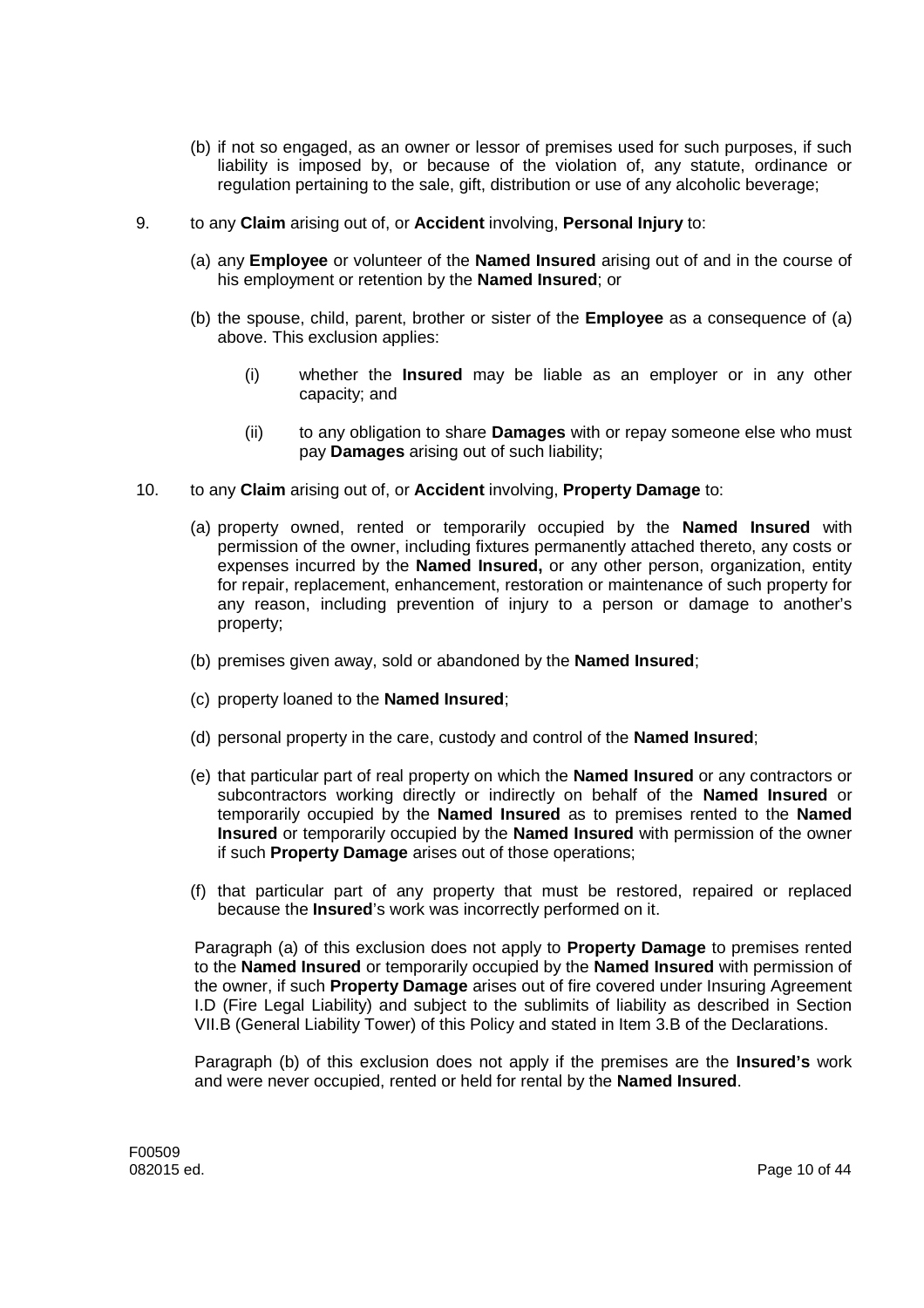(b) if not so engaged, as an owner or lessor of premises used for such purposes, if such liability is imposed by, or because of the violation of, any statute, ordinance or regulation pertaining to the sale, gift, distribution or use of any alcoholic beverage;

9. to any **Claim** arising out of, or **Accident** involving, **Personal Injury** to:

   (a) any **Employee** or volunteer of the **Named Insured** arising out of and in the course of his employment or retention by the **Named Insured**; or

   (b) the spouse, child, parent, brother or sister of the **Employee** as a consequence of (a) above. This exclusion applies:

      (i) whether the **Insured** may be liable as an employer or in any other capacity; and

      (ii) to any obligation to share **Damages** with or repay someone else who must pay **Damages** arising out of such liability;

10. to any **Claim** arising out of, or **Accident** involving, **Property Damage** to:

   (a) property owned, rented or temporarily occupied by the **Named Insured** with permission of the owner, including fixtures permanently attached thereto, any costs or expenses incurred by the **Named Insured,** or any other person, organization, entity for repair, replacement, enhancement, restoration or maintenance of such property for any reason, including prevention of injury to a person or damage to another's property;

   (b) premises given away, sold or abandoned by the **Named Insured**;

   (c) property loaned to the **Named Insured**;

   (d) personal property in the care, custody and control of the **Named Insured**;

   (e) that particular part of real property on which the **Named Insured** or any contractors or subcontractors working directly or indirectly on behalf of the **Named Insured** or temporarily occupied by the **Named Insured** as to premises rented to the **Named Insured** or temporarily occupied by the **Named Insured** with permission of the owner if such **Property Damage** arises out of those operations;

   (f) that particular part of any property that must be restored, repaired or replaced because the **Insured**'s work was incorrectly performed on it.

   Paragraph (a) of this exclusion does not apply to **Property Damage** to premises rented to the **Named Insured** or temporarily occupied by the **Named Insured** with permission of the owner, if such **Property Damage** arises out of fire covered under Insuring Agreement I.D (Fire Legal Liability) and subject to the sublimits of liability as described in Section VII.B (General Liability Tower) of this Policy and stated in Item 3.B of the Declarations.

   Paragraph (b) of this exclusion does not apply if the premises are the **Insured's** work and were never occupied, rented or held for rental by the **Named Insured**.

F00509
082015 ed.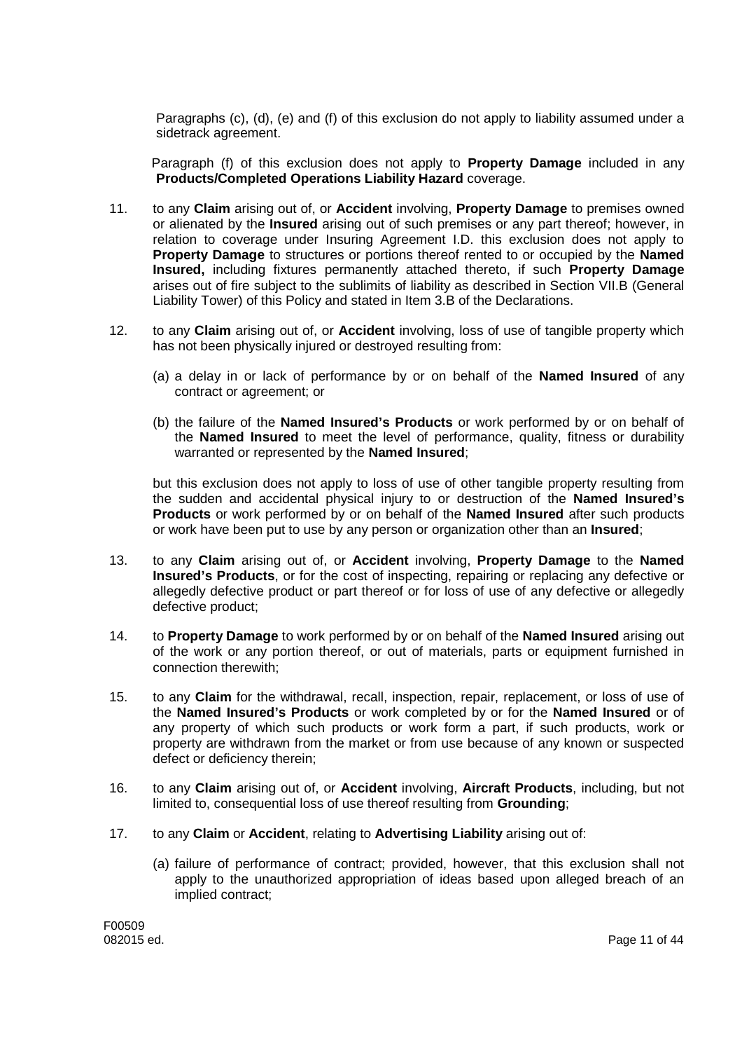Paragraphs (c), (d), (e) and (f) of this exclusion do not apply to liability assumed under a sidetrack agreement.

Paragraph (f) of this exclusion does not apply to **Property Damage** included in any **Products/Completed Operations Liability Hazard** coverage.

11. to any **Claim** arising out of, or **Accident** involving, **Property Damage** to premises owned or alienated by the **Insured** arising out of such premises or any part thereof; however, in relation to coverage under Insuring Agreement I.D. this exclusion does not apply to **Property Damage** to structures or portions thereof rented to or occupied by the **Named Insured,** including fixtures permanently attached thereto, if such **Property Damage** arises out of fire subject to the sublimits of liability as described in Section VII.B (General Liability Tower) of this Policy and stated in Item 3.B of the Declarations.

12. to any **Claim** arising out of, or **Accident** involving, loss of use of tangible property which has not been physically injured or destroyed resulting from:

    (a) a delay in or lack of performance by or on behalf of the **Named Insured** of any contract or agreement; or

    (b) the failure of the **Named Insured's Products** or work performed by or on behalf of the **Named Insured** to meet the level of performance, quality, fitness or durability warranted or represented by the **Named Insured**;

    but this exclusion does not apply to loss of use of other tangible property resulting from the sudden and accidental physical injury to or destruction of the **Named Insured's Products** or work performed by or on behalf of the **Named Insured** after such products or work have been put to use by any person or organization other than an **Insured**;

13. to any **Claim** arising out of, or **Accident** involving, **Property Damage** to the **Named Insured's Products**, or for the cost of inspecting, repairing or replacing any defective or allegedly defective product or part thereof or for loss of use of any defective or allegedly defective product;

14. to **Property Damage** to work performed by or on behalf of the **Named Insured** arising out of the work or any portion thereof, or out of materials, parts or equipment furnished in connection therewith;

15. to any **Claim** for the withdrawal, recall, inspection, repair, replacement, or loss of use of the **Named Insured's Products** or work completed by or for the **Named Insured** or of any property of which such products or work form a part, if such products, work or property are withdrawn from the market or from use because of any known or suspected defect or deficiency therein;

16. to any **Claim** arising out of, or **Accident** involving, **Aircraft Products**, including, but not limited to, consequential loss of use thereof resulting from **Grounding**;

17. to any **Claim** or **Accident**, relating to **Advertising Liability** arising out of:

    (a) failure of performance of contract; provided, however, that this exclusion shall not apply to the unauthorized appropriation of ideas based upon alleged breach of an implied contract;

F00509
082015 ed.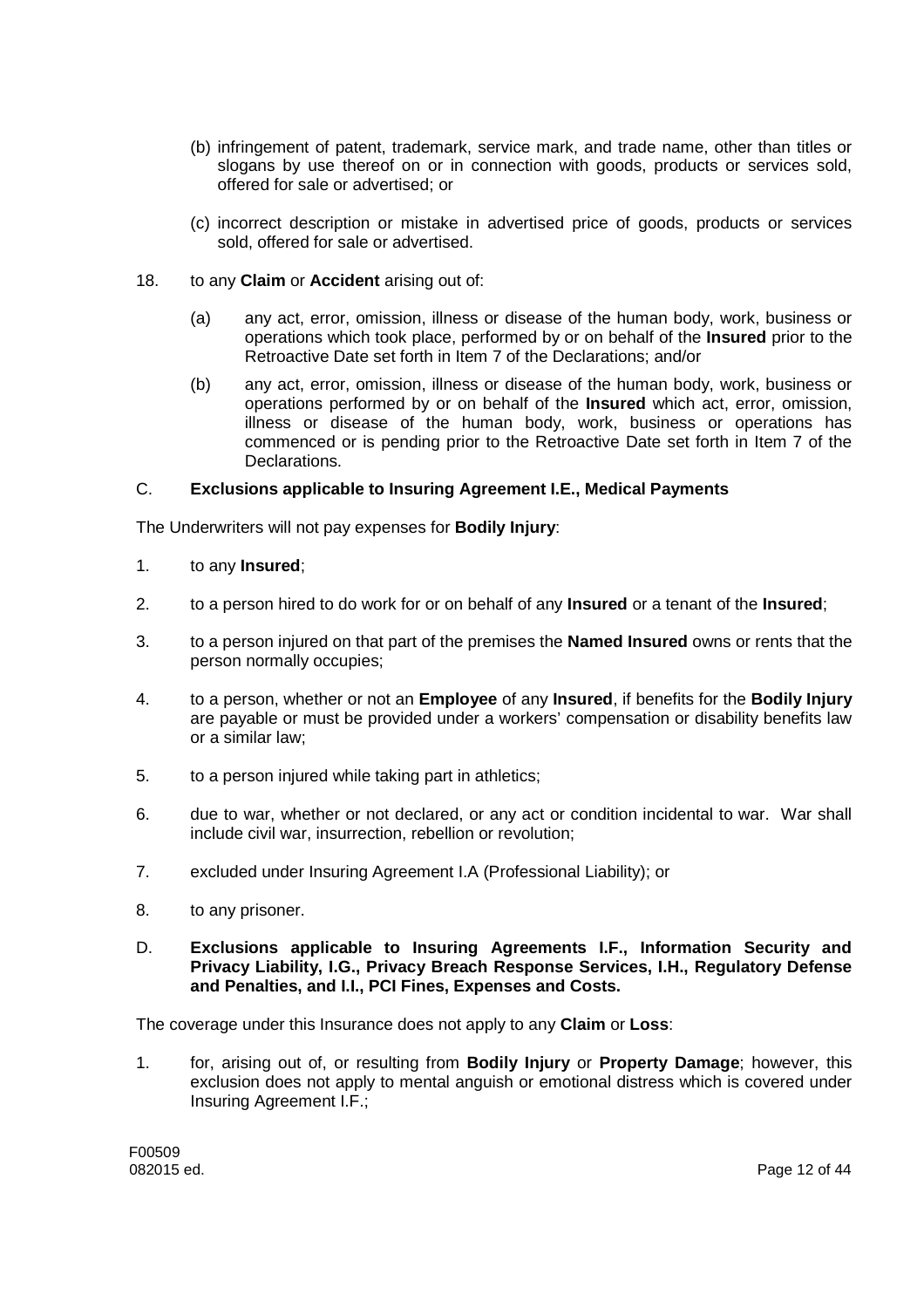(b) infringement of patent, trademark, service mark, and trade name, other than titles or slogans by use thereof on or in connection with goods, products or services sold, offered for sale or advertised; or

(c) incorrect description or mistake in advertised price of goods, products or services sold, offered for sale or advertised.

18. to any **Claim** or **Accident** arising out of:

    (a) any act, error, omission, illness or disease of the human body, work, business or operations which took place, performed by or on behalf of the **Insured** prior to the Retroactive Date set forth in Item 7 of the Declarations; and/or

    (b) any act, error, omission, illness or disease of the human body, work, business or operations performed by or on behalf of the **Insured** which act, error, omission, illness or disease of the human body, work, business or operations has commenced or is pending prior to the Retroactive Date set forth in Item 7 of the Declarations.

### C. Exclusions applicable to Insuring Agreement I.E., Medical Payments

The Underwriters will not pay expenses for **Bodily Injury**:

1. to any **Insured**;
2. to a person hired to do work for or on behalf of any **Insured** or a tenant of the **Insured**;
3. to a person injured on that part of the premises the **Named Insured** owns or rents that the person normally occupies;
4. to a person, whether or not an **Employee** of any **Insured**, if benefits for the **Bodily Injury** are payable or must be provided under a workers' compensation or disability benefits law or a similar law;
5. to a person injured while taking part in athletics;
6. due to war, whether or not declared, or any act or condition incidental to war. War shall include civil war, insurrection, rebellion or revolution;
7. excluded under Insuring Agreement I.A (Professional Liability); or
8. to any prisoner.

### D. Exclusions applicable to Insuring Agreements I.F., Information Security and Privacy Liability, I.G., Privacy Breach Response Services, I.H., Regulatory Defense and Penalties, and I.I., PCI Fines, Expenses and Costs.

The coverage under this Insurance does not apply to any **Claim** or **Loss**:

1. for, arising out of, or resulting from **Bodily Injury** or **Property Damage**; however, this exclusion does not apply to mental anguish or emotional distress which is covered under Insuring Agreement I.F.;

F00509
082015 ed.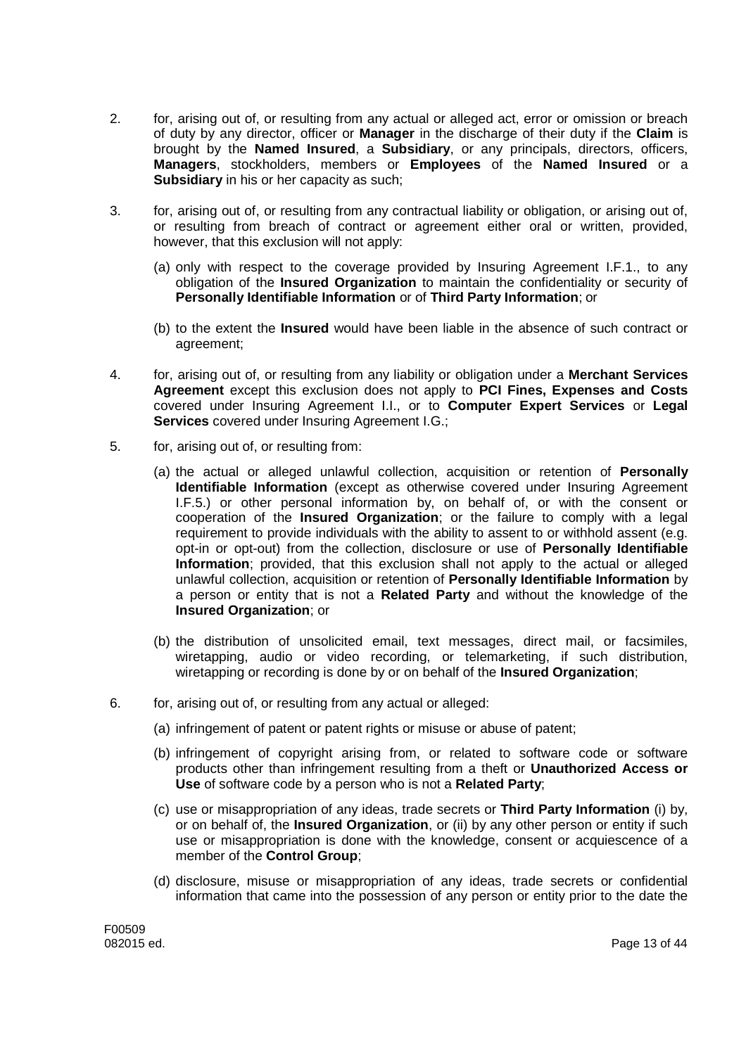2. for, arising out of, or resulting from any actual or alleged act, error or omission or breach of duty by any director, officer or **Manager** in the discharge of their duty if the **Claim** is brought by the **Named Insured**, a **Subsidiary**, or any principals, directors, officers, **Managers**, stockholders, members or **Employees** of the **Named Insured** or a **Subsidiary** in his or her capacity as such;

3. for, arising out of, or resulting from any contractual liability or obligation, or arising out of, or resulting from breach of contract or agreement either oral or written, provided, however, that this exclusion will not apply:

   (a) only with respect to the coverage provided by Insuring Agreement I.F.1., to any obligation of the **Insured Organization** to maintain the confidentiality or security of **Personally Identifiable Information** or of **Third Party Information**; or

   (b) to the extent the **Insured** would have been liable in the absence of such contract or agreement;

4. for, arising out of, or resulting from any liability or obligation under a **Merchant Services Agreement** except this exclusion does not apply to **PCI Fines, Expenses and Costs** covered under Insuring Agreement I.I., or to **Computer Expert Services** or **Legal Services** covered under Insuring Agreement I.G.;

5. for, arising out of, or resulting from:

   (a) the actual or alleged unlawful collection, acquisition or retention of **Personally Identifiable Information** (except as otherwise covered under Insuring Agreement I.F.5.) or other personal information by, on behalf of, or with the consent or cooperation of the **Insured Organization**; or the failure to comply with a legal requirement to provide individuals with the ability to assent to or withhold assent (e.g. opt-in or opt-out) from the collection, disclosure or use of **Personally Identifiable Information**; provided, that this exclusion shall not apply to the actual or alleged unlawful collection, acquisition or retention of **Personally Identifiable Information** by a person or entity that is not a **Related Party** and without the knowledge of the **Insured Organization**; or

   (b) the distribution of unsolicited email, text messages, direct mail, or facsimiles, wiretapping, audio or video recording, or telemarketing, if such distribution, wiretapping or recording is done by or on behalf of the **Insured Organization**;

6. for, arising out of, or resulting from any actual or alleged:

   (a) infringement of patent or patent rights or misuse or abuse of patent;

   (b) infringement of copyright arising from, or related to software code or software products other than infringement resulting from a theft or **Unauthorized Access or Use** of software code by a person who is not a **Related Party**;

   (c) use or misappropriation of any ideas, trade secrets or **Third Party Information** (i) by, or on behalf of, the **Insured Organization**, or (ii) by any other person or entity if such use or misappropriation is done with the knowledge, consent or acquiescence of a member of the **Control Group**;

   (d) disclosure, misuse or misappropriation of any ideas, trade secrets or confidential information that came into the possession of any person or entity prior to the date the

F00509
082015 ed.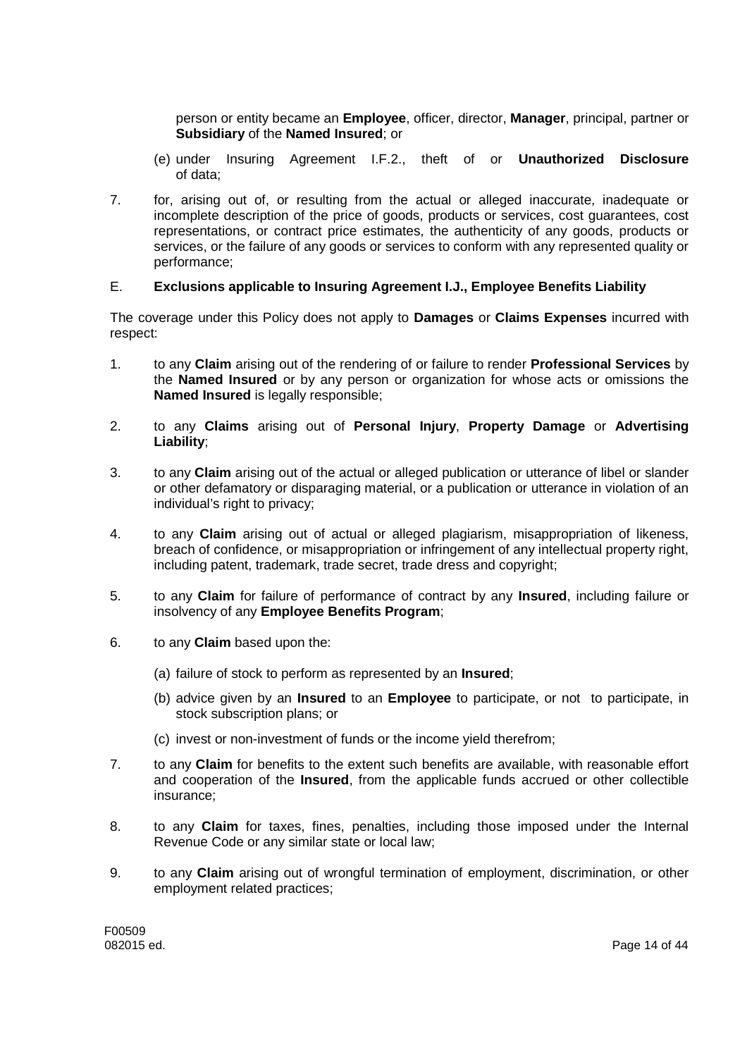person or entity became an **Employee**, officer, director, **Manager**, principal, partner or **Subsidiary** of the **Named Insured**; or

(e) under Insuring Agreement I.F.2., theft of or **Unauthorized Disclosure** of data;

7. for, arising out of, or resulting from the actual or alleged inaccurate, inadequate or incomplete description of the price of goods, products or services, cost guarantees, cost representations, or contract price estimates, the authenticity of any goods, products or services, or the failure of any goods or services to conform with any represented quality or performance;

E. **Exclusions applicable to Insuring Agreement I.J., Employee Benefits Liability**

The coverage under this Policy does not apply to **Damages** or **Claims Expenses** incurred with respect:

1. to any **Claim** arising out of the rendering of or failure to render **Professional Services** by the **Named Insured** or by any person or organization for whose acts or omissions the **Named Insured** is legally responsible;

2. to any **Claims** arising out of **Personal Injury**, **Property Damage** or **Advertising Liability**;

3. to any **Claim** arising out of the actual or alleged publication or utterance of libel or slander or other defamatory or disparaging material, or a publication or utterance in violation of an individual's right to privacy;

4. to any **Claim** arising out of actual or alleged plagiarism, misappropriation of likeness, breach of confidence, or misappropriation or infringement of any intellectual property right, including patent, trademark, trade secret, trade dress and copyright;

5. to any **Claim** for failure of performance of contract by any **Insured**, including failure or insolvency of any **Employee Benefits Program**;

6. to any **Claim** based upon the:

   (a) failure of stock to perform as represented by an **Insured**;

   (b) advice given by an **Insured** to an **Employee** to participate, or not to participate, in stock subscription plans; or

   (c) invest or non-investment of funds or the income yield therefrom;

7. to any **Claim** for benefits to the extent such benefits are available, with reasonable effort and cooperation of the **Insured**, from the applicable funds accrued or other collectible insurance;

8. to any **Claim** for taxes, fines, penalties, including those imposed under the Internal Revenue Code or any similar state or local law;

9. to any **Claim** arising out of wrongful termination of employment, discrimination, or other employment related practices;

F00509
082015 ed.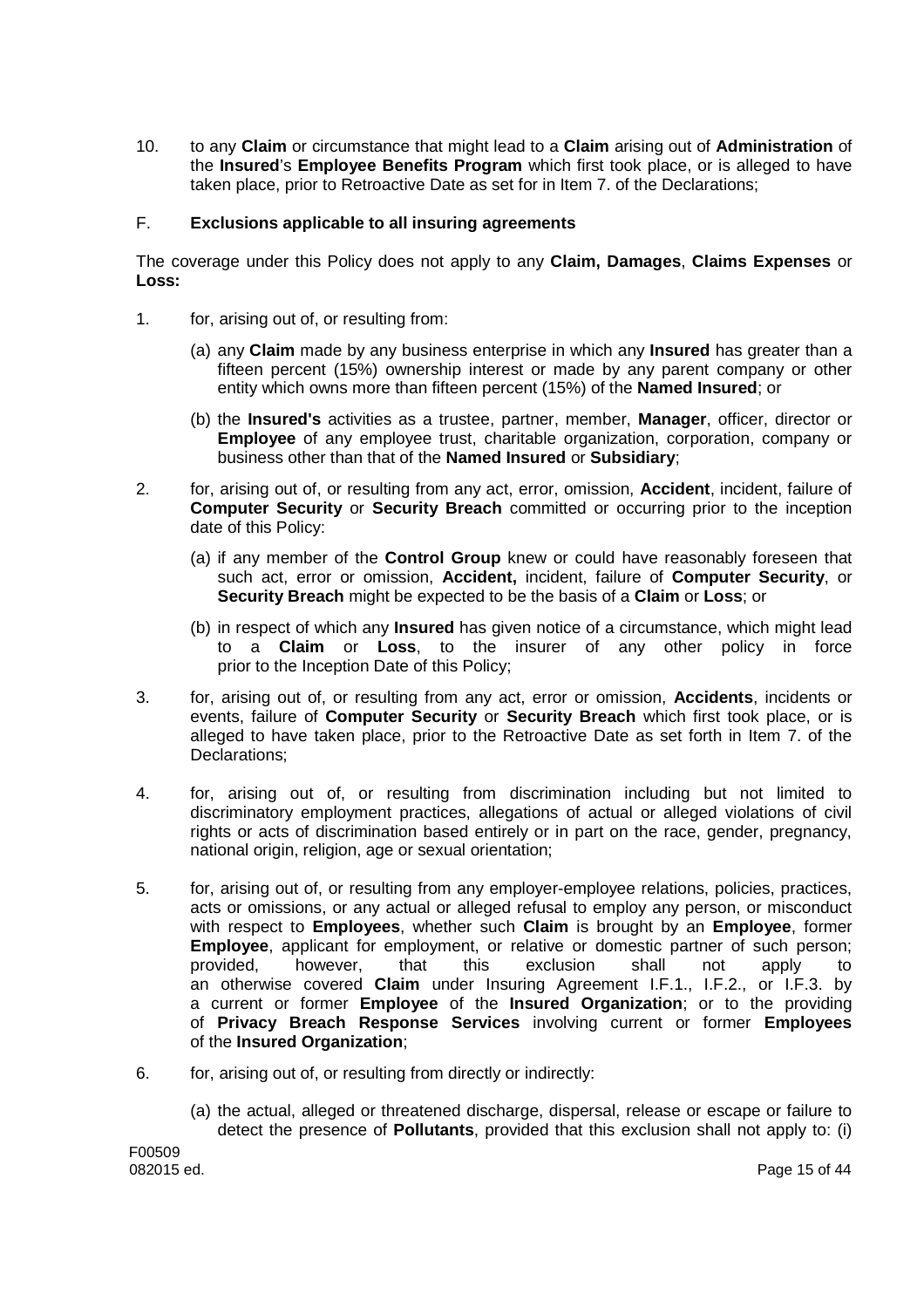10. to any **Claim** or circumstance that might lead to a **Claim** arising out of **Administration** of the **Insured**'s **Employee Benefits Program** which first took place, or is alleged to have taken place, prior to Retroactive Date as set for in Item 7. of the Declarations;

F. **Exclusions applicable to all insuring agreements**

The coverage under this Policy does not apply to any **Claim, Damages**, **Claims Expenses** or **Loss:**

1. for, arising out of, or resulting from:

   (a) any **Claim** made by any business enterprise in which any **Insured** has greater than a fifteen percent (15%) ownership interest or made by any parent company or other entity which owns more than fifteen percent (15%) of the **Named Insured**; or

   (b) the **Insured's** activities as a trustee, partner, member, **Manager**, officer, director or **Employee** of any employee trust, charitable organization, corporation, company or business other than that of the **Named Insured** or **Subsidiary**;

2. for, arising out of, or resulting from any act, error, omission, **Accident**, incident, failure of **Computer Security** or **Security Breach** committed or occurring prior to the inception date of this Policy:

   (a) if any member of the **Control Group** knew or could have reasonably foreseen that such act, error or omission, **Accident,** incident, failure of **Computer Security**, or **Security Breach** might be expected to be the basis of a **Claim** or **Loss**; or

   (b) in respect of which any **Insured** has given notice of a circumstance, which might lead to a **Claim** or **Loss**, to the insurer of any other policy in force prior to the Inception Date of this Policy;

3. for, arising out of, or resulting from any act, error or omission, **Accidents**, incidents or events, failure of **Computer Security** or **Security Breach** which first took place, or is alleged to have taken place, prior to the Retroactive Date as set forth in Item 7. of the Declarations;

4. for, arising out of, or resulting from discrimination including but not limited to discriminatory employment practices, allegations of actual or alleged violations of civil rights or acts of discrimination based entirely or in part on the race, gender, pregnancy, national origin, religion, age or sexual orientation;

5. for, arising out of, or resulting from any employer-employee relations, policies, practices, acts or omissions, or any actual or alleged refusal to employ any person, or misconduct with respect to **Employees**, whether such **Claim** is brought by an **Employee**, former **Employee**, applicant for employment, or relative or domestic partner of such person; provided, however, that this exclusion shall not apply to an otherwise covered **Claim** under Insuring Agreement I.F.1., I.F.2., or I.F.3. by a current or former **Employee** of the **Insured Organization**; or to the providing of **Privacy Breach Response Services** involving current or former **Employees** of the **Insured Organization**;

6. for, arising out of, or resulting from directly or indirectly:

   (a) the actual, alleged or threatened discharge, dispersal, release or escape or failure to detect the presence of **Pollutants**, provided that this exclusion shall not apply to: (i)

F00509
082015 ed.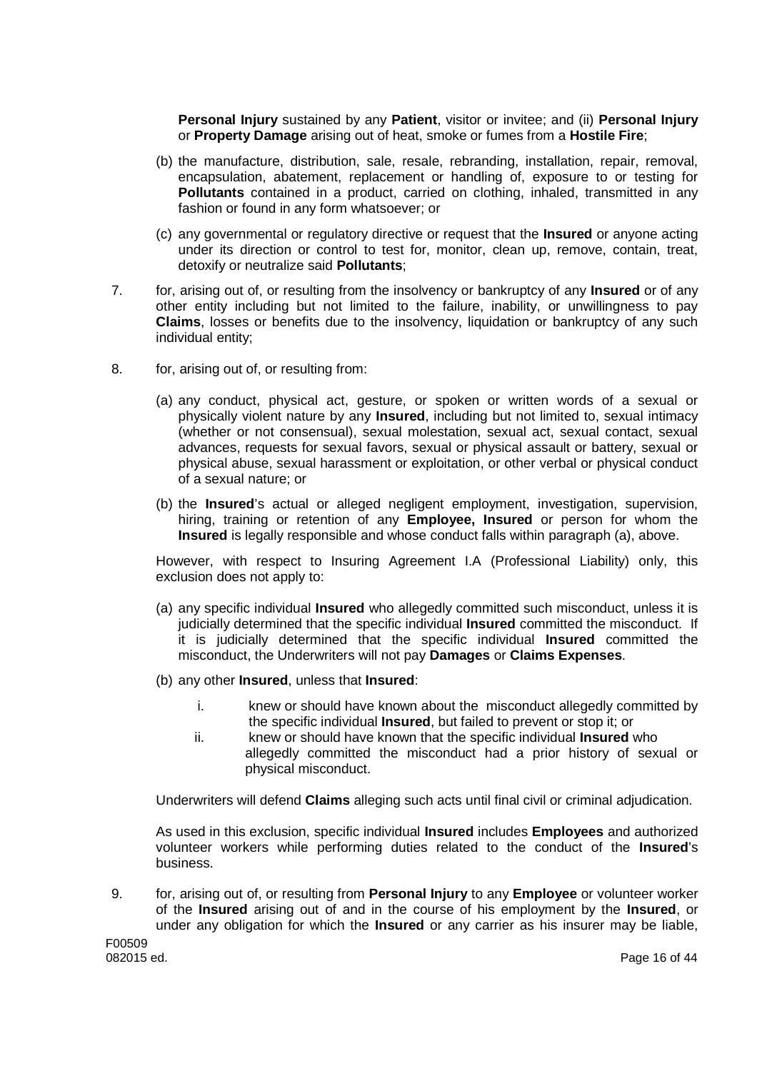**Personal Injury** sustained by any **Patient**, visitor or invitee; and (ii) **Personal Injury** or **Property Damage** arising out of heat, smoke or fumes from a **Hostile Fire**;

(b) the manufacture, distribution, sale, resale, rebranding, installation, repair, removal, encapsulation, abatement, replacement or handling of, exposure to or testing for **Pollutants** contained in a product, carried on clothing, inhaled, transmitted in any fashion or found in any form whatsoever; or

(c) any governmental or regulatory directive or request that the **Insured** or anyone acting under its direction or control to test for, monitor, clean up, remove, contain, treat, detoxify or neutralize said **Pollutants**;

7. for, arising out of, or resulting from the insolvency or bankruptcy of any **Insured** or of any other entity including but not limited to the failure, inability, or unwillingness to pay **Claims**, losses or benefits due to the insolvency, liquidation or bankruptcy of any such individual entity;

8. for, arising out of, or resulting from:

   (a) any conduct, physical act, gesture, or spoken or written words of a sexual or physically violent nature by any **Insured**, including but not limited to, sexual intimacy (whether or not consensual), sexual molestation, sexual act, sexual contact, sexual advances, requests for sexual favors, sexual or physical assault or battery, sexual or physical abuse, sexual harassment or exploitation, or other verbal or physical conduct of a sexual nature; or

   (b) the **Insured**'s actual or alleged negligent employment, investigation, supervision, hiring, training or retention of any **Employee, Insured** or person for whom the **Insured** is legally responsible and whose conduct falls within paragraph (a), above.

   However, with respect to Insuring Agreement I.A (Professional Liability) only, this exclusion does not apply to:

   (a) any specific individual **Insured** who allegedly committed such misconduct, unless it is judicially determined that the specific individual **Insured** committed the misconduct. If it is judicially determined that the specific individual **Insured** committed the misconduct, the Underwriters will not pay **Damages** or **Claims Expenses**.

   (b) any other **Insured**, unless that **Insured**:

      i. knew or should have known about the misconduct allegedly committed by the specific individual **Insured**, but failed to prevent or stop it; or

      ii. knew or should have known that the specific individual **Insured** who allegedly committed the misconduct had a prior history of sexual or physical misconduct.

   Underwriters will defend **Claims** alleging such acts until final civil or criminal adjudication.

   As used in this exclusion, specific individual **Insured** includes **Employees** and authorized volunteer workers while performing duties related to the conduct of the **Insured**'s business.

9. for, arising out of, or resulting from **Personal Injury** to any **Employee** or volunteer worker of the **Insured** arising out of and in the course of his employment by the **Insured**, or under any obligation for which the **Insured** or any carrier as his insurer may be liable,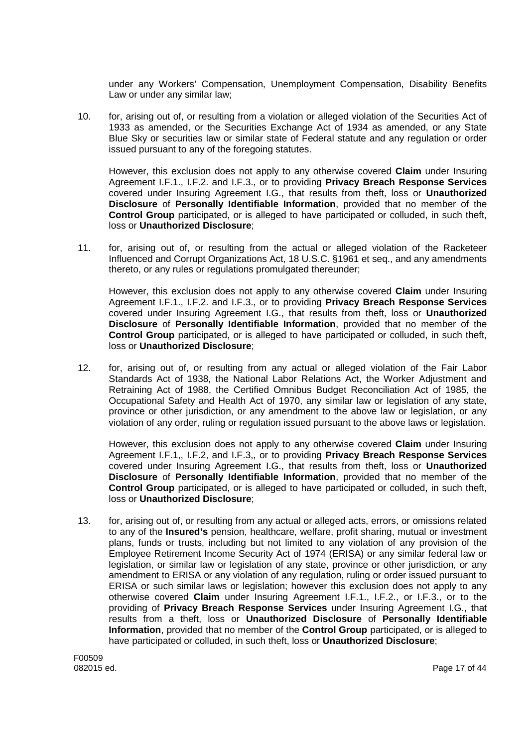under any Workers' Compensation, Unemployment Compensation, Disability Benefits Law or under any similar law;

10. for, arising out of, or resulting from a violation or alleged violation of the Securities Act of 1933 as amended, or the Securities Exchange Act of 1934 as amended, or any State Blue Sky or securities law or similar state of Federal statute and any regulation or order issued pursuant to any of the foregoing statutes.

    However, this exclusion does not apply to any otherwise covered **Claim** under Insuring Agreement I.F.1., I.F.2. and I.F.3., or to providing **Privacy Breach Response Services** covered under Insuring Agreement I.G., that results from theft, loss or **Unauthorized Disclosure** of **Personally Identifiable Information**, provided that no member of the **Control Group** participated, or is alleged to have participated or colluded, in such theft, loss or **Unauthorized Disclosure**;

11. for, arising out of, or resulting from the actual or alleged violation of the Racketeer Influenced and Corrupt Organizations Act, 18 U.S.C. §1961 et seq., and any amendments thereto, or any rules or regulations promulgated thereunder;

    However, this exclusion does not apply to any otherwise covered **Claim** under Insuring Agreement I.F.1., I.F.2. and I.F.3., or to providing **Privacy Breach Response Services** covered under Insuring Agreement I.G., that results from theft, loss or **Unauthorized Disclosure** of **Personally Identifiable Information**, provided that no member of the **Control Group** participated, or is alleged to have participated or colluded, in such theft, loss or **Unauthorized Disclosure**;

12. for, arising out of, or resulting from any actual or alleged violation of the Fair Labor Standards Act of 1938, the National Labor Relations Act, the Worker Adjustment and Retraining Act of 1988, the Certified Omnibus Budget Reconciliation Act of 1985, the Occupational Safety and Health Act of 1970, any similar law or legislation of any state, province or other jurisdiction, or any amendment to the above law or legislation, or any violation of any order, ruling or regulation issued pursuant to the above laws or legislation.

    However, this exclusion does not apply to any otherwise covered **Claim** under Insuring Agreement I.F.1,, I.F.2, and I.F.3,, or to providing **Privacy Breach Response Services** covered under Insuring Agreement I.G., that results from theft, loss or **Unauthorized Disclosure** of **Personally Identifiable Information**, provided that no member of the **Control Group** participated, or is alleged to have participated or colluded, in such theft, loss or **Unauthorized Disclosure**;

13. for, arising out of, or resulting from any actual or alleged acts, errors, or omissions related to any of the **Insured's** pension, healthcare, welfare, profit sharing, mutual or investment plans, funds or trusts, including but not limited to any violation of any provision of the Employee Retirement Income Security Act of 1974 (ERISA) or any similar federal law or legislation, or similar law or legislation of any state, province or other jurisdiction, or any amendment to ERISA or any violation of any regulation, ruling or order issued pursuant to ERISA or such similar laws or legislation; however this exclusion does not apply to any otherwise covered **Claim** under Insuring Agreement I.F.1., I.F.2., or I.F.3., or to the providing of **Privacy Breach Response Services** under Insuring Agreement I.G., that results from a theft, loss or **Unauthorized Disclosure** of **Personally Identifiable Information**, provided that no member of the **Control Group** participated, or is alleged to have participated or colluded, in such theft, loss or **Unauthorized Disclosure**;

F00509
082015 ed.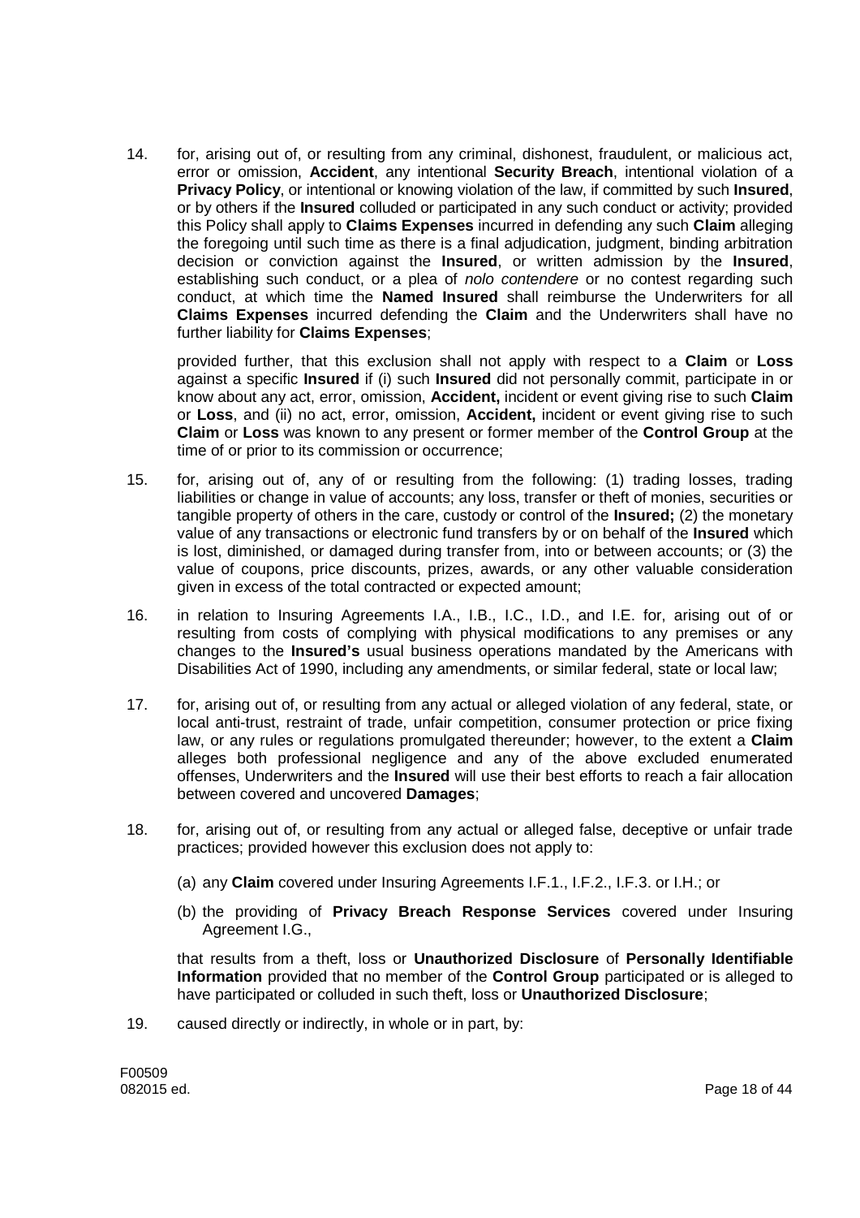14. for, arising out of, or resulting from any criminal, dishonest, fraudulent, or malicious act, error or omission, **Accident**, any intentional **Security Breach**, intentional violation of a **Privacy Policy**, or intentional or knowing violation of the law, if committed by such **Insured**, or by others if the **Insured** colluded or participated in any such conduct or activity; provided this Policy shall apply to **Claims Expenses** incurred in defending any such **Claim** alleging the foregoing until such time as there is a final adjudication, judgment, binding arbitration decision or conviction against the **Insured**, or written admission by the **Insured**, establishing such conduct, or a plea of *nolo contendere* or no contest regarding such conduct, at which time the **Named Insured** shall reimburse the Underwriters for all **Claims Expenses** incurred defending the **Claim** and the Underwriters shall have no further liability for **Claims Expenses**;

    provided further, that this exclusion shall not apply with respect to a **Claim** or **Loss** against a specific **Insured** if (i) such **Insured** did not personally commit, participate in or know about any act, error, omission, **Accident,** incident or event giving rise to such **Claim** or **Loss**, and (ii) no act, error, omission, **Accident,** incident or event giving rise to such **Claim** or **Loss** was known to any present or former member of the **Control Group** at the time of or prior to its commission or occurrence;

15. for, arising out of, any of or resulting from the following: (1) trading losses, trading liabilities or change in value of accounts; any loss, transfer or theft of monies, securities or tangible property of others in the care, custody or control of the **Insured;** (2) the monetary value of any transactions or electronic fund transfers by or on behalf of the **Insured** which is lost, diminished, or damaged during transfer from, into or between accounts; or (3) the value of coupons, price discounts, prizes, awards, or any other valuable consideration given in excess of the total contracted or expected amount;

16. in relation to Insuring Agreements I.A., I.B., I.C., I.D., and I.E. for, arising out of or resulting from costs of complying with physical modifications to any premises or any changes to the **Insured's** usual business operations mandated by the Americans with Disabilities Act of 1990, including any amendments, or similar federal, state or local law;

17. for, arising out of, or resulting from any actual or alleged violation of any federal, state, or local anti-trust, restraint of trade, unfair competition, consumer protection or price fixing law, or any rules or regulations promulgated thereunder; however, to the extent a **Claim** alleges both professional negligence and any of the above excluded enumerated offenses, Underwriters and the **Insured** will use their best efforts to reach a fair allocation between covered and uncovered **Damages**;

18. for, arising out of, or resulting from any actual or alleged false, deceptive or unfair trade practices; provided however this exclusion does not apply to:

    (a) any **Claim** covered under Insuring Agreements I.F.1., I.F.2., I.F.3. or I.H.; or

    (b) the providing of **Privacy Breach Response Services** covered under Insuring Agreement I.G.,

    that results from a theft, loss or **Unauthorized Disclosure** of **Personally Identifiable Information** provided that no member of the **Control Group** participated or is alleged to have participated or colluded in such theft, loss or **Unauthorized Disclosure**;

19. caused directly or indirectly, in whole or in part, by:

F00509
082015 ed.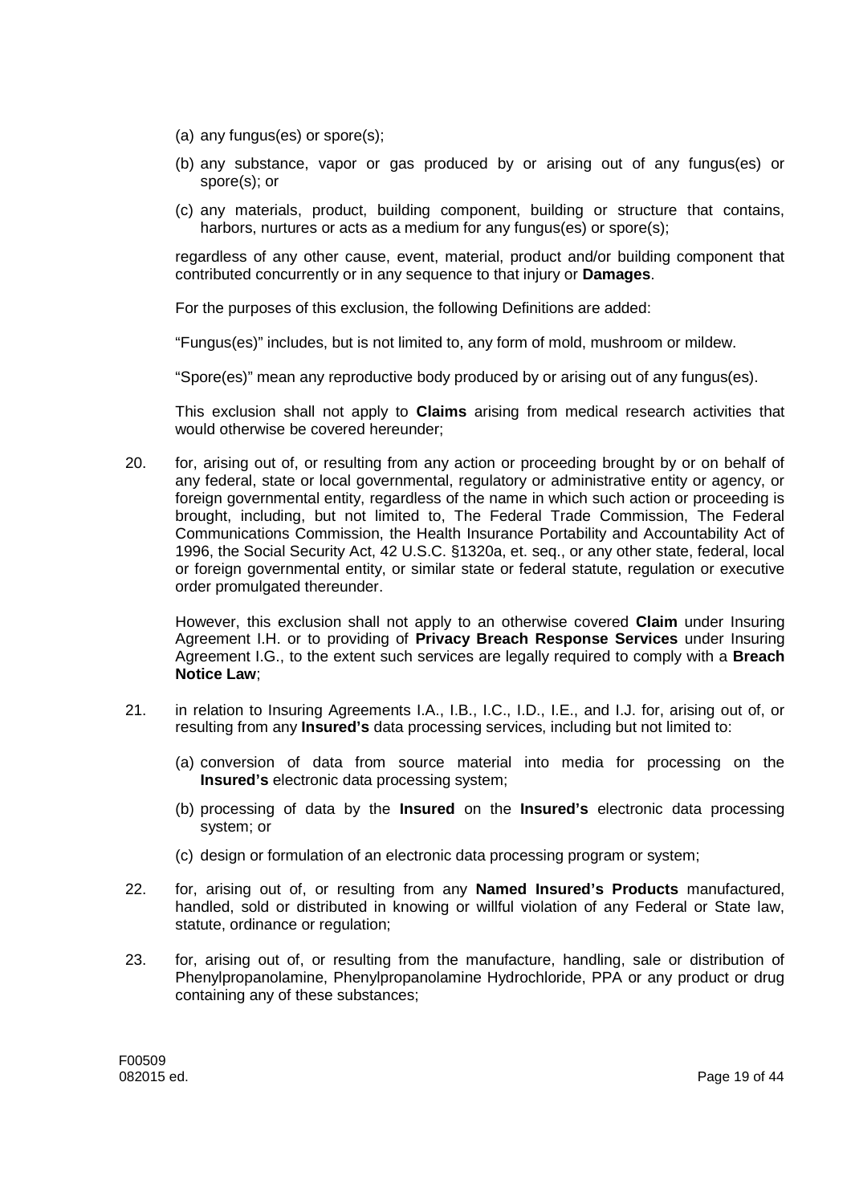(a) any fungus(es) or spore(s);

(b) any substance, vapor or gas produced by or arising out of any fungus(es) or spore(s); or

(c) any materials, product, building component, building or structure that contains, harbors, nurtures or acts as a medium for any fungus(es) or spore(s);

regardless of any other cause, event, material, product and/or building component that contributed concurrently or in any sequence to that injury or **Damages**.

For the purposes of this exclusion, the following Definitions are added:

"Fungus(es)" includes, but is not limited to, any form of mold, mushroom or mildew.

"Spore(es)" mean any reproductive body produced by or arising out of any fungus(es).

This exclusion shall not apply to **Claims** arising from medical research activities that would otherwise be covered hereunder;

20. for, arising out of, or resulting from any action or proceeding brought by or on behalf of any federal, state or local governmental, regulatory or administrative entity or agency, or foreign governmental entity, regardless of the name in which such action or proceeding is brought, including, but not limited to, The Federal Trade Commission, The Federal Communications Commission, the Health Insurance Portability and Accountability Act of 1996, the Social Security Act, 42 U.S.C. §1320a, et. seq., or any other state, federal, local or foreign governmental entity, or similar state or federal statute, regulation or executive order promulgated thereunder.

    However, this exclusion shall not apply to an otherwise covered **Claim** under Insuring Agreement I.H. or to providing of **Privacy Breach Response Services** under Insuring Agreement I.G., to the extent such services are legally required to comply with a **Breach Notice Law**;

21. in relation to Insuring Agreements I.A., I.B., I.C., I.D., I.E., and I.J. for, arising out of, or resulting from any **Insured's** data processing services, including but not limited to:

    (a) conversion of data from source material into media for processing on the **Insured's** electronic data processing system;

    (b) processing of data by the **Insured** on the **Insured's** electronic data processing system; or

    (c) design or formulation of an electronic data processing program or system;

22. for, arising out of, or resulting from any **Named Insured's Products** manufactured, handled, sold or distributed in knowing or willful violation of any Federal or State law, statute, ordinance or regulation;

23. for, arising out of, or resulting from the manufacture, handling, sale or distribution of Phenylpropanolamine, Phenylpropanolamine Hydrochloride, PPA or any product or drug containing any of these substances;

F00509
082015 ed.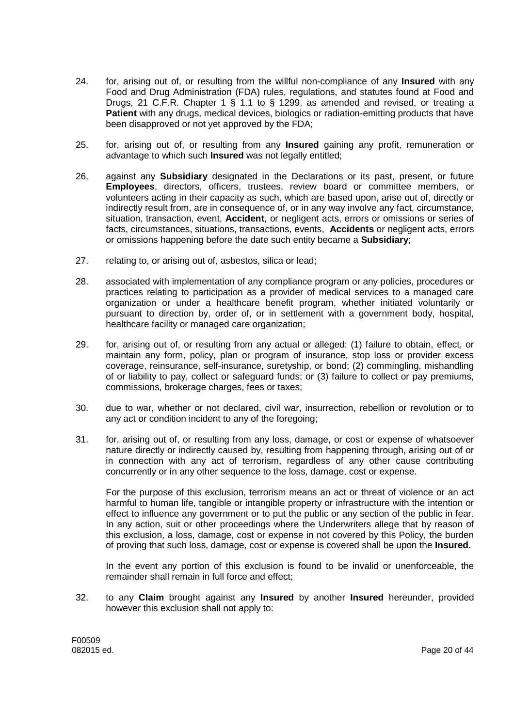24. for, arising out of, or resulting from the willful non-compliance of any **Insured** with any Food and Drug Administration (FDA) rules, regulations, and statutes found at Food and Drugs, 21 C.F.R. Chapter 1 § 1.1 to § 1299, as amended and revised, or treating a **Patient** with any drugs, medical devices, biologics or radiation-emitting products that have been disapproved or not yet approved by the FDA;

25. for, arising out of, or resulting from any **Insured** gaining any profit, remuneration or advantage to which such **Insured** was not legally entitled;

26. against any **Subsidiary** designated in the Declarations or its past, present, or future **Employees**, directors, officers, trustees, review board or committee members, or volunteers acting in their capacity as such, which are based upon, arise out of, directly or indirectly result from, are in consequence of, or in any way involve any fact, circumstance, situation, transaction, event, **Accident**, or negligent acts, errors or omissions or series of facts, circumstances, situations, transactions, events, **Accidents** or negligent acts, errors or omissions happening before the date such entity became a **Subsidiary**;

27. relating to, or arising out of, asbestos, silica or lead;

28. associated with implementation of any compliance program or any policies, procedures or practices relating to participation as a provider of medical services to a managed care organization or under a healthcare benefit program, whether initiated voluntarily or pursuant to direction by, order of, or in settlement with a government body, hospital, healthcare facility or managed care organization;

29. for, arising out of, or resulting from any actual or alleged: (1) failure to obtain, effect, or maintain any form, policy, plan or program of insurance, stop loss or provider excess coverage, reinsurance, self-insurance, suretyship, or bond; (2) commingling, mishandling of or liability to pay, collect or safeguard funds; or (3) failure to collect or pay premiums, commissions, brokerage charges, fees or taxes;

30. due to war, whether or not declared, civil war, insurrection, rebellion or revolution or to any act or condition incident to any of the foregoing;

31. for, arising out of, or resulting from any loss, damage, or cost or expense of whatsoever nature directly or indirectly caused by, resulting from happening through, arising out of or in connection with any act of terrorism, regardless of any other cause contributing concurrently or in any other sequence to the loss, damage, cost or expense.

    For the purpose of this exclusion, terrorism means an act or threat of violence or an act harmful to human life, tangible or intangible property or infrastructure with the intention or effect to influence any government or to put the public or any section of the public in fear. In any action, suit or other proceedings where the Underwriters allege that by reason of this exclusion, a loss, damage, cost or expense in not covered by this Policy, the burden of proving that such loss, damage, cost or expense is covered shall be upon the **Insured**.

    In the event any portion of this exclusion is found to be invalid or unenforceable, the remainder shall remain in full force and effect;

32. to any **Claim** brought against any **Insured** by another **Insured** hereunder, provided however this exclusion shall not apply to:

F00509
082015 ed.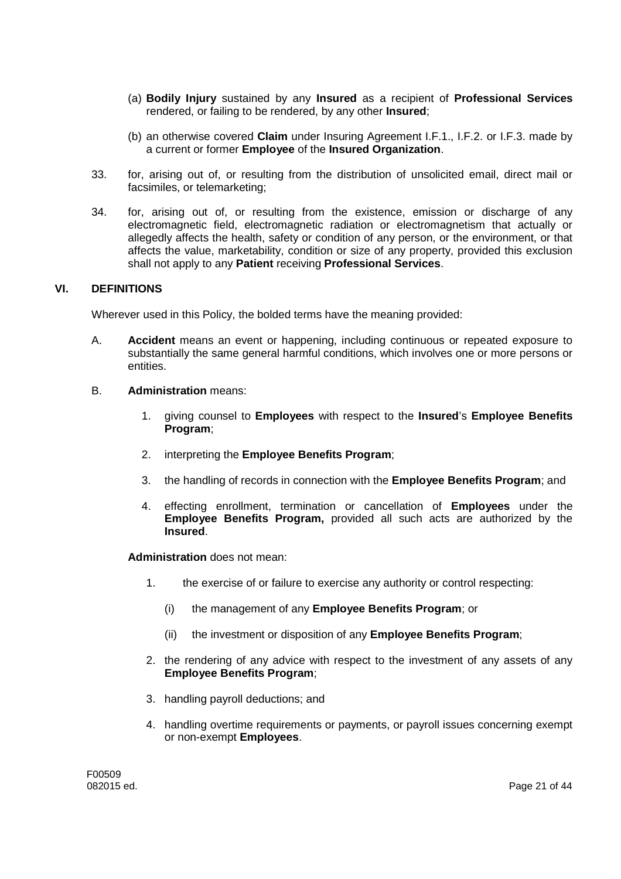(a) **Bodily Injury** sustained by any **Insured** as a recipient of **Professional Services** rendered, or failing to be rendered, by any other **Insured**;

(b) an otherwise covered **Claim** under Insuring Agreement I.F.1., I.F.2. or I.F.3. made by a current or former **Employee** of the **Insured Organization**.

33. for, arising out of, or resulting from the distribution of unsolicited email, direct mail or facsimiles, or telemarketing;

34. for, arising out of, or resulting from the existence, emission or discharge of any electromagnetic field, electromagnetic radiation or electromagnetism that actually or allegedly affects the health, safety or condition of any person, or the environment, or that affects the value, marketability, condition or size of any property, provided this exclusion shall not apply to any **Patient** receiving **Professional Services**.

## VI. DEFINITIONS

Wherever used in this Policy, the bolded terms have the meaning provided:

A. **Accident** means an event or happening, including continuous or repeated exposure to substantially the same general harmful conditions, which involves one or more persons or entities.

B. **Administration** means:

1. giving counsel to **Employees** with respect to the **Insured**'s **Employee Benefits Program**;
2. interpreting the **Employee Benefits Program**;
3. the handling of records in connection with the **Employee Benefits Program**; and
4. effecting enrollment, termination or cancellation of **Employees** under the **Employee Benefits Program,** provided all such acts are authorized by the **Insured**.

**Administration** does not mean:

1. the exercise of or failure to exercise any authority or control respecting:
   - (i) the management of any **Employee Benefits Program**; or
   - (ii) the investment or disposition of any **Employee Benefits Program**;
2. the rendering of any advice with respect to the investment of any assets of any **Employee Benefits Program**;
3. handling payroll deductions; and
4. handling overtime requirements or payments, or payroll issues concerning exempt or non-exempt **Employees**.

F00509
082015 ed.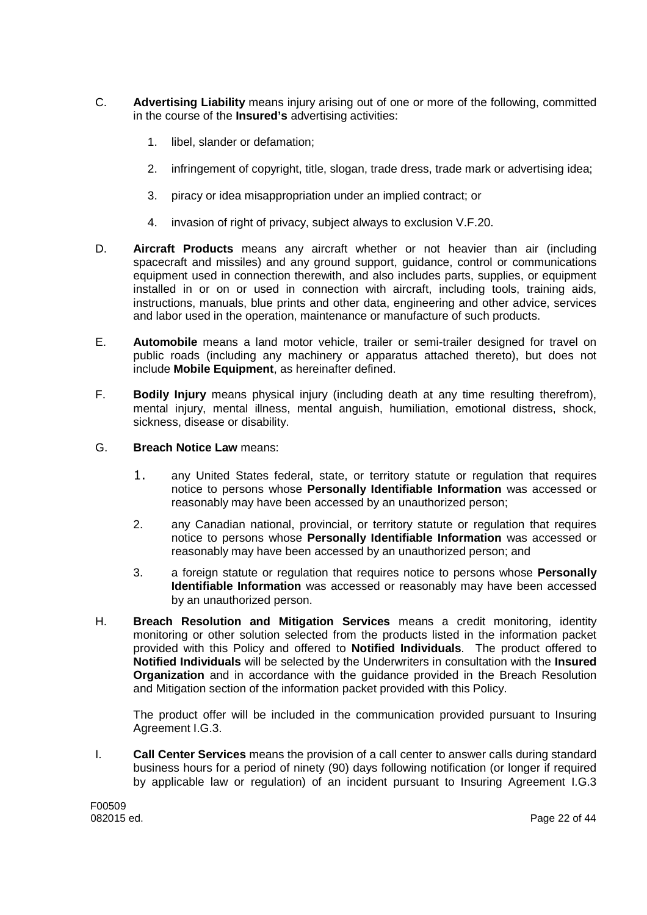C. **Advertising Liability** means injury arising out of one or more of the following, committed in the course of the **Insured's** advertising activities:

1. libel, slander or defamation;

2. infringement of copyright, title, slogan, trade dress, trade mark or advertising idea;

3. piracy or idea misappropriation under an implied contract; or

4. invasion of right of privacy, subject always to exclusion V.F.20.

D. **Aircraft Products** means any aircraft whether or not heavier than air (including spacecraft and missiles) and any ground support, guidance, control or communications equipment used in connection therewith, and also includes parts, supplies, or equipment installed in or on or used in connection with aircraft, including tools, training aids, instructions, manuals, blue prints and other data, engineering and other advice, services and labor used in the operation, maintenance or manufacture of such products.

E. **Automobile** means a land motor vehicle, trailer or semi-trailer designed for travel on public roads (including any machinery or apparatus attached thereto), but does not include **Mobile Equipment**, as hereinafter defined.

F. **Bodily Injury** means physical injury (including death at any time resulting therefrom), mental injury, mental illness, mental anguish, humiliation, emotional distress, shock, sickness, disease or disability.

G. **Breach Notice Law** means:

1. any United States federal, state, or territory statute or regulation that requires notice to persons whose **Personally Identifiable Information** was accessed or reasonably may have been accessed by an unauthorized person;

2. any Canadian national, provincial, or territory statute or regulation that requires notice to persons whose **Personally Identifiable Information** was accessed or reasonably may have been accessed by an unauthorized person; and

3. a foreign statute or regulation that requires notice to persons whose **Personally Identifiable Information** was accessed or reasonably may have been accessed by an unauthorized person.

H. **Breach Resolution and Mitigation Services** means a credit monitoring, identity monitoring or other solution selected from the products listed in the information packet provided with this Policy and offered to **Notified Individuals**. The product offered to **Notified Individuals** will be selected by the Underwriters in consultation with the **Insured Organization** and in accordance with the guidance provided in the Breach Resolution and Mitigation section of the information packet provided with this Policy.

The product offer will be included in the communication provided pursuant to Insuring Agreement I.G.3.

I. **Call Center Services** means the provision of a call center to answer calls during standard business hours for a period of ninety (90) days following notification (or longer if required by applicable law or regulation) of an incident pursuant to Insuring Agreement I.G.3

F00509
082015 ed.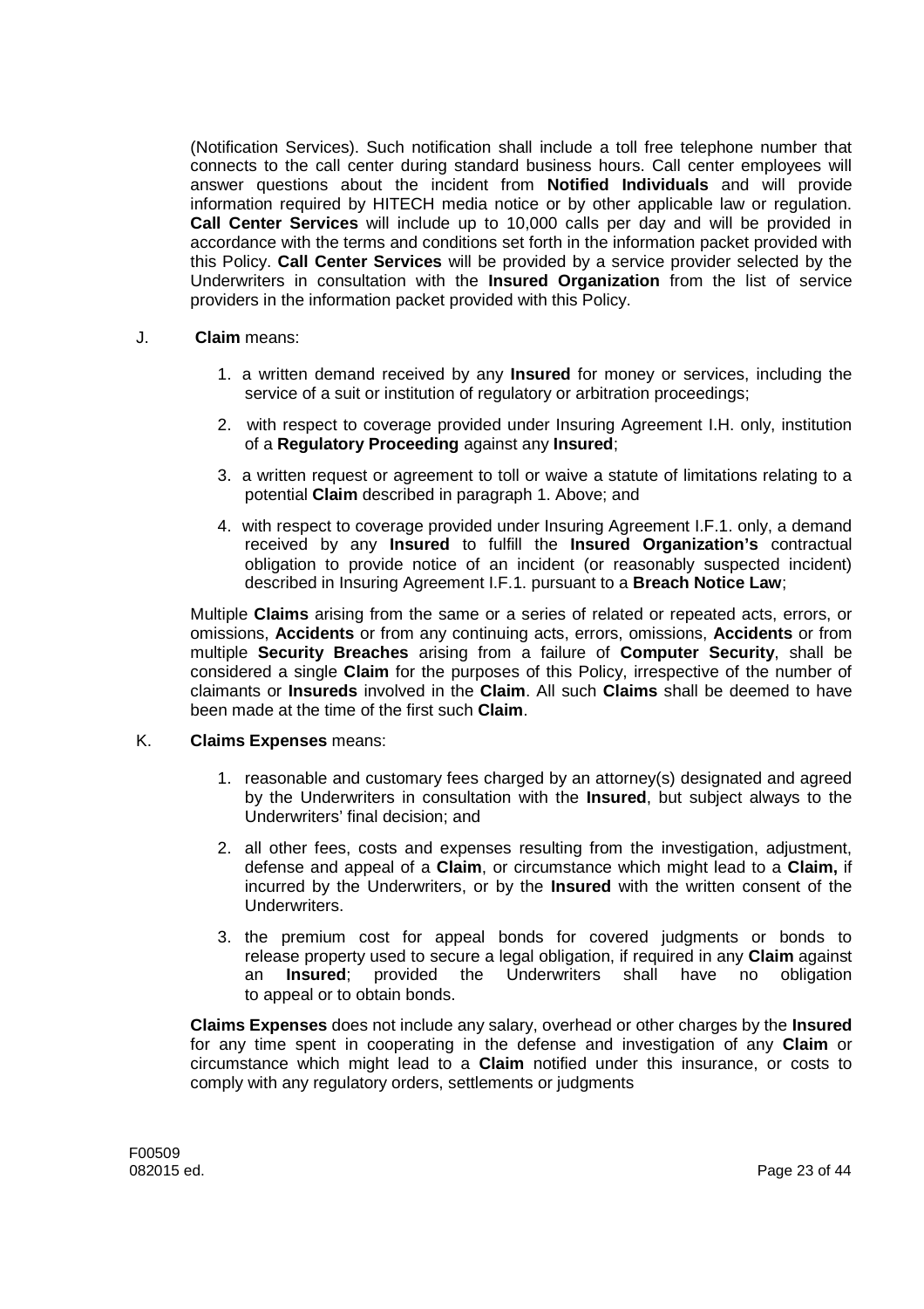(Notification Services). Such notification shall include a toll free telephone number that connects to the call center during standard business hours. Call center employees will answer questions about the incident from **Notified Individuals** and will provide information required by HITECH media notice or by other applicable law or regulation. **Call Center Services** will include up to 10,000 calls per day and will be provided in accordance with the terms and conditions set forth in the information packet provided with this Policy. **Call Center Services** will be provided by a service provider selected by the Underwriters in consultation with the **Insured Organization** from the list of service providers in the information packet provided with this Policy.

J. **Claim** means:

1. a written demand received by any **Insured** for money or services, including the service of a suit or institution of regulatory or arbitration proceedings;

2. with respect to coverage provided under Insuring Agreement I.H. only, institution of a **Regulatory Proceeding** against any **Insured**;

3. a written request or agreement to toll or waive a statute of limitations relating to a potential **Claim** described in paragraph 1. Above; and

4. with respect to coverage provided under Insuring Agreement I.F.1. only, a demand received by any **Insured** to fulfill the **Insured Organization's** contractual obligation to provide notice of an incident (or reasonably suspected incident) described in Insuring Agreement I.F.1. pursuant to a **Breach Notice Law**;

Multiple **Claims** arising from the same or a series of related or repeated acts, errors, or omissions, **Accidents** or from any continuing acts, errors, omissions, **Accidents** or from multiple **Security Breaches** arising from a failure of **Computer Security**, shall be considered a single **Claim** for the purposes of this Policy, irrespective of the number of claimants or **Insureds** involved in the **Claim**. All such **Claims** shall be deemed to have been made at the time of the first such **Claim**.

K. **Claims Expenses** means:

1. reasonable and customary fees charged by an attorney(s) designated and agreed by the Underwriters in consultation with the **Insured**, but subject always to the Underwriters' final decision; and

2. all other fees, costs and expenses resulting from the investigation, adjustment, defense and appeal of a **Claim**, or circumstance which might lead to a **Claim,** if incurred by the Underwriters, or by the **Insured** with the written consent of the Underwriters.

3. the premium cost for appeal bonds for covered judgments or bonds to release property used to secure a legal obligation, if required in any **Claim** against an **Insured**; provided the Underwriters shall have no obligation to appeal or to obtain bonds.

**Claims Expenses** does not include any salary, overhead or other charges by the **Insured** for any time spent in cooperating in the defense and investigation of any **Claim** or circumstance which might lead to a **Claim** notified under this insurance, or costs to comply with any regulatory orders, settlements or judgments

F00509
082015 ed.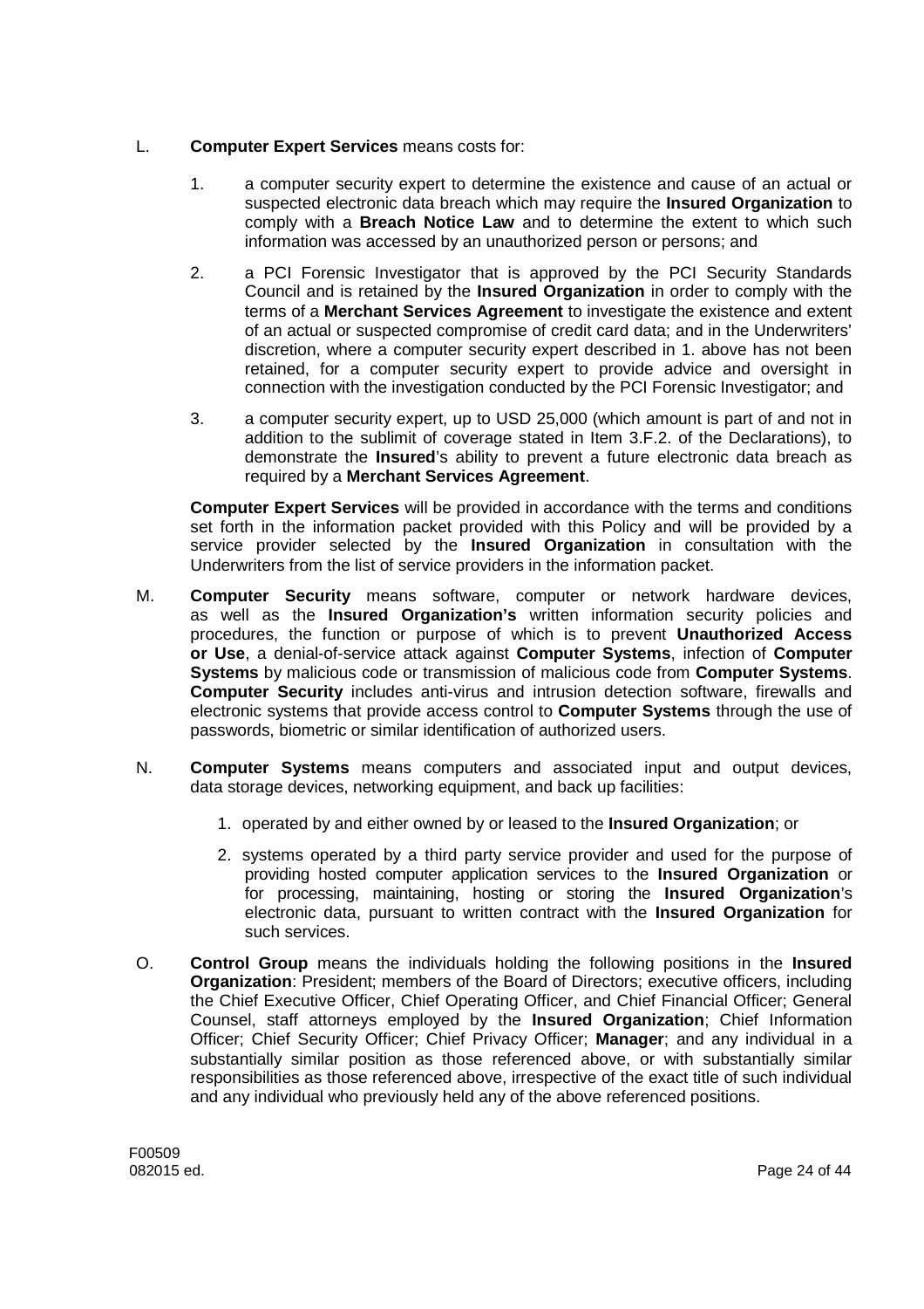L. **Computer Expert Services** means costs for:

1. a computer security expert to determine the existence and cause of an actual or suspected electronic data breach which may require the **Insured Organization** to comply with a **Breach Notice Law** and to determine the extent to which such information was accessed by an unauthorized person or persons; and

2. a PCI Forensic Investigator that is approved by the PCI Security Standards Council and is retained by the **Insured Organization** in order to comply with the terms of a **Merchant Services Agreement** to investigate the existence and extent of an actual or suspected compromise of credit card data; and in the Underwriters' discretion, where a computer security expert described in 1. above has not been retained, for a computer security expert to provide advice and oversight in connection with the investigation conducted by the PCI Forensic Investigator; and

3. a computer security expert, up to USD 25,000 (which amount is part of and not in addition to the sublimit of coverage stated in Item 3.F.2. of the Declarations), to demonstrate the **Insured**'s ability to prevent a future electronic data breach as required by a **Merchant Services Agreement**.

**Computer Expert Services** will be provided in accordance with the terms and conditions set forth in the information packet provided with this Policy and will be provided by a service provider selected by the **Insured Organization** in consultation with the Underwriters from the list of service providers in the information packet.

M. **Computer Security** means software, computer or network hardware devices, as well as the **Insured Organization's** written information security policies and procedures, the function or purpose of which is to prevent **Unauthorized Access or Use**, a denial-of-service attack against **Computer Systems**, infection of **Computer Systems** by malicious code or transmission of malicious code from **Computer Systems**. **Computer Security** includes anti-virus and intrusion detection software, firewalls and electronic systems that provide access control to **Computer Systems** through the use of passwords, biometric or similar identification of authorized users.

N. **Computer Systems** means computers and associated input and output devices, data storage devices, networking equipment, and back up facilities:

1. operated by and either owned by or leased to the **Insured Organization**; or

2. systems operated by a third party service provider and used for the purpose of providing hosted computer application services to the **Insured Organization** or for processing, maintaining, hosting or storing the **Insured Organization**'s electronic data, pursuant to written contract with the **Insured Organization** for such services.

O. **Control Group** means the individuals holding the following positions in the **Insured Organization**: President; members of the Board of Directors; executive officers, including the Chief Executive Officer, Chief Operating Officer, and Chief Financial Officer; General Counsel, staff attorneys employed by the **Insured Organization**; Chief Information Officer; Chief Security Officer; Chief Privacy Officer; **Manager**; and any individual in a substantially similar position as those referenced above, or with substantially similar responsibilities as those referenced above, irrespective of the exact title of such individual and any individual who previously held any of the above referenced positions.

F00509
082015 ed.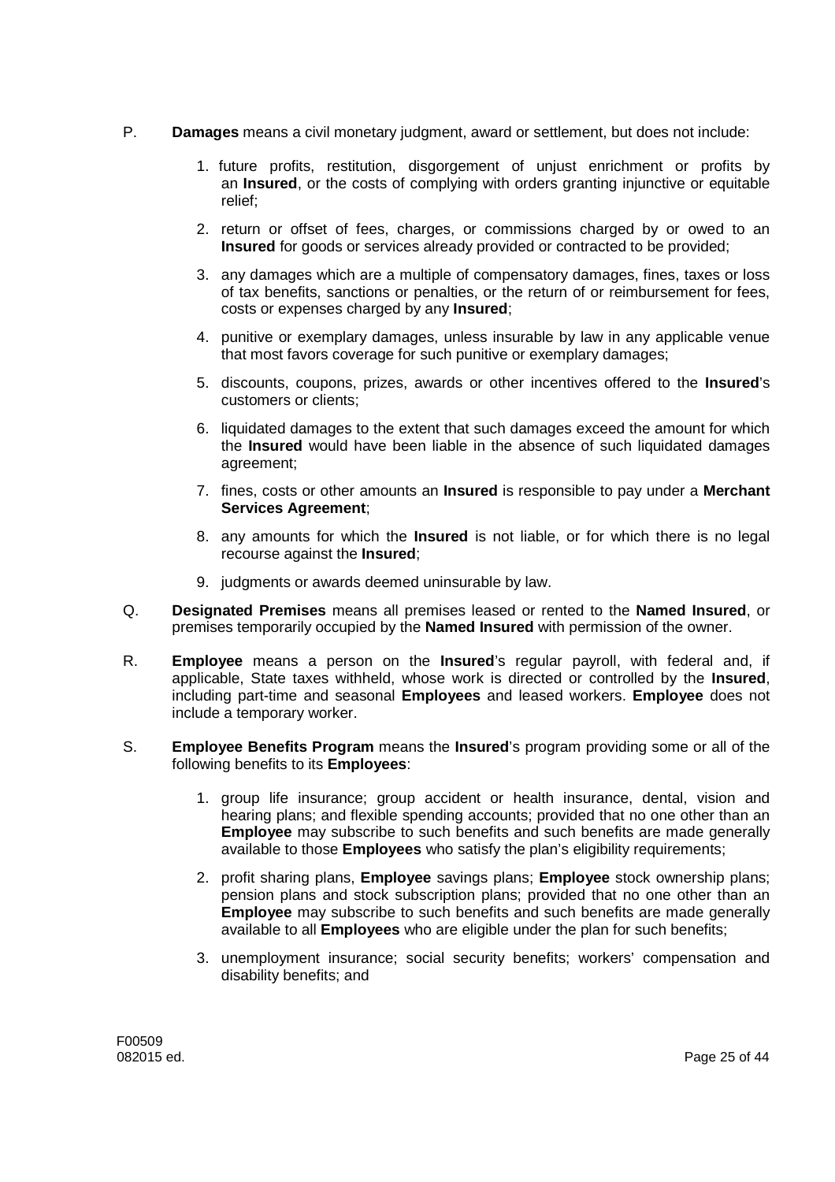P. **Damages** means a civil monetary judgment, award or settlement, but does not include:

1. future profits, restitution, disgorgement of unjust enrichment or profits by an **Insured**, or the costs of complying with orders granting injunctive or equitable relief;
2. return or offset of fees, charges, or commissions charged by or owed to an **Insured** for goods or services already provided or contracted to be provided;
3. any damages which are a multiple of compensatory damages, fines, taxes or loss of tax benefits, sanctions or penalties, or the return of or reimbursement for fees, costs or expenses charged by any **Insured**;
4. punitive or exemplary damages, unless insurable by law in any applicable venue that most favors coverage for such punitive or exemplary damages;
5. discounts, coupons, prizes, awards or other incentives offered to the **Insured**'s customers or clients;
6. liquidated damages to the extent that such damages exceed the amount for which the **Insured** would have been liable in the absence of such liquidated damages agreement;
7. fines, costs or other amounts an **Insured** is responsible to pay under a **Merchant Services Agreement**;
8. any amounts for which the **Insured** is not liable, or for which there is no legal recourse against the **Insured**;
9. judgments or awards deemed uninsurable by law.

Q. **Designated Premises** means all premises leased or rented to the **Named Insured**, or premises temporarily occupied by the **Named Insured** with permission of the owner.

R. **Employee** means a person on the **Insured**'s regular payroll, with federal and, if applicable, State taxes withheld, whose work is directed or controlled by the **Insured**, including part-time and seasonal **Employees** and leased workers. **Employee** does not include a temporary worker.

S. **Employee Benefits Program** means the **Insured**'s program providing some or all of the following benefits to its **Employees**:

1. group life insurance; group accident or health insurance, dental, vision and hearing plans; and flexible spending accounts; provided that no one other than an **Employee** may subscribe to such benefits and such benefits are made generally available to those **Employees** who satisfy the plan's eligibility requirements;
2. profit sharing plans, **Employee** savings plans; **Employee** stock ownership plans; pension plans and stock subscription plans; provided that no one other than an **Employee** may subscribe to such benefits and such benefits are made generally available to all **Employees** who are eligible under the plan for such benefits;
3. unemployment insurance; social security benefits; workers' compensation and disability benefits; and

F00509
082015 ed.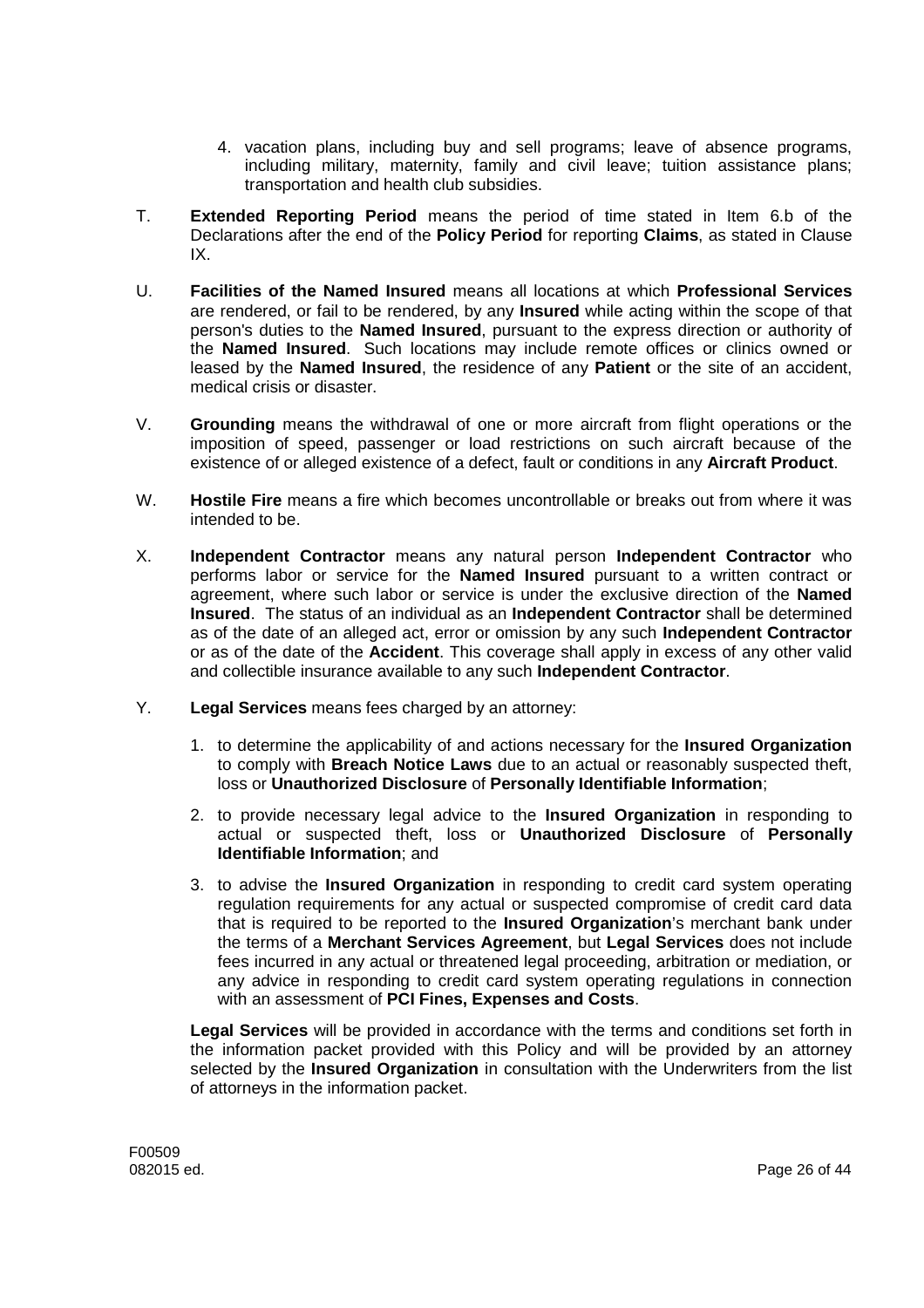4. vacation plans, including buy and sell programs; leave of absence programs, including military, maternity, family and civil leave; tuition assistance plans; transportation and health club subsidies.

T. **Extended Reporting Period** means the period of time stated in Item 6.b of the Declarations after the end of the **Policy Period** for reporting **Claims**, as stated in Clause IX.

U. **Facilities of the Named Insured** means all locations at which **Professional Services** are rendered, or fail to be rendered, by any **Insured** while acting within the scope of that person's duties to the **Named Insured**, pursuant to the express direction or authority of the **Named Insured**. Such locations may include remote offices or clinics owned or leased by the **Named Insured**, the residence of any **Patient** or the site of an accident, medical crisis or disaster.

V. **Grounding** means the withdrawal of one or more aircraft from flight operations or the imposition of speed, passenger or load restrictions on such aircraft because of the existence of or alleged existence of a defect, fault or conditions in any **Aircraft Product**.

W. **Hostile Fire** means a fire which becomes uncontrollable or breaks out from where it was intended to be.

X. **Independent Contractor** means any natural person **Independent Contractor** who performs labor or service for the **Named Insured** pursuant to a written contract or agreement, where such labor or service is under the exclusive direction of the **Named Insured**. The status of an individual as an **Independent Contractor** shall be determined as of the date of an alleged act, error or omission by any such **Independent Contractor** or as of the date of the **Accident**. This coverage shall apply in excess of any other valid and collectible insurance available to any such **Independent Contractor**.

Y. **Legal Services** means fees charged by an attorney:

1. to determine the applicability of and actions necessary for the **Insured Organization** to comply with **Breach Notice Laws** due to an actual or reasonably suspected theft, loss or **Unauthorized Disclosure** of **Personally Identifiable Information**;
2. to provide necessary legal advice to the **Insured Organization** in responding to actual or suspected theft, loss or **Unauthorized Disclosure** of **Personally Identifiable Information**; and
3. to advise the **Insured Organization** in responding to credit card system operating regulation requirements for any actual or suspected compromise of credit card data that is required to be reported to the **Insured Organization**'s merchant bank under the terms of a **Merchant Services Agreement**, but **Legal Services** does not include fees incurred in any actual or threatened legal proceeding, arbitration or mediation, or any advice in responding to credit card system operating regulations in connection with an assessment of **PCI Fines, Expenses and Costs**.

**Legal Services** will be provided in accordance with the terms and conditions set forth in the information packet provided with this Policy and will be provided by an attorney selected by the **Insured Organization** in consultation with the Underwriters from the list of attorneys in the information packet.

F00509
082015 ed.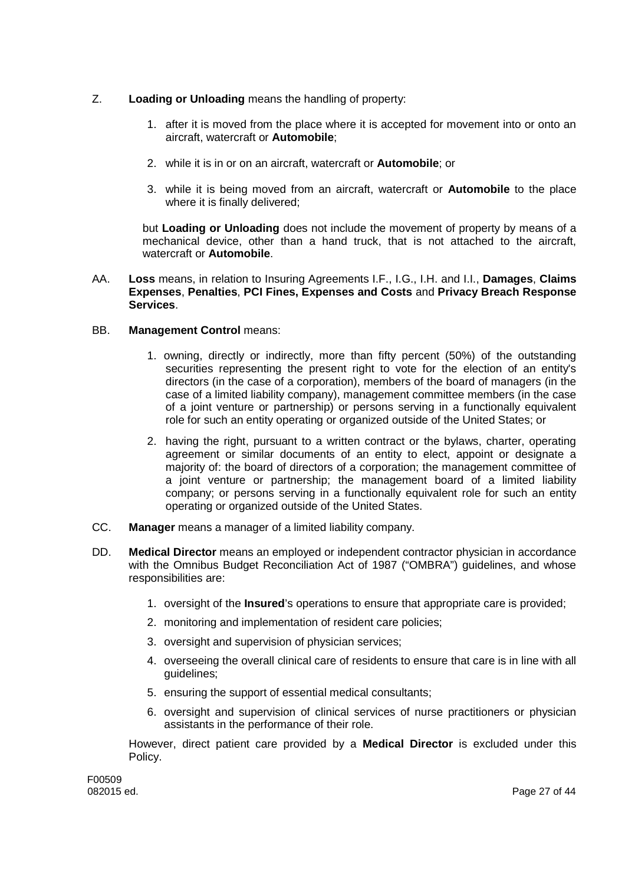Z. **Loading or Unloading** means the handling of property:

1. after it is moved from the place where it is accepted for movement into or onto an aircraft, watercraft or **Automobile**;
2. while it is in or on an aircraft, watercraft or **Automobile**; or
3. while it is being moved from an aircraft, watercraft or **Automobile** to the place where it is finally delivered;

but **Loading or Unloading** does not include the movement of property by means of a mechanical device, other than a hand truck, that is not attached to the aircraft, watercraft or **Automobile**.

AA. **Loss** means, in relation to Insuring Agreements I.F., I.G., I.H. and I.I., **Damages**, **Claims Expenses**, **Penalties**, **PCI Fines, Expenses and Costs** and **Privacy Breach Response Services**.

BB. **Management Control** means:

1. owning, directly or indirectly, more than fifty percent (50%) of the outstanding securities representing the present right to vote for the election of an entity's directors (in the case of a corporation), members of the board of managers (in the case of a limited liability company), management committee members (in the case of a joint venture or partnership) or persons serving in a functionally equivalent role for such an entity operating or organized outside of the United States; or
2. having the right, pursuant to a written contract or the bylaws, charter, operating agreement or similar documents of an entity to elect, appoint or designate a majority of: the board of directors of a corporation; the management committee of a joint venture or partnership; the management board of a limited liability company; or persons serving in a functionally equivalent role for such an entity operating or organized outside of the United States.

CC. **Manager** means a manager of a limited liability company.

DD. **Medical Director** means an employed or independent contractor physician in accordance with the Omnibus Budget Reconciliation Act of 1987 ("OMBRA") guidelines, and whose responsibilities are:

1. oversight of the **Insured**'s operations to ensure that appropriate care is provided;
2. monitoring and implementation of resident care policies;
3. oversight and supervision of physician services;
4. overseeing the overall clinical care of residents to ensure that care is in line with all guidelines;
5. ensuring the support of essential medical consultants;
6. oversight and supervision of clinical services of nurse practitioners or physician assistants in the performance of their role.

However, direct patient care provided by a **Medical Director** is excluded under this Policy.

F00509
082015 ed.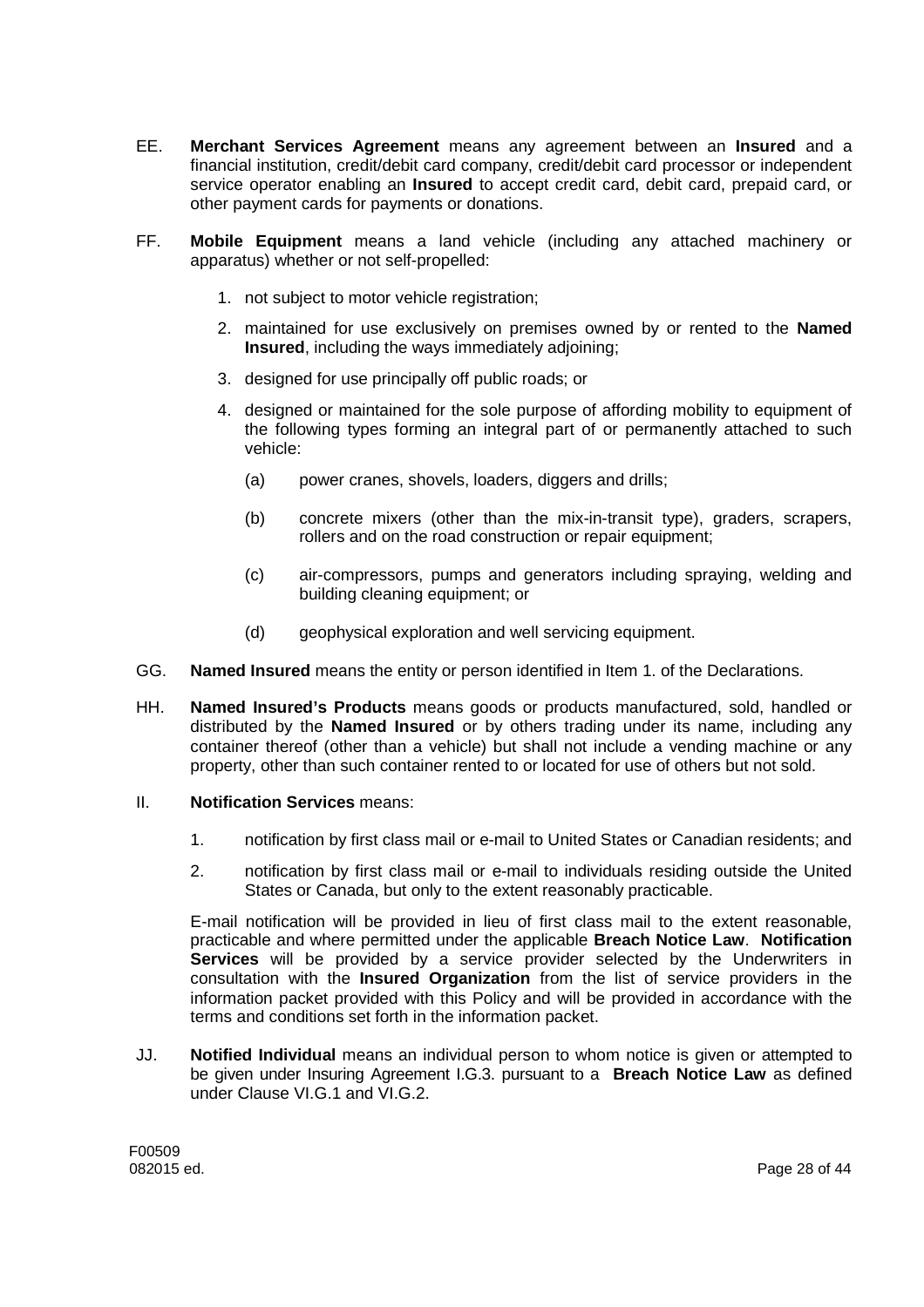EE. **Merchant Services Agreement** means any agreement between an **Insured** and a financial institution, credit/debit card company, credit/debit card processor or independent service operator enabling an **Insured** to accept credit card, debit card, prepaid card, or other payment cards for payments or donations.

FF. **Mobile Equipment** means a land vehicle (including any attached machinery or apparatus) whether or not self-propelled:

1. not subject to motor vehicle registration;
2. maintained for use exclusively on premises owned by or rented to the **Named Insured**, including the ways immediately adjoining;
3. designed for use principally off public roads; or
4. designed or maintained for the sole purpose of affording mobility to equipment of the following types forming an integral part of or permanently attached to such vehicle:
   - (a) power cranes, shovels, loaders, diggers and drills;
   - (b) concrete mixers (other than the mix-in-transit type), graders, scrapers, rollers and on the road construction or repair equipment;
   - (c) air-compressors, pumps and generators including spraying, welding and building cleaning equipment; or
   - (d) geophysical exploration and well servicing equipment.

GG. **Named Insured** means the entity or person identified in Item 1. of the Declarations.

HH. **Named Insured's Products** means goods or products manufactured, sold, handled or distributed by the **Named Insured** or by others trading under its name, including any container thereof (other than a vehicle) but shall not include a vending machine or any property, other than such container rented to or located for use of others but not sold.

II. **Notification Services** means:

1. notification by first class mail or e-mail to United States or Canadian residents; and
2. notification by first class mail or e-mail to individuals residing outside the United States or Canada, but only to the extent reasonably practicable.

E-mail notification will be provided in lieu of first class mail to the extent reasonable, practicable and where permitted under the applicable **Breach Notice Law**. **Notification Services** will be provided by a service provider selected by the Underwriters in consultation with the **Insured Organization** from the list of service providers in the information packet provided with this Policy and will be provided in accordance with the terms and conditions set forth in the information packet.

JJ. **Notified Individual** means an individual person to whom notice is given or attempted to be given under Insuring Agreement I.G.3. pursuant to a **Breach Notice Law** as defined under Clause VI.G.1 and VI.G.2.

F00509
082015 ed.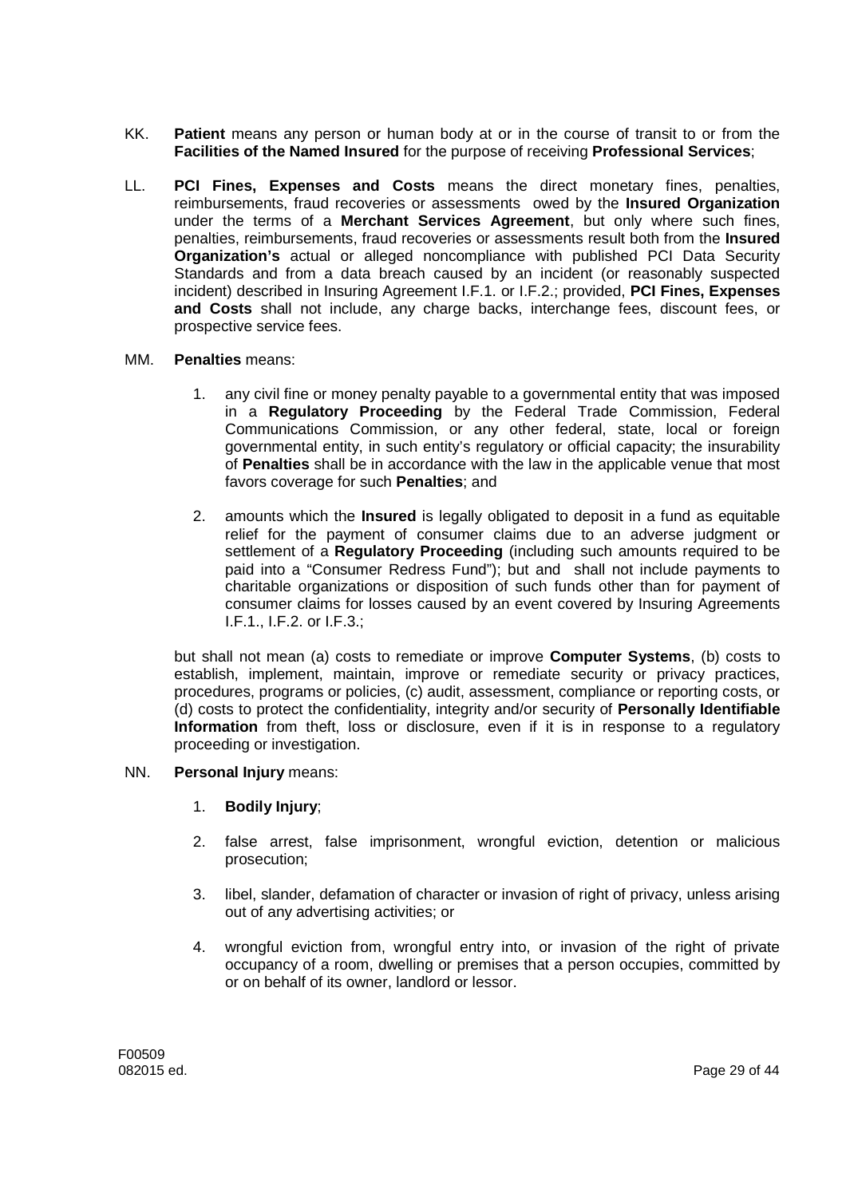KK. **Patient** means any person or human body at or in the course of transit to or from the **Facilities of the Named Insured** for the purpose of receiving **Professional Services**;

LL. **PCI Fines, Expenses and Costs** means the direct monetary fines, penalties, reimbursements, fraud recoveries or assessments owed by the **Insured Organization** under the terms of a **Merchant Services Agreement**, but only where such fines, penalties, reimbursements, fraud recoveries or assessments result both from the **Insured Organization's** actual or alleged noncompliance with published PCI Data Security Standards and from a data breach caused by an incident (or reasonably suspected incident) described in Insuring Agreement I.F.1. or I.F.2.; provided, **PCI Fines, Expenses and Costs** shall not include, any charge backs, interchange fees, discount fees, or prospective service fees.

MM. **Penalties** means:

1. any civil fine or money penalty payable to a governmental entity that was imposed in a **Regulatory Proceeding** by the Federal Trade Commission, Federal Communications Commission, or any other federal, state, local or foreign governmental entity, in such entity's regulatory or official capacity; the insurability of **Penalties** shall be in accordance with the law in the applicable venue that most favors coverage for such **Penalties**; and

2. amounts which the **Insured** is legally obligated to deposit in a fund as equitable relief for the payment of consumer claims due to an adverse judgment or settlement of a **Regulatory Proceeding** (including such amounts required to be paid into a "Consumer Redress Fund"); but and shall not include payments to charitable organizations or disposition of such funds other than for payment of consumer claims for losses caused by an event covered by Insuring Agreements I.F.1., I.F.2. or I.F.3.;

but shall not mean (a) costs to remediate or improve **Computer Systems**, (b) costs to establish, implement, maintain, improve or remediate security or privacy practices, procedures, programs or policies, (c) audit, assessment, compliance or reporting costs, or (d) costs to protect the confidentiality, integrity and/or security of **Personally Identifiable Information** from theft, loss or disclosure, even if it is in response to a regulatory proceeding or investigation.

NN. **Personal Injury** means:

1. **Bodily Injury**;

2. false arrest, false imprisonment, wrongful eviction, detention or malicious prosecution;

3. libel, slander, defamation of character or invasion of right of privacy, unless arising out of any advertising activities; or

4. wrongful eviction from, wrongful entry into, or invasion of the right of private occupancy of a room, dwelling or premises that a person occupies, committed by or on behalf of its owner, landlord or lessor.

F00509
082015 ed.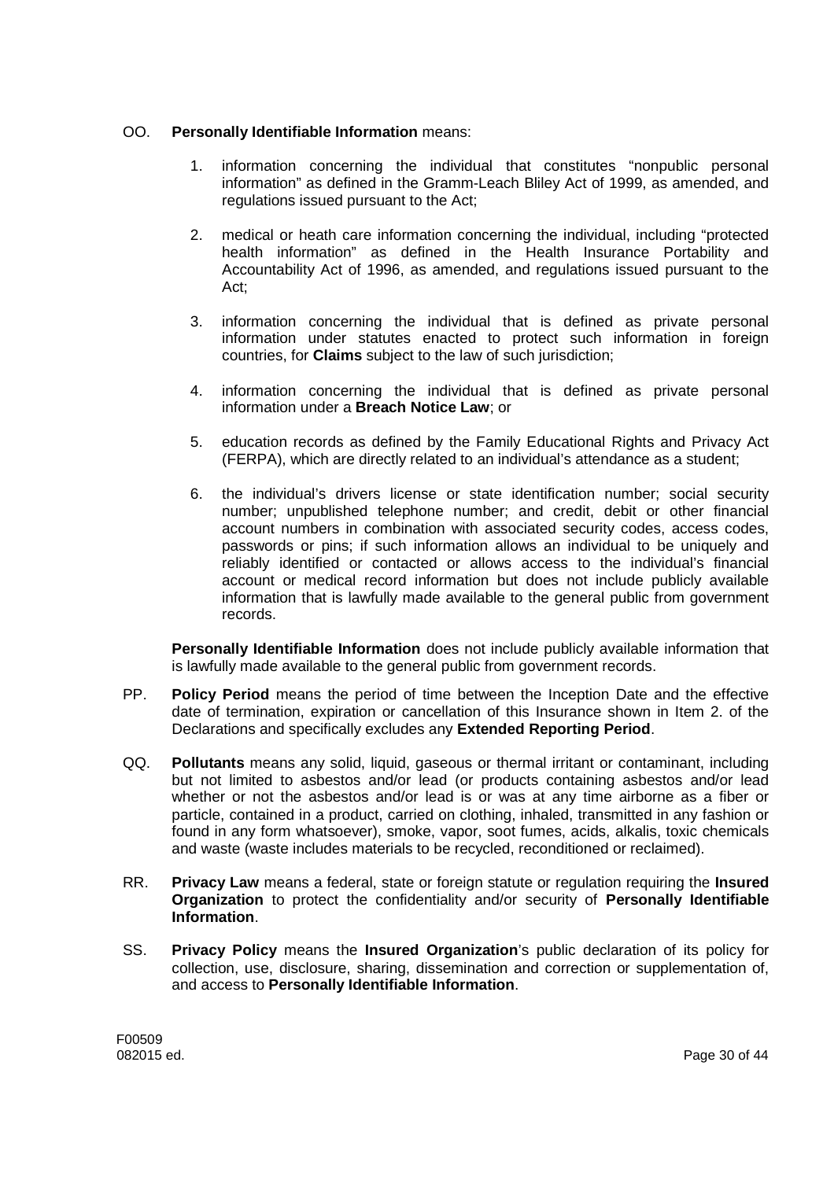OO. **Personally Identifiable Information** means:

1. information concerning the individual that constitutes "nonpublic personal information" as defined in the Gramm-Leach Bliley Act of 1999, as amended, and regulations issued pursuant to the Act;

2. medical or heath care information concerning the individual, including "protected health information" as defined in the Health Insurance Portability and Accountability Act of 1996, as amended, and regulations issued pursuant to the Act;

3. information concerning the individual that is defined as private personal information under statutes enacted to protect such information in foreign countries, for **Claims** subject to the law of such jurisdiction;

4. information concerning the individual that is defined as private personal information under a **Breach Notice Law**; or

5. education records as defined by the Family Educational Rights and Privacy Act (FERPA), which are directly related to an individual's attendance as a student;

6. the individual's drivers license or state identification number; social security number; unpublished telephone number; and credit, debit or other financial account numbers in combination with associated security codes, access codes, passwords or pins; if such information allows an individual to be uniquely and reliably identified or contacted or allows access to the individual's financial account or medical record information but does not include publicly available information that is lawfully made available to the general public from government records.

**Personally Identifiable Information** does not include publicly available information that is lawfully made available to the general public from government records.

PP. **Policy Period** means the period of time between the Inception Date and the effective date of termination, expiration or cancellation of this Insurance shown in Item 2. of the Declarations and specifically excludes any **Extended Reporting Period**.

QQ. **Pollutants** means any solid, liquid, gaseous or thermal irritant or contaminant, including but not limited to asbestos and/or lead (or products containing asbestos and/or lead whether or not the asbestos and/or lead is or was at any time airborne as a fiber or particle, contained in a product, carried on clothing, inhaled, transmitted in any fashion or found in any form whatsoever), smoke, vapor, soot fumes, acids, alkalis, toxic chemicals and waste (waste includes materials to be recycled, reconditioned or reclaimed).

RR. **Privacy Law** means a federal, state or foreign statute or regulation requiring the **Insured Organization** to protect the confidentiality and/or security of **Personally Identifiable Information**.

SS. **Privacy Policy** means the **Insured Organization**'s public declaration of its policy for collection, use, disclosure, sharing, dissemination and correction or supplementation of, and access to **Personally Identifiable Information**.

F00509
082015 ed.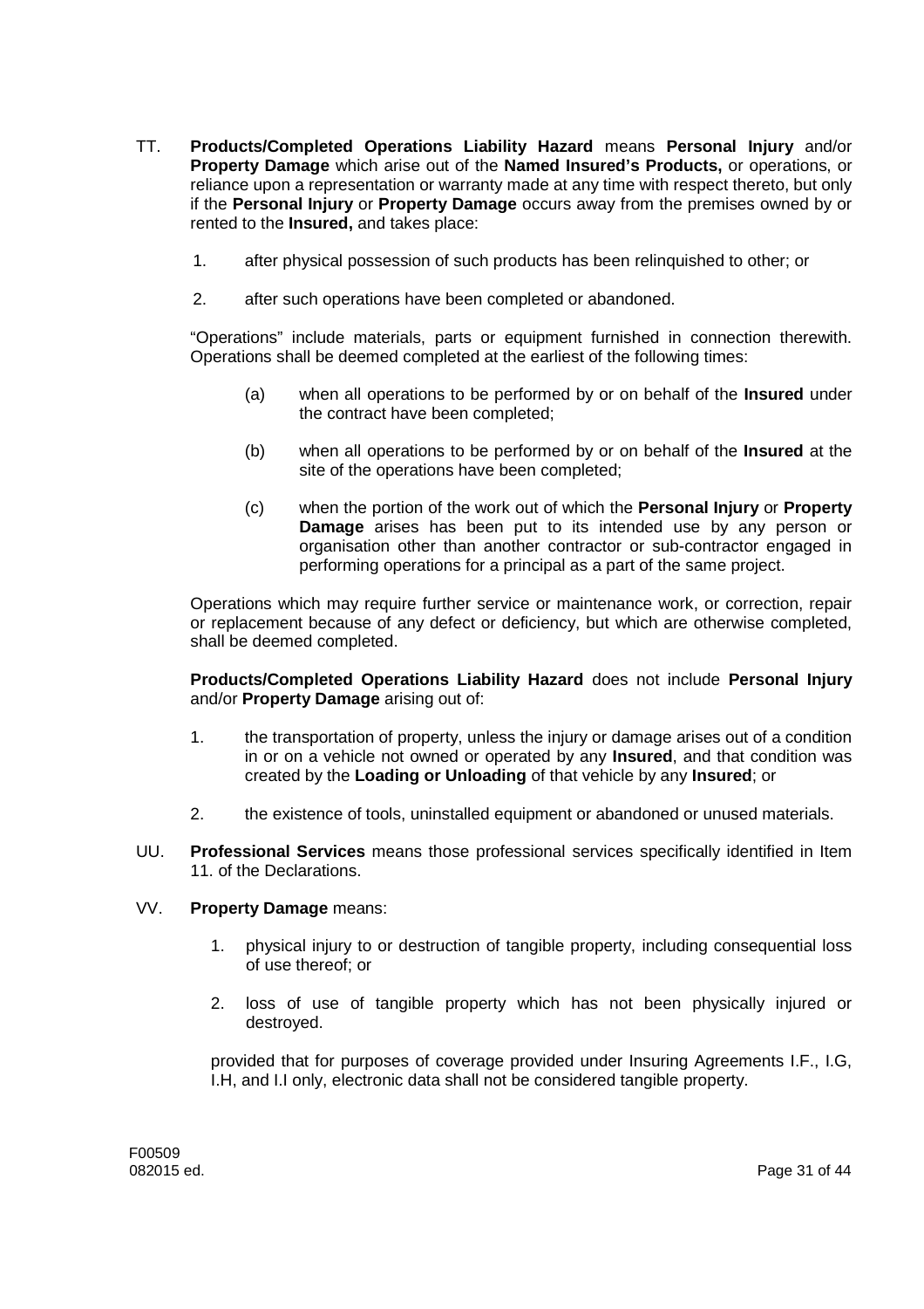TT. **Products/Completed Operations Liability Hazard** means **Personal Injury** and/or **Property Damage** which arise out of the **Named Insured's Products,** or operations, or reliance upon a representation or warranty made at any time with respect thereto, but only if the **Personal Injury** or **Property Damage** occurs away from the premises owned by or rented to the **Insured,** and takes place:

1. after physical possession of such products has been relinquished to other; or

2. after such operations have been completed or abandoned.

"Operations" include materials, parts or equipment furnished in connection therewith. Operations shall be deemed completed at the earliest of the following times:

(a) when all operations to be performed by or on behalf of the **Insured** under the contract have been completed;

(b) when all operations to be performed by or on behalf of the **Insured** at the site of the operations have been completed;

(c) when the portion of the work out of which the **Personal Injury** or **Property Damage** arises has been put to its intended use by any person or organisation other than another contractor or sub-contractor engaged in performing operations for a principal as a part of the same project.

Operations which may require further service or maintenance work, or correction, repair or replacement because of any defect or deficiency, but which are otherwise completed, shall be deemed completed.

**Products/Completed Operations Liability Hazard** does not include **Personal Injury** and/or **Property Damage** arising out of:

1. the transportation of property, unless the injury or damage arises out of a condition in or on a vehicle not owned or operated by any **Insured**, and that condition was created by the **Loading or Unloading** of that vehicle by any **Insured**; or

2. the existence of tools, uninstalled equipment or abandoned or unused materials.

UU. **Professional Services** means those professional services specifically identified in Item 11. of the Declarations.

VV. **Property Damage** means:

1. physical injury to or destruction of tangible property, including consequential loss of use thereof; or

2. loss of use of tangible property which has not been physically injured or destroyed.

provided that for purposes of coverage provided under Insuring Agreements I.F., I.G, I.H, and I.I only, electronic data shall not be considered tangible property.

F00509
082015 ed.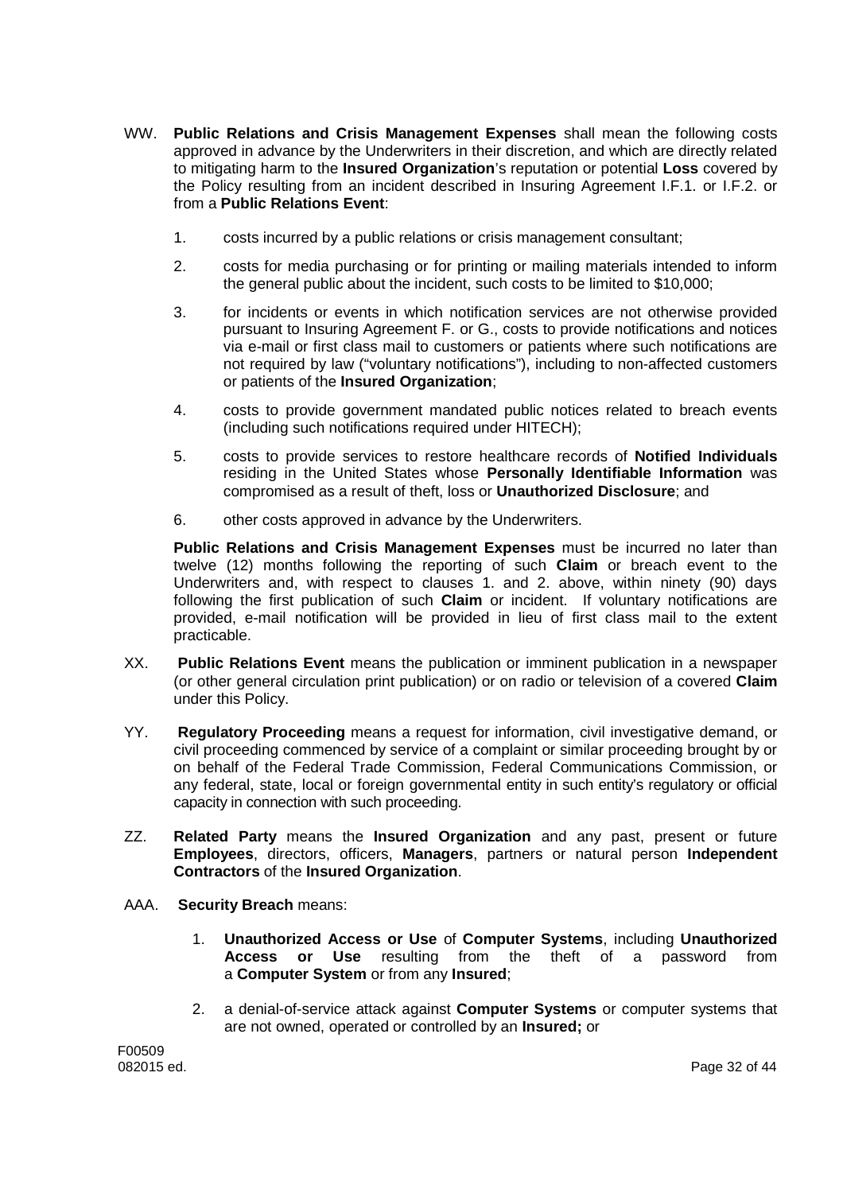WW. **Public Relations and Crisis Management Expenses** shall mean the following costs approved in advance by the Underwriters in their discretion, and which are directly related to mitigating harm to the **Insured Organization**'s reputation or potential **Loss** covered by the Policy resulting from an incident described in Insuring Agreement I.F.1. or I.F.2. or from a **Public Relations Event**:

1. costs incurred by a public relations or crisis management consultant;

2. costs for media purchasing or for printing or mailing materials intended to inform the general public about the incident, such costs to be limited to $10,000;

3. for incidents or events in which notification services are not otherwise provided pursuant to Insuring Agreement F. or G., costs to provide notifications and notices via e-mail or first class mail to customers or patients where such notifications are not required by law ("voluntary notifications"), including to non-affected customers or patients of the **Insured Organization**;

4. costs to provide government mandated public notices related to breach events (including such notifications required under HITECH);

5. costs to provide services to restore healthcare records of **Notified Individuals** residing in the United States whose **Personally Identifiable Information** was compromised as a result of theft, loss or **Unauthorized Disclosure**; and

6. other costs approved in advance by the Underwriters.

**Public Relations and Crisis Management Expenses** must be incurred no later than twelve (12) months following the reporting of such **Claim** or breach event to the Underwriters and, with respect to clauses 1. and 2. above, within ninety (90) days following the first publication of such **Claim** or incident. If voluntary notifications are provided, e-mail notification will be provided in lieu of first class mail to the extent practicable.

XX. **Public Relations Event** means the publication or imminent publication in a newspaper (or other general circulation print publication) or on radio or television of a covered **Claim** under this Policy.

YY. **Regulatory Proceeding** means a request for information, civil investigative demand, or civil proceeding commenced by service of a complaint or similar proceeding brought by or on behalf of the Federal Trade Commission, Federal Communications Commission, or any federal, state, local or foreign governmental entity in such entity's regulatory or official capacity in connection with such proceeding.

ZZ. **Related Party** means the **Insured Organization** and any past, present or future **Employees**, directors, officers, **Managers**, partners or natural person **Independent Contractors** of the **Insured Organization**.

AAA. **Security Breach** means:

1. **Unauthorized Access or Use** of **Computer Systems**, including **Unauthorized Access or Use** resulting from the theft of a password from a **Computer System** or from any **Insured**;

2. a denial-of-service attack against **Computer Systems** or computer systems that are not owned, operated or controlled by an **Insured;** or

F00509
082015 ed.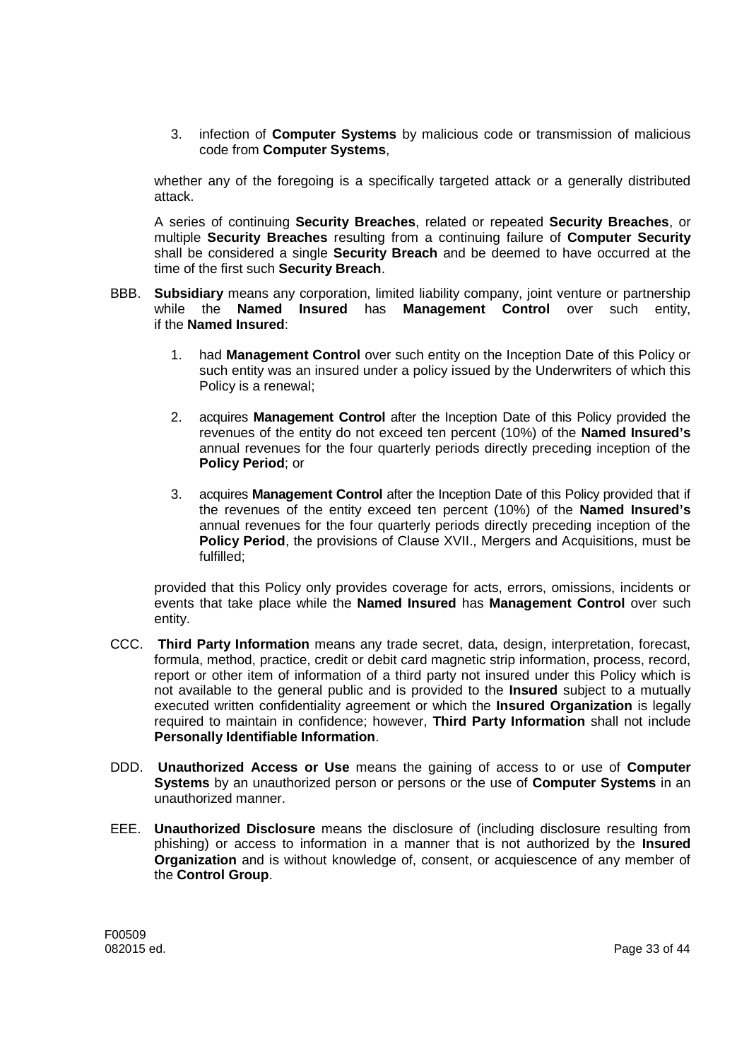3. infection of **Computer Systems** by malicious code or transmission of malicious code from **Computer Systems**,

whether any of the foregoing is a specifically targeted attack or a generally distributed attack.

A series of continuing **Security Breaches**, related or repeated **Security Breaches**, or multiple **Security Breaches** resulting from a continuing failure of **Computer Security** shall be considered a single **Security Breach** and be deemed to have occurred at the time of the first such **Security Breach**.

BBB. **Subsidiary** means any corporation, limited liability company, joint venture or partnership while the **Named Insured** has **Management Control** over such entity, if the **Named Insured**:

1. had **Management Control** over such entity on the Inception Date of this Policy or such entity was an insured under a policy issued by the Underwriters of which this Policy is a renewal;

2. acquires **Management Control** after the Inception Date of this Policy provided the revenues of the entity do not exceed ten percent (10%) of the **Named Insured's** annual revenues for the four quarterly periods directly preceding inception of the **Policy Period**; or

3. acquires **Management Control** after the Inception Date of this Policy provided that if the revenues of the entity exceed ten percent (10%) of the **Named Insured's** annual revenues for the four quarterly periods directly preceding inception of the **Policy Period**, the provisions of Clause XVII., Mergers and Acquisitions, must be fulfilled;

provided that this Policy only provides coverage for acts, errors, omissions, incidents or events that take place while the **Named Insured** has **Management Control** over such entity.

CCC. **Third Party Information** means any trade secret, data, design, interpretation, forecast, formula, method, practice, credit or debit card magnetic strip information, process, record, report or other item of information of a third party not insured under this Policy which is not available to the general public and is provided to the **Insured** subject to a mutually executed written confidentiality agreement or which the **Insured Organization** is legally required to maintain in confidence; however, **Third Party Information** shall not include **Personally Identifiable Information**.

DDD. **Unauthorized Access or Use** means the gaining of access to or use of **Computer Systems** by an unauthorized person or persons or the use of **Computer Systems** in an unauthorized manner.

EEE. **Unauthorized Disclosure** means the disclosure of (including disclosure resulting from phishing) or access to information in a manner that is not authorized by the **Insured Organization** and is without knowledge of, consent, or acquiescence of any member of the **Control Group**.

F00509
082015 ed.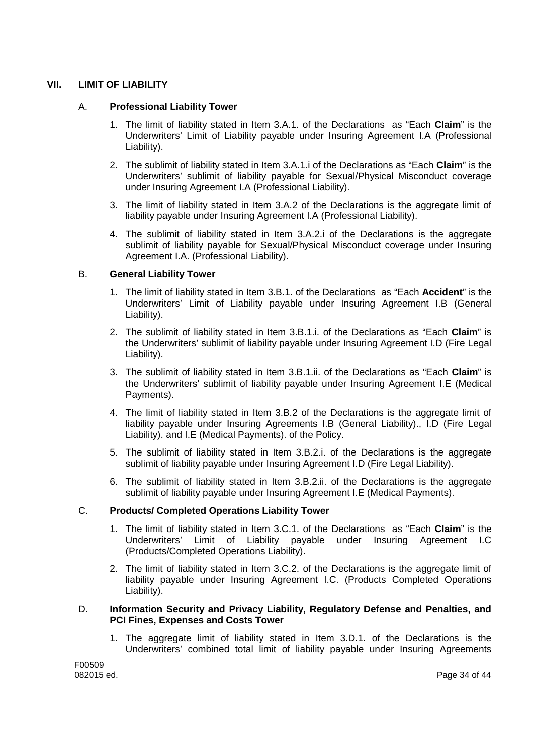## VII. LIMIT OF LIABILITY

### A. Professional Liability Tower

1. The limit of liability stated in Item 3.A.1. of the Declarations as "Each **Claim**" is the Underwriters' Limit of Liability payable under Insuring Agreement I.A (Professional Liability).
2. The sublimit of liability stated in Item 3.A.1.i of the Declarations as "Each **Claim**" is the Underwriters' sublimit of liability payable for Sexual/Physical Misconduct coverage under Insuring Agreement I.A (Professional Liability).
3. The limit of liability stated in Item 3.A.2 of the Declarations is the aggregate limit of liability payable under Insuring Agreement I.A (Professional Liability).
4. The sublimit of liability stated in Item 3.A.2.i of the Declarations is the aggregate sublimit of liability payable for Sexual/Physical Misconduct coverage under Insuring Agreement I.A. (Professional Liability).

### B. General Liability Tower

1. The limit of liability stated in Item 3.B.1. of the Declarations as "Each **Accident**" is the Underwriters' Limit of Liability payable under Insuring Agreement I.B (General Liability).
2. The sublimit of liability stated in Item 3.B.1.i. of the Declarations as "Each **Claim**" is the Underwriters' sublimit of liability payable under Insuring Agreement I.D (Fire Legal Liability).
3. The sublimit of liability stated in Item 3.B.1.ii. of the Declarations as "Each **Claim**" is the Underwriters' sublimit of liability payable under Insuring Agreement I.E (Medical Payments).
4. The limit of liability stated in Item 3.B.2 of the Declarations is the aggregate limit of liability payable under Insuring Agreements I.B (General Liability)., I.D (Fire Legal Liability). and I.E (Medical Payments). of the Policy.
5. The sublimit of liability stated in Item 3.B.2.i. of the Declarations is the aggregate sublimit of liability payable under Insuring Agreement I.D (Fire Legal Liability).
6. The sublimit of liability stated in Item 3.B.2.ii. of the Declarations is the aggregate sublimit of liability payable under Insuring Agreement I.E (Medical Payments).

### C. Products/ Completed Operations Liability Tower

1. The limit of liability stated in Item 3.C.1. of the Declarations as "Each **Claim**" is the Underwriters' Limit of Liability payable under Insuring Agreement I.C (Products/Completed Operations Liability).
2. The limit of liability stated in Item 3.C.2. of the Declarations is the aggregate limit of liability payable under Insuring Agreement I.C. (Products Completed Operations Liability).

### D. Information Security and Privacy Liability, Regulatory Defense and Penalties, and PCI Fines, Expenses and Costs Tower

1. The aggregate limit of liability stated in Item 3.D.1. of the Declarations is the Underwriters' combined total limit of liability payable under Insuring Agreements

F00509
082015 ed.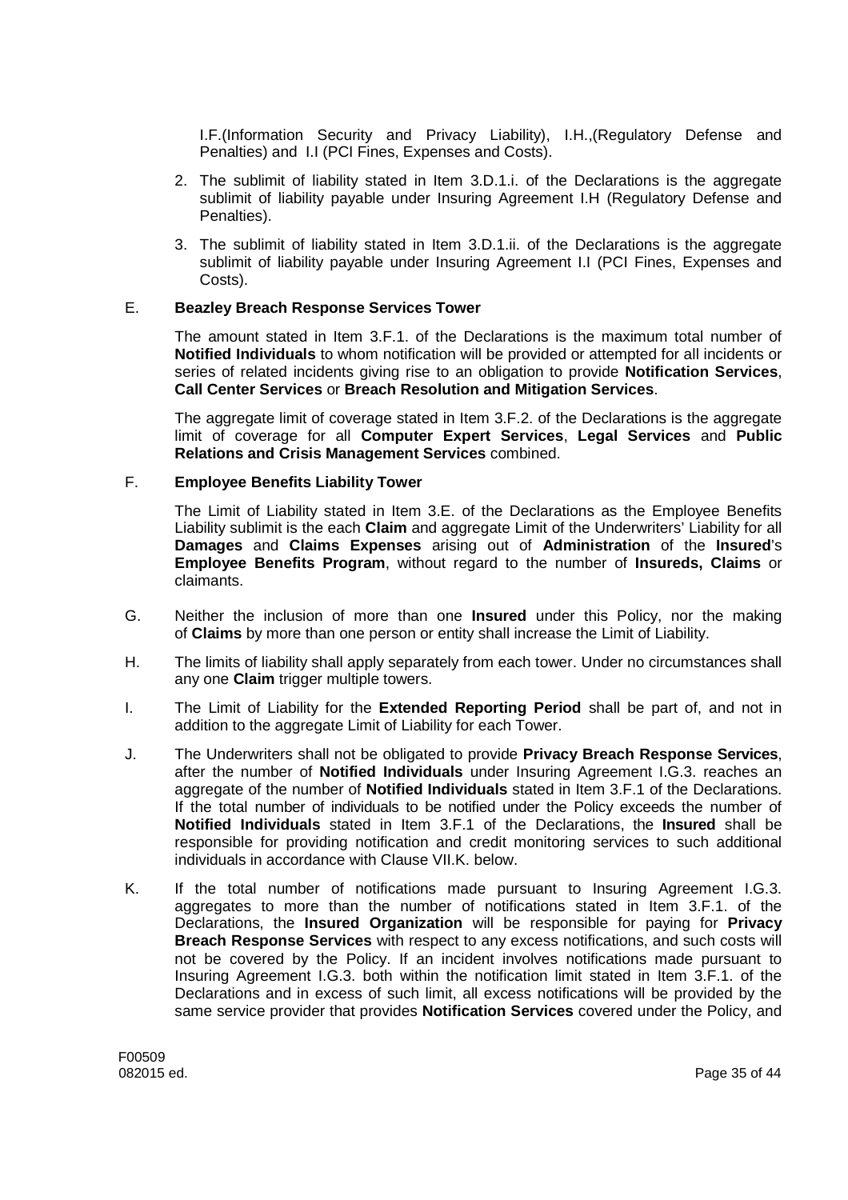I.F.(Information Security and Privacy Liability), I.H.,(Regulatory Defense and Penalties) and I.I (PCI Fines, Expenses and Costs).

2. The sublimit of liability stated in Item 3.D.1.i. of the Declarations is the aggregate sublimit of liability payable under Insuring Agreement I.H (Regulatory Defense and Penalties).

3. The sublimit of liability stated in Item 3.D.1.ii. of the Declarations is the aggregate sublimit of liability payable under Insuring Agreement I.I (PCI Fines, Expenses and Costs).

E. **Beazley Breach Response Services Tower**

The amount stated in Item 3.F.1. of the Declarations is the maximum total number of **Notified Individuals** to whom notification will be provided or attempted for all incidents or series of related incidents giving rise to an obligation to provide **Notification Services**, **Call Center Services** or **Breach Resolution and Mitigation Services**.

The aggregate limit of coverage stated in Item 3.F.2. of the Declarations is the aggregate limit of coverage for all **Computer Expert Services**, **Legal Services** and **Public Relations and Crisis Management Services** combined.

F. **Employee Benefits Liability Tower**

The Limit of Liability stated in Item 3.E. of the Declarations as the Employee Benefits Liability sublimit is the each **Claim** and aggregate Limit of the Underwriters' Liability for all **Damages** and **Claims Expenses** arising out of **Administration** of the **Insured**'s **Employee Benefits Program**, without regard to the number of **Insureds, Claims** or claimants.

G. Neither the inclusion of more than one **Insured** under this Policy, nor the making of **Claims** by more than one person or entity shall increase the Limit of Liability.

H. The limits of liability shall apply separately from each tower. Under no circumstances shall any one **Claim** trigger multiple towers.

I. The Limit of Liability for the **Extended Reporting Period** shall be part of, and not in addition to the aggregate Limit of Liability for each Tower.

J. The Underwriters shall not be obligated to provide **Privacy Breach Response Services**, after the number of **Notified Individuals** under Insuring Agreement I.G.3. reaches an aggregate of the number of **Notified Individuals** stated in Item 3.F.1 of the Declarations. If the total number of individuals to be notified under the Policy exceeds the number of **Notified Individuals** stated in Item 3.F.1 of the Declarations, the **Insured** shall be responsible for providing notification and credit monitoring services to such additional individuals in accordance with Clause VII.K. below.

K. If the total number of notifications made pursuant to Insuring Agreement I.G.3. aggregates to more than the number of notifications stated in Item 3.F.1. of the Declarations, the **Insured Organization** will be responsible for paying for **Privacy Breach Response Services** with respect to any excess notifications, and such costs will not be covered by the Policy. If an incident involves notifications made pursuant to Insuring Agreement I.G.3. both within the notification limit stated in Item 3.F.1. of the Declarations and in excess of such limit, all excess notifications will be provided by the same service provider that provides **Notification Services** covered under the Policy, and

F00509
082015 ed.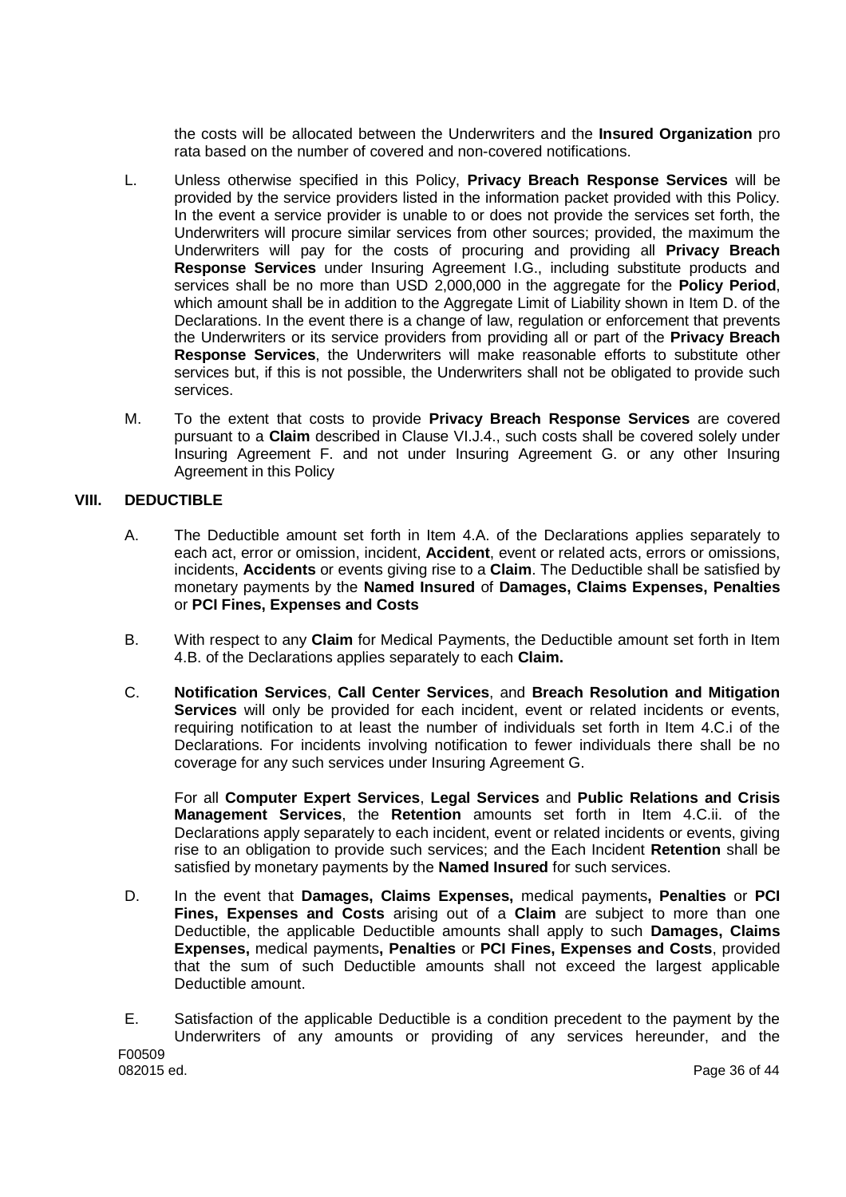the costs will be allocated between the Underwriters and the **Insured Organization** pro rata based on the number of covered and non-covered notifications.

L. Unless otherwise specified in this Policy, **Privacy Breach Response Services** will be provided by the service providers listed in the information packet provided with this Policy. In the event a service provider is unable to or does not provide the services set forth, the Underwriters will procure similar services from other sources; provided, the maximum the Underwriters will pay for the costs of procuring and providing all **Privacy Breach Response Services** under Insuring Agreement I.G., including substitute products and services shall be no more than USD 2,000,000 in the aggregate for the **Policy Period**, which amount shall be in addition to the Aggregate Limit of Liability shown in Item D. of the Declarations. In the event there is a change of law, regulation or enforcement that prevents the Underwriters or its service providers from providing all or part of the **Privacy Breach Response Services**, the Underwriters will make reasonable efforts to substitute other services but, if this is not possible, the Underwriters shall not be obligated to provide such services.

M. To the extent that costs to provide **Privacy Breach Response Services** are covered pursuant to a **Claim** described in Clause VI.J.4., such costs shall be covered solely under Insuring Agreement F. and not under Insuring Agreement G. or any other Insuring Agreement in this Policy

## VIII. DEDUCTIBLE

A. The Deductible amount set forth in Item 4.A. of the Declarations applies separately to each act, error or omission, incident, **Accident**, event or related acts, errors or omissions, incidents, **Accidents** or events giving rise to a **Claim**. The Deductible shall be satisfied by monetary payments by the **Named Insured** of **Damages, Claims Expenses, Penalties** or **PCI Fines, Expenses and Costs**

B. With respect to any **Claim** for Medical Payments, the Deductible amount set forth in Item 4.B. of the Declarations applies separately to each **Claim.**

C. **Notification Services**, **Call Center Services**, and **Breach Resolution and Mitigation Services** will only be provided for each incident, event or related incidents or events, requiring notification to at least the number of individuals set forth in Item 4.C.i of the Declarations. For incidents involving notification to fewer individuals there shall be no coverage for any such services under Insuring Agreement G.

For all **Computer Expert Services**, **Legal Services** and **Public Relations and Crisis Management Services**, the **Retention** amounts set forth in Item 4.C.ii. of the Declarations apply separately to each incident, event or related incidents or events, giving rise to an obligation to provide such services; and the Each Incident **Retention** shall be satisfied by monetary payments by the **Named Insured** for such services.

D. In the event that **Damages, Claims Expenses,** medical payments**, Penalties** or **PCI Fines, Expenses and Costs** arising out of a **Claim** are subject to more than one Deductible, the applicable Deductible amounts shall apply to such **Damages, Claims Expenses,** medical payments**, Penalties** or **PCI Fines, Expenses and Costs**, provided that the sum of such Deductible amounts shall not exceed the largest applicable Deductible amount.

E. Satisfaction of the applicable Deductible is a condition precedent to the payment by the Underwriters of any amounts or providing of any services hereunder, and the

F00509
082015 ed.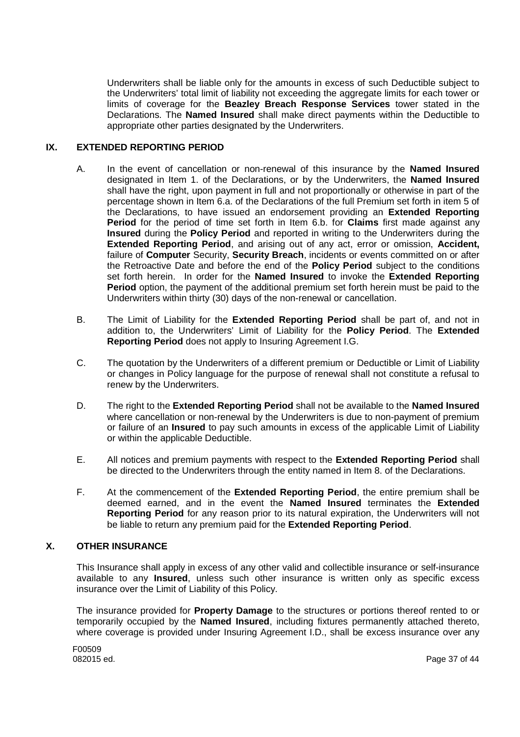Underwriters shall be liable only for the amounts in excess of such Deductible subject to the Underwriters' total limit of liability not exceeding the aggregate limits for each tower or limits of coverage for the **Beazley Breach Response Services** tower stated in the Declarations. The **Named Insured** shall make direct payments within the Deductible to appropriate other parties designated by the Underwriters.

## IX. EXTENDED REPORTING PERIOD

A. In the event of cancellation or non-renewal of this insurance by the **Named Insured** designated in Item 1. of the Declarations, or by the Underwriters, the **Named Insured** shall have the right, upon payment in full and not proportionally or otherwise in part of the percentage shown in Item 6.a. of the Declarations of the full Premium set forth in item 5 of the Declarations, to have issued an endorsement providing an **Extended Reporting Period** for the period of time set forth in Item 6.b. for **Claims** first made against any **Insured** during the **Policy Period** and reported in writing to the Underwriters during the **Extended Reporting Period**, and arising out of any act, error or omission, **Accident,** failure of **Computer** Security, **Security Breach**, incidents or events committed on or after the Retroactive Date and before the end of the **Policy Period** subject to the conditions set forth herein. In order for the **Named Insured** to invoke the **Extended Reporting Period** option, the payment of the additional premium set forth herein must be paid to the Underwriters within thirty (30) days of the non-renewal or cancellation.

B. The Limit of Liability for the **Extended Reporting Period** shall be part of, and not in addition to, the Underwriters' Limit of Liability for the **Policy Period**. The **Extended Reporting Period** does not apply to Insuring Agreement I.G.

C. The quotation by the Underwriters of a different premium or Deductible or Limit of Liability or changes in Policy language for the purpose of renewal shall not constitute a refusal to renew by the Underwriters.

D. The right to the **Extended Reporting Period** shall not be available to the **Named Insured** where cancellation or non-renewal by the Underwriters is due to non-payment of premium or failure of an **Insured** to pay such amounts in excess of the applicable Limit of Liability or within the applicable Deductible.

E. All notices and premium payments with respect to the **Extended Reporting Period** shall be directed to the Underwriters through the entity named in Item 8. of the Declarations.

F. At the commencement of the **Extended Reporting Period**, the entire premium shall be deemed earned, and in the event the **Named Insured** terminates the **Extended Reporting Period** for any reason prior to its natural expiration, the Underwriters will not be liable to return any premium paid for the **Extended Reporting Period**.

## X. OTHER INSURANCE

This Insurance shall apply in excess of any other valid and collectible insurance or self-insurance available to any **Insured**, unless such other insurance is written only as specific excess insurance over the Limit of Liability of this Policy.

The insurance provided for **Property Damage** to the structures or portions thereof rented to or temporarily occupied by the **Named Insured**, including fixtures permanently attached thereto, where coverage is provided under Insuring Agreement I.D., shall be excess insurance over any

F00509
082015 ed.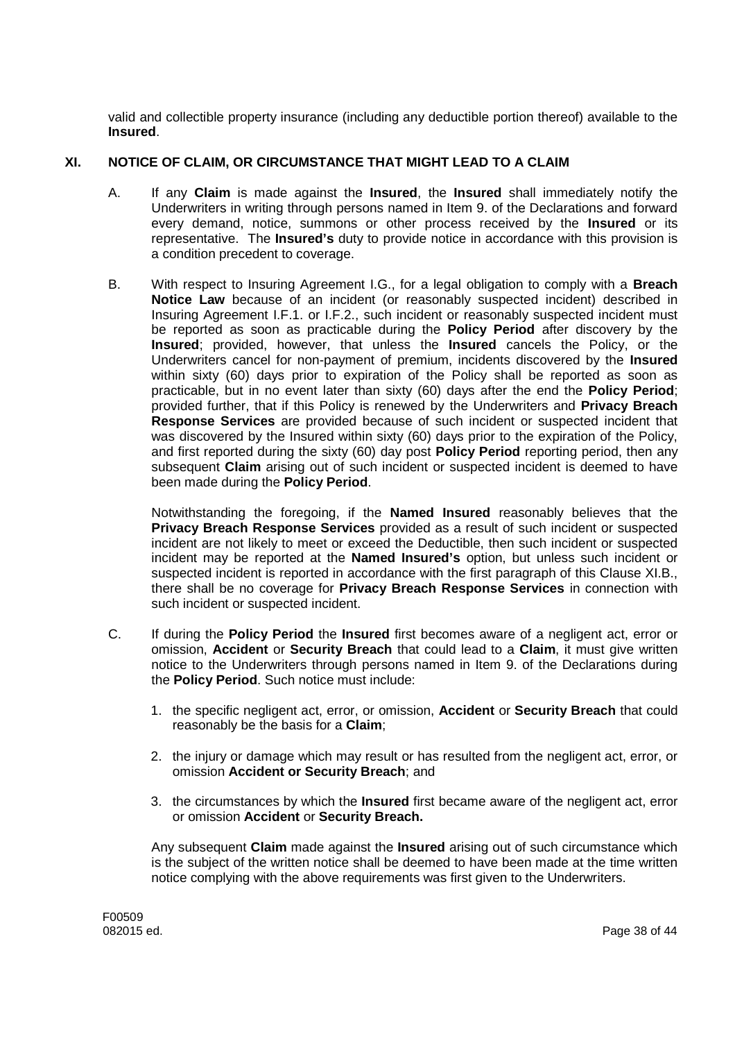valid and collectible property insurance (including any deductible portion thereof) available to the **Insured**.

## XI. NOTICE OF CLAIM, OR CIRCUMSTANCE THAT MIGHT LEAD TO A CLAIM

A. If any **Claim** is made against the **Insured**, the **Insured** shall immediately notify the Underwriters in writing through persons named in Item 9. of the Declarations and forward every demand, notice, summons or other process received by the **Insured** or its representative. The **Insured's** duty to provide notice in accordance with this provision is a condition precedent to coverage.

B. With respect to Insuring Agreement I.G., for a legal obligation to comply with a **Breach Notice Law** because of an incident (or reasonably suspected incident) described in Insuring Agreement I.F.1. or I.F.2., such incident or reasonably suspected incident must be reported as soon as practicable during the **Policy Period** after discovery by the **Insured**; provided, however, that unless the **Insured** cancels the Policy, or the Underwriters cancel for non-payment of premium, incidents discovered by the **Insured** within sixty (60) days prior to expiration of the Policy shall be reported as soon as practicable, but in no event later than sixty (60) days after the end the **Policy Period**; provided further, that if this Policy is renewed by the Underwriters and **Privacy Breach Response Services** are provided because of such incident or suspected incident that was discovered by the Insured within sixty (60) days prior to the expiration of the Policy, and first reported during the sixty (60) day post **Policy Period** reporting period, then any subsequent **Claim** arising out of such incident or suspected incident is deemed to have been made during the **Policy Period**.

   Notwithstanding the foregoing, if the **Named Insured** reasonably believes that the **Privacy Breach Response Services** provided as a result of such incident or suspected incident are not likely to meet or exceed the Deductible, then such incident or suspected incident may be reported at the **Named Insured's** option, but unless such incident or suspected incident is reported in accordance with the first paragraph of this Clause XI.B., there shall be no coverage for **Privacy Breach Response Services** in connection with such incident or suspected incident.

C. If during the **Policy Period** the **Insured** first becomes aware of a negligent act, error or omission, **Accident** or **Security Breach** that could lead to a **Claim**, it must give written notice to the Underwriters through persons named in Item 9. of the Declarations during the **Policy Period**. Such notice must include:

   1. the specific negligent act, error, or omission, **Accident** or **Security Breach** that could reasonably be the basis for a **Claim**;

   2. the injury or damage which may result or has resulted from the negligent act, error, or omission **Accident or Security Breach**; and

   3. the circumstances by which the **Insured** first became aware of the negligent act, error or omission **Accident** or **Security Breach.**

   Any subsequent **Claim** made against the **Insured** arising out of such circumstance which is the subject of the written notice shall be deemed to have been made at the time written notice complying with the above requirements was first given to the Underwriters.

F00509
082015 ed.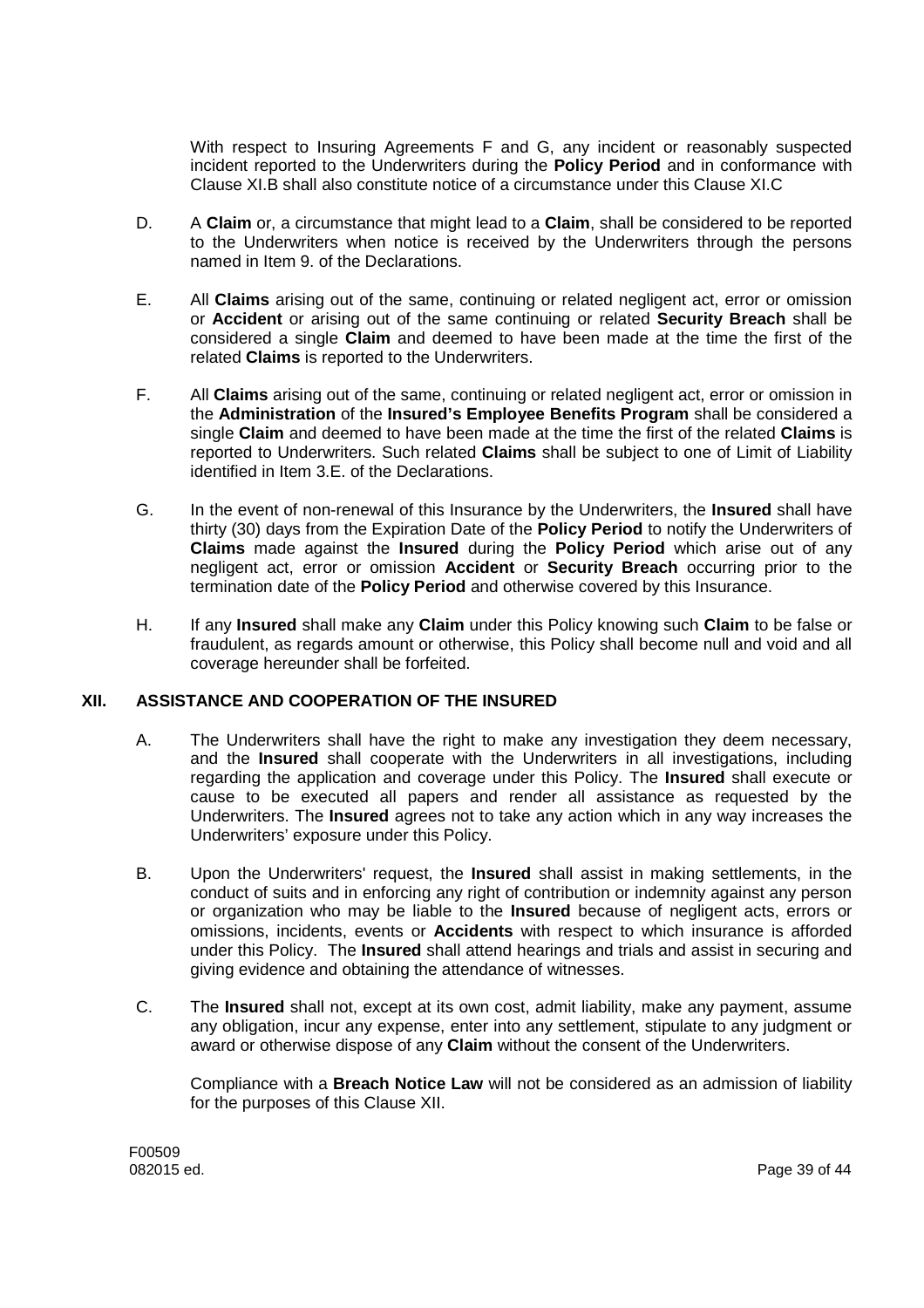With respect to Insuring Agreements F and G, any incident or reasonably suspected incident reported to the Underwriters during the **Policy Period** and in conformance with Clause XI.B shall also constitute notice of a circumstance under this Clause XI.C

D. A **Claim** or, a circumstance that might lead to a **Claim**, shall be considered to be reported to the Underwriters when notice is received by the Underwriters through the persons named in Item 9. of the Declarations.

E. All **Claims** arising out of the same, continuing or related negligent act, error or omission or **Accident** or arising out of the same continuing or related **Security Breach** shall be considered a single **Claim** and deemed to have been made at the time the first of the related **Claims** is reported to the Underwriters.

F. All **Claims** arising out of the same, continuing or related negligent act, error or omission in the **Administration** of the **Insured's Employee Benefits Program** shall be considered a single **Claim** and deemed to have been made at the time the first of the related **Claims** is reported to Underwriters. Such related **Claims** shall be subject to one of Limit of Liability identified in Item 3.E. of the Declarations.

G. In the event of non-renewal of this Insurance by the Underwriters, the **Insured** shall have thirty (30) days from the Expiration Date of the **Policy Period** to notify the Underwriters of **Claims** made against the **Insured** during the **Policy Period** which arise out of any negligent act, error or omission **Accident** or **Security Breach** occurring prior to the termination date of the **Policy Period** and otherwise covered by this Insurance.

H. If any **Insured** shall make any **Claim** under this Policy knowing such **Claim** to be false or fraudulent, as regards amount or otherwise, this Policy shall become null and void and all coverage hereunder shall be forfeited.

## XII. ASSISTANCE AND COOPERATION OF THE INSURED

A. The Underwriters shall have the right to make any investigation they deem necessary, and the **Insured** shall cooperate with the Underwriters in all investigations, including regarding the application and coverage under this Policy. The **Insured** shall execute or cause to be executed all papers and render all assistance as requested by the Underwriters. The **Insured** agrees not to take any action which in any way increases the Underwriters' exposure under this Policy.

B. Upon the Underwriters' request, the **Insured** shall assist in making settlements, in the conduct of suits and in enforcing any right of contribution or indemnity against any person or organization who may be liable to the **Insured** because of negligent acts, errors or omissions, incidents, events or **Accidents** with respect to which insurance is afforded under this Policy. The **Insured** shall attend hearings and trials and assist in securing and giving evidence and obtaining the attendance of witnesses.

C. The **Insured** shall not, except at its own cost, admit liability, make any payment, assume any obligation, incur any expense, enter into any settlement, stipulate to any judgment or award or otherwise dispose of any **Claim** without the consent of the Underwriters.

Compliance with a **Breach Notice Law** will not be considered as an admission of liability for the purposes of this Clause XII.

F00509
082015 ed.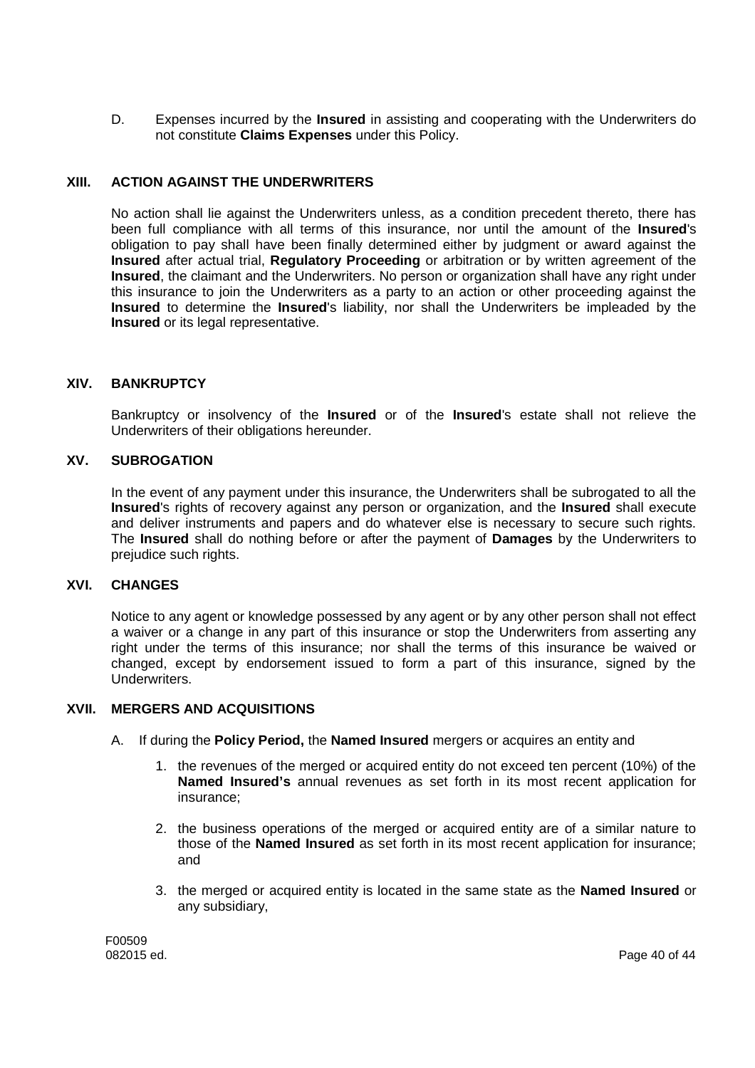D. Expenses incurred by the **Insured** in assisting and cooperating with the Underwriters do not constitute **Claims Expenses** under this Policy.

## XIII. ACTION AGAINST THE UNDERWRITERS

No action shall lie against the Underwriters unless, as a condition precedent thereto, there has been full compliance with all terms of this insurance, nor until the amount of the **Insured**'s obligation to pay shall have been finally determined either by judgment or award against the **Insured** after actual trial, **Regulatory Proceeding** or arbitration or by written agreement of the **Insured**, the claimant and the Underwriters. No person or organization shall have any right under this insurance to join the Underwriters as a party to an action or other proceeding against the **Insured** to determine the **Insured**'s liability, nor shall the Underwriters be impleaded by the **Insured** or its legal representative.

## XIV. BANKRUPTCY

Bankruptcy or insolvency of the **Insured** or of the **Insured**'s estate shall not relieve the Underwriters of their obligations hereunder.

## XV. SUBROGATION

In the event of any payment under this insurance, the Underwriters shall be subrogated to all the **Insured**'s rights of recovery against any person or organization, and the **Insured** shall execute and deliver instruments and papers and do whatever else is necessary to secure such rights. The **Insured** shall do nothing before or after the payment of **Damages** by the Underwriters to prejudice such rights.

## XVI. CHANGES

Notice to any agent or knowledge possessed by any agent or by any other person shall not effect a waiver or a change in any part of this insurance or stop the Underwriters from asserting any right under the terms of this insurance; nor shall the terms of this insurance be waived or changed, except by endorsement issued to form a part of this insurance, signed by the Underwriters.

## XVII. MERGERS AND ACQUISITIONS

A. If during the **Policy Period,** the **Named Insured** mergers or acquires an entity and

1. the revenues of the merged or acquired entity do not exceed ten percent (10%) of the **Named Insured's** annual revenues as set forth in its most recent application for insurance;
2. the business operations of the merged or acquired entity are of a similar nature to those of the **Named Insured** as set forth in its most recent application for insurance; and
3. the merged or acquired entity is located in the same state as the **Named Insured** or any subsidiary,

F00509
082015 ed.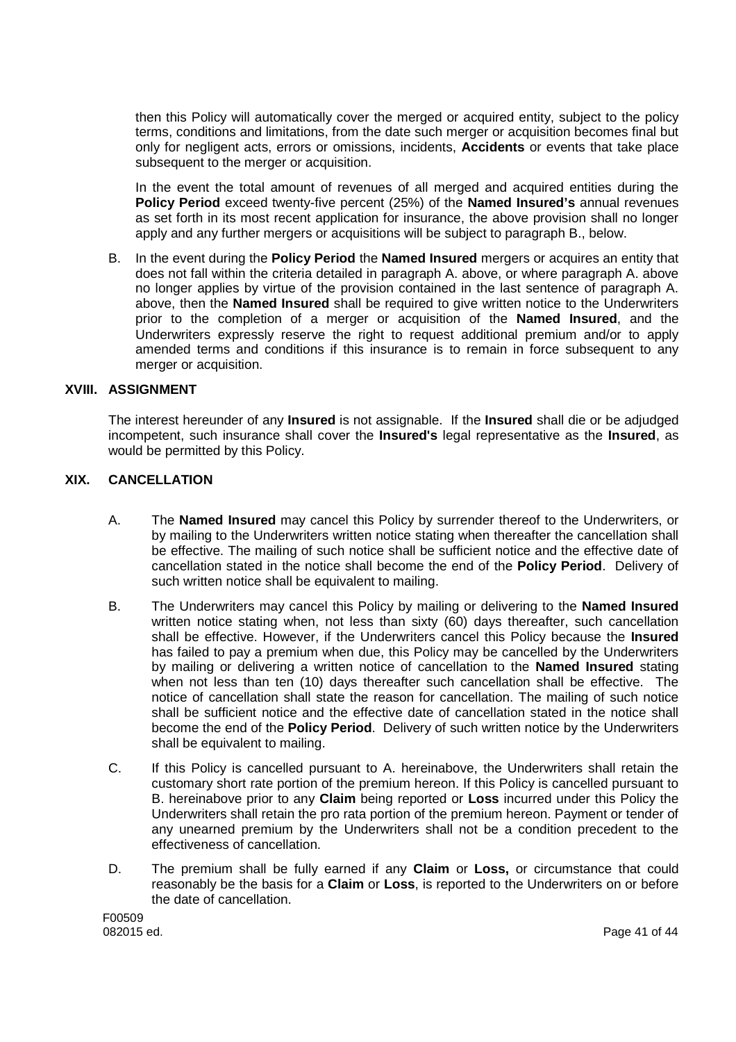then this Policy will automatically cover the merged or acquired entity, subject to the policy terms, conditions and limitations, from the date such merger or acquisition becomes final but only for negligent acts, errors or omissions, incidents, **Accidents** or events that take place subsequent to the merger or acquisition.

In the event the total amount of revenues of all merged and acquired entities during the **Policy Period** exceed twenty-five percent (25%) of the **Named Insured's** annual revenues as set forth in its most recent application for insurance, the above provision shall no longer apply and any further mergers or acquisitions will be subject to paragraph B., below.

B. In the event during the **Policy Period** the **Named Insured** mergers or acquires an entity that does not fall within the criteria detailed in paragraph A. above, or where paragraph A. above no longer applies by virtue of the provision contained in the last sentence of paragraph A. above, then the **Named Insured** shall be required to give written notice to the Underwriters prior to the completion of a merger or acquisition of the **Named Insured**, and the Underwriters expressly reserve the right to request additional premium and/or to apply amended terms and conditions if this insurance is to remain in force subsequent to any merger or acquisition.

## XVIII. ASSIGNMENT

The interest hereunder of any **Insured** is not assignable. If the **Insured** shall die or be adjudged incompetent, such insurance shall cover the **Insured's** legal representative as the **Insured**, as would be permitted by this Policy.

## XIX. CANCELLATION

A. The **Named Insured** may cancel this Policy by surrender thereof to the Underwriters, or by mailing to the Underwriters written notice stating when thereafter the cancellation shall be effective. The mailing of such notice shall be sufficient notice and the effective date of cancellation stated in the notice shall become the end of the **Policy Period**. Delivery of such written notice shall be equivalent to mailing.

B. The Underwriters may cancel this Policy by mailing or delivering to the **Named Insured** written notice stating when, not less than sixty (60) days thereafter, such cancellation shall be effective. However, if the Underwriters cancel this Policy because the **Insured** has failed to pay a premium when due, this Policy may be cancelled by the Underwriters by mailing or delivering a written notice of cancellation to the **Named Insured** stating when not less than ten (10) days thereafter such cancellation shall be effective. The notice of cancellation shall state the reason for cancellation. The mailing of such notice shall be sufficient notice and the effective date of cancellation stated in the notice shall become the end of the **Policy Period**. Delivery of such written notice by the Underwriters shall be equivalent to mailing.

C. If this Policy is cancelled pursuant to A. hereinabove, the Underwriters shall retain the customary short rate portion of the premium hereon. If this Policy is cancelled pursuant to B. hereinabove prior to any **Claim** being reported or **Loss** incurred under this Policy the Underwriters shall retain the pro rata portion of the premium hereon. Payment or tender of any unearned premium by the Underwriters shall not be a condition precedent to the effectiveness of cancellation.

D. The premium shall be fully earned if any **Claim** or **Loss,** or circumstance that could reasonably be the basis for a **Claim** or **Loss**, is reported to the Underwriters on or before the date of cancellation.

F00509
082015 ed.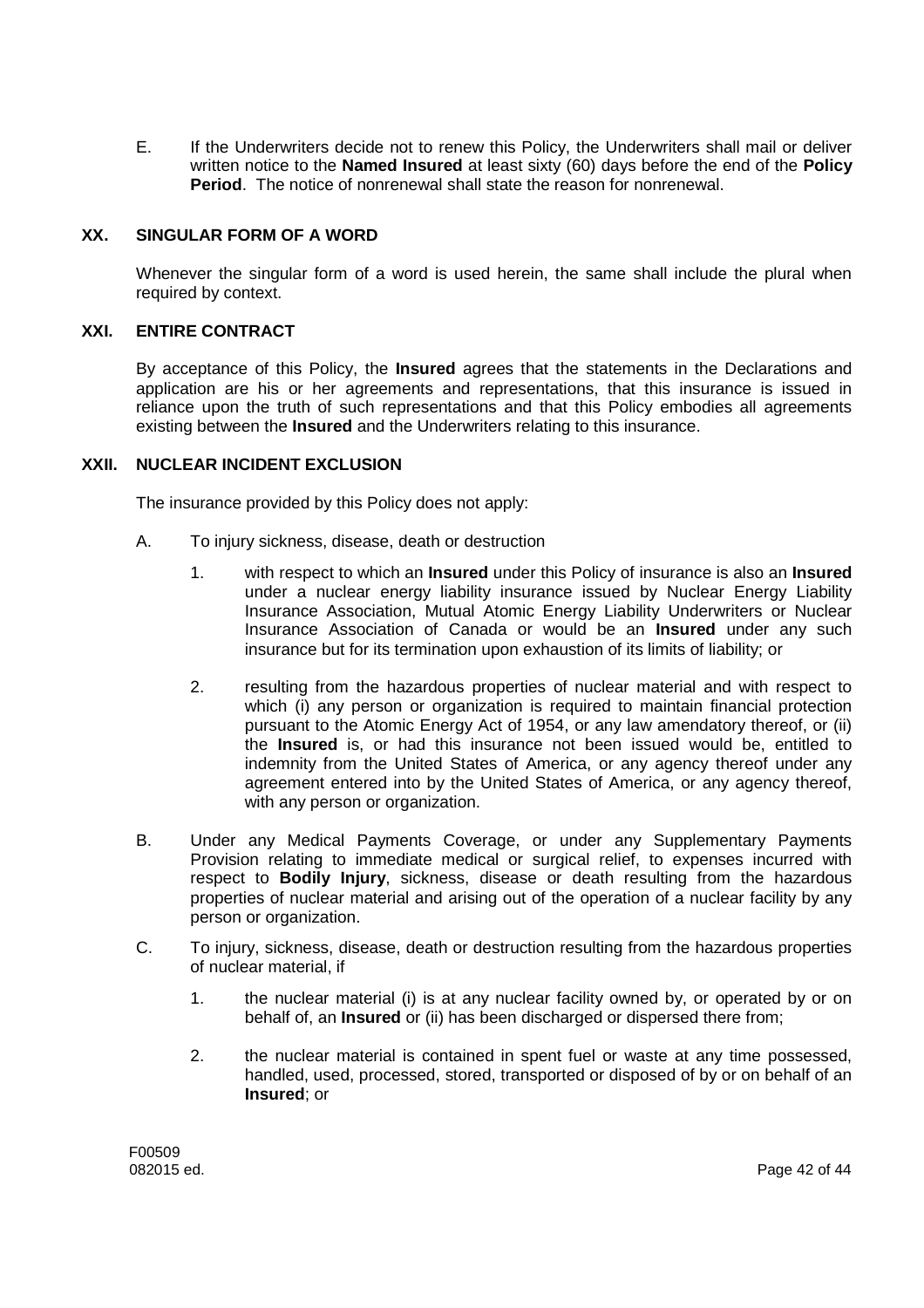E. If the Underwriters decide not to renew this Policy, the Underwriters shall mail or deliver written notice to the **Named Insured** at least sixty (60) days before the end of the **Policy Period**. The notice of nonrenewal shall state the reason for nonrenewal.

## XX. SINGULAR FORM OF A WORD

Whenever the singular form of a word is used herein, the same shall include the plural when required by context.

## XXI. ENTIRE CONTRACT

By acceptance of this Policy, the **Insured** agrees that the statements in the Declarations and application are his or her agreements and representations, that this insurance is issued in reliance upon the truth of such representations and that this Policy embodies all agreements existing between the **Insured** and the Underwriters relating to this insurance.

## XXII. NUCLEAR INCIDENT EXCLUSION

The insurance provided by this Policy does not apply:

A. To injury sickness, disease, death or destruction

1. with respect to which an **Insured** under this Policy of insurance is also an **Insured** under a nuclear energy liability insurance issued by Nuclear Energy Liability Insurance Association, Mutual Atomic Energy Liability Underwriters or Nuclear Insurance Association of Canada or would be an **Insured** under any such insurance but for its termination upon exhaustion of its limits of liability; or

2. resulting from the hazardous properties of nuclear material and with respect to which (i) any person or organization is required to maintain financial protection pursuant to the Atomic Energy Act of 1954, or any law amendatory thereof, or (ii) the **Insured** is, or had this insurance not been issued would be, entitled to indemnity from the United States of America, or any agency thereof under any agreement entered into by the United States of America, or any agency thereof, with any person or organization.

B. Under any Medical Payments Coverage, or under any Supplementary Payments Provision relating to immediate medical or surgical relief, to expenses incurred with respect to **Bodily Injury**, sickness, disease or death resulting from the hazardous properties of nuclear material and arising out of the operation of a nuclear facility by any person or organization.

C. To injury, sickness, disease, death or destruction resulting from the hazardous properties of nuclear material, if

1. the nuclear material (i) is at any nuclear facility owned by, or operated by or on behalf of, an **Insured** or (ii) has been discharged or dispersed there from;

2. the nuclear material is contained in spent fuel or waste at any time possessed, handled, used, processed, stored, transported or disposed of by or on behalf of an **Insured**; or

F00509
082015 ed.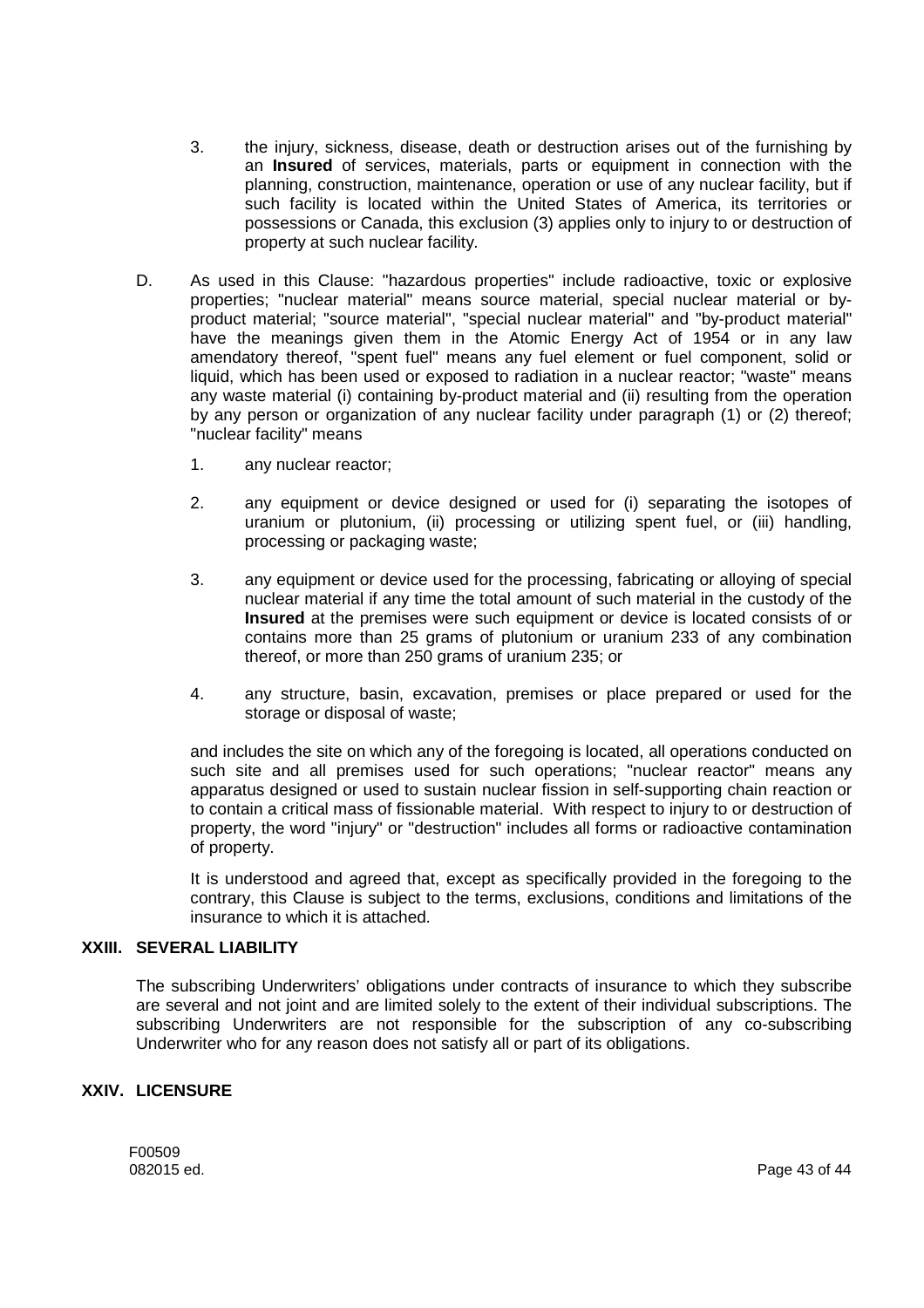3. the injury, sickness, disease, death or destruction arises out of the furnishing by an **Insured** of services, materials, parts or equipment in connection with the planning, construction, maintenance, operation or use of any nuclear facility, but if such facility is located within the United States of America, its territories or possessions or Canada, this exclusion (3) applies only to injury to or destruction of property at such nuclear facility.

D. As used in this Clause: "hazardous properties" include radioactive, toxic or explosive properties; "nuclear material" means source material, special nuclear material or by-product material; "source material", "special nuclear material" and "by-product material" have the meanings given them in the Atomic Energy Act of 1954 or in any law amendatory thereof, "spent fuel" means any fuel element or fuel component, solid or liquid, which has been used or exposed to radiation in a nuclear reactor; "waste" means any waste material (i) containing by-product material and (ii) resulting from the operation by any person or organization of any nuclear facility under paragraph (1) or (2) thereof; "nuclear facility" means

   1. any nuclear reactor;

   2. any equipment or device designed or used for (i) separating the isotopes of uranium or plutonium, (ii) processing or utilizing spent fuel, or (iii) handling, processing or packaging waste;

   3. any equipment or device used for the processing, fabricating or alloying of special nuclear material if any time the total amount of such material in the custody of the **Insured** at the premises were such equipment or device is located consists of or contains more than 25 grams of plutonium or uranium 233 of any combination thereof, or more than 250 grams of uranium 235; or

   4. any structure, basin, excavation, premises or place prepared or used for the storage or disposal of waste;

   and includes the site on which any of the foregoing is located, all operations conducted on such site and all premises used for such operations; "nuclear reactor" means any apparatus designed or used to sustain nuclear fission in self-supporting chain reaction or to contain a critical mass of fissionable material. With respect to injury to or destruction of property, the word "injury" or "destruction" includes all forms or radioactive contamination of property.

   It is understood and agreed that, except as specifically provided in the foregoing to the contrary, this Clause is subject to the terms, exclusions, conditions and limitations of the insurance to which it is attached.

### XXIII. SEVERAL LIABILITY

The subscribing Underwriters' obligations under contracts of insurance to which they subscribe are several and not joint and are limited solely to the extent of their individual subscriptions. The subscribing Underwriters are not responsible for the subscription of any co-subscribing Underwriter who for any reason does not satisfy all or part of its obligations.

### XXIV. LICENSURE

F00509
082015 ed.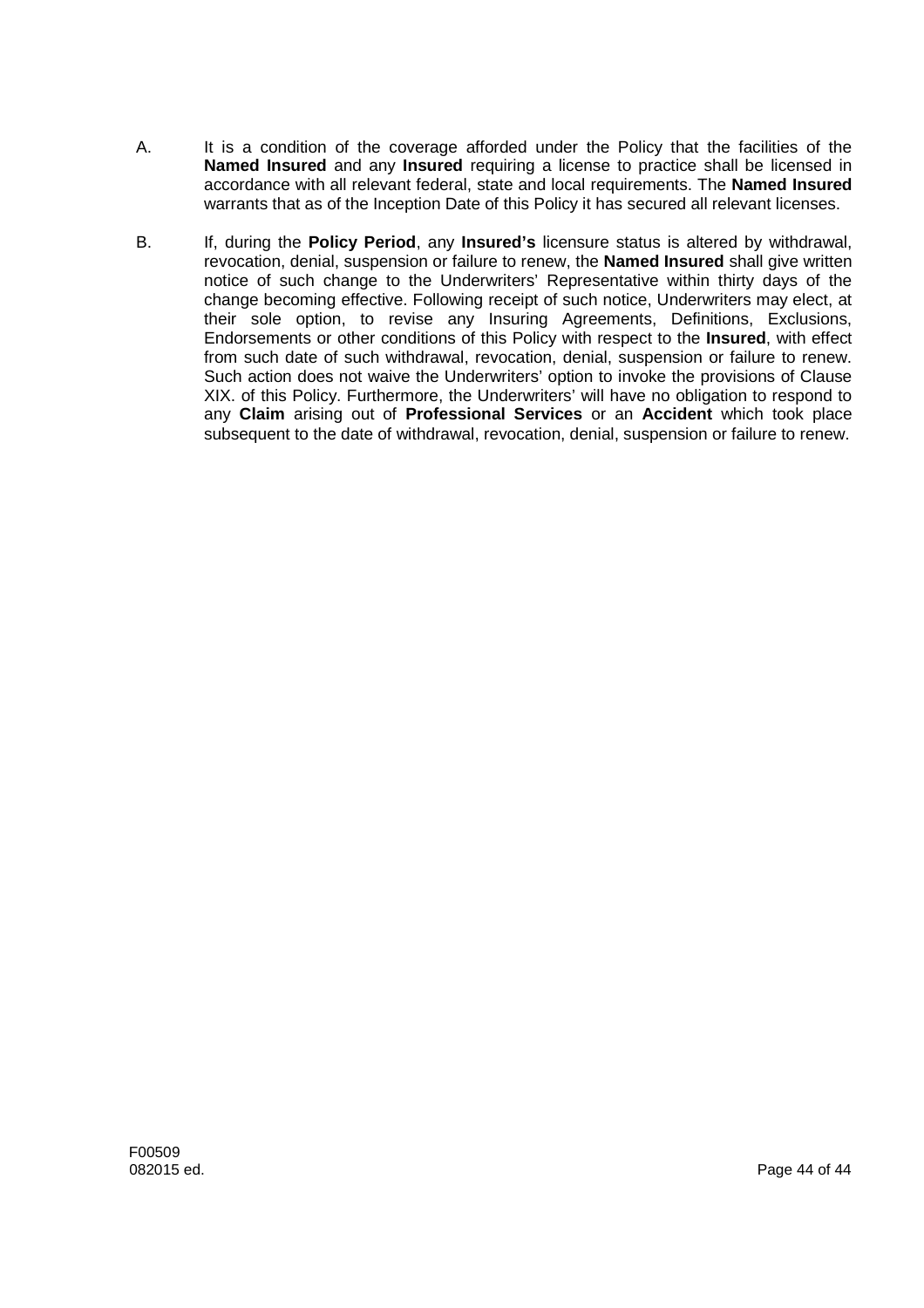A. It is a condition of the coverage afforded under the Policy that the facilities of the **Named Insured** and any **Insured** requiring a license to practice shall be licensed in accordance with all relevant federal, state and local requirements. The **Named Insured** warrants that as of the Inception Date of this Policy it has secured all relevant licenses.

B. If, during the **Policy Period**, any **Insured's** licensure status is altered by withdrawal, revocation, denial, suspension or failure to renew, the **Named Insured** shall give written notice of such change to the Underwriters' Representative within thirty days of the change becoming effective. Following receipt of such notice, Underwriters may elect, at their sole option, to revise any Insuring Agreements, Definitions, Exclusions, Endorsements or other conditions of this Policy with respect to the **Insured**, with effect from such date of such withdrawal, revocation, denial, suspension or failure to renew. Such action does not waive the Underwriters' option to invoke the provisions of Clause XIX. of this Policy. Furthermore, the Underwriters' will have no obligation to respond to any **Claim** arising out of **Professional Services** or an **Accident** which took place subsequent to the date of withdrawal, revocation, denial, suspension or failure to renew.

F00509
082015 ed.